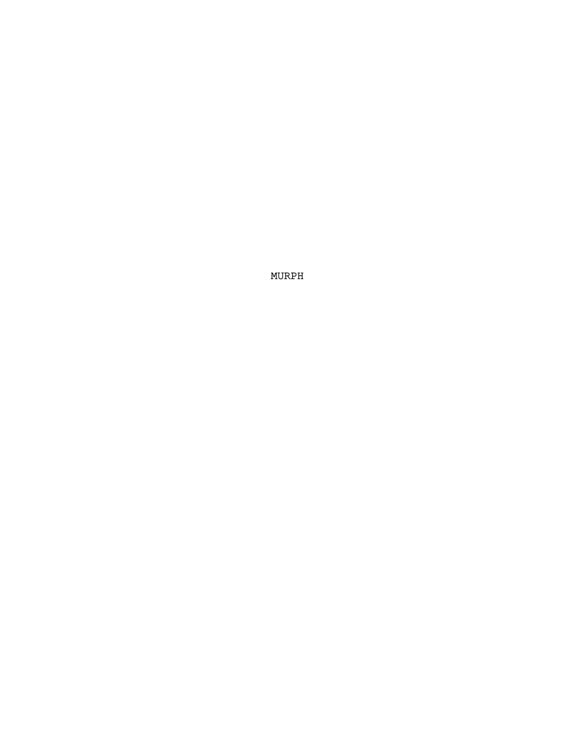MURPH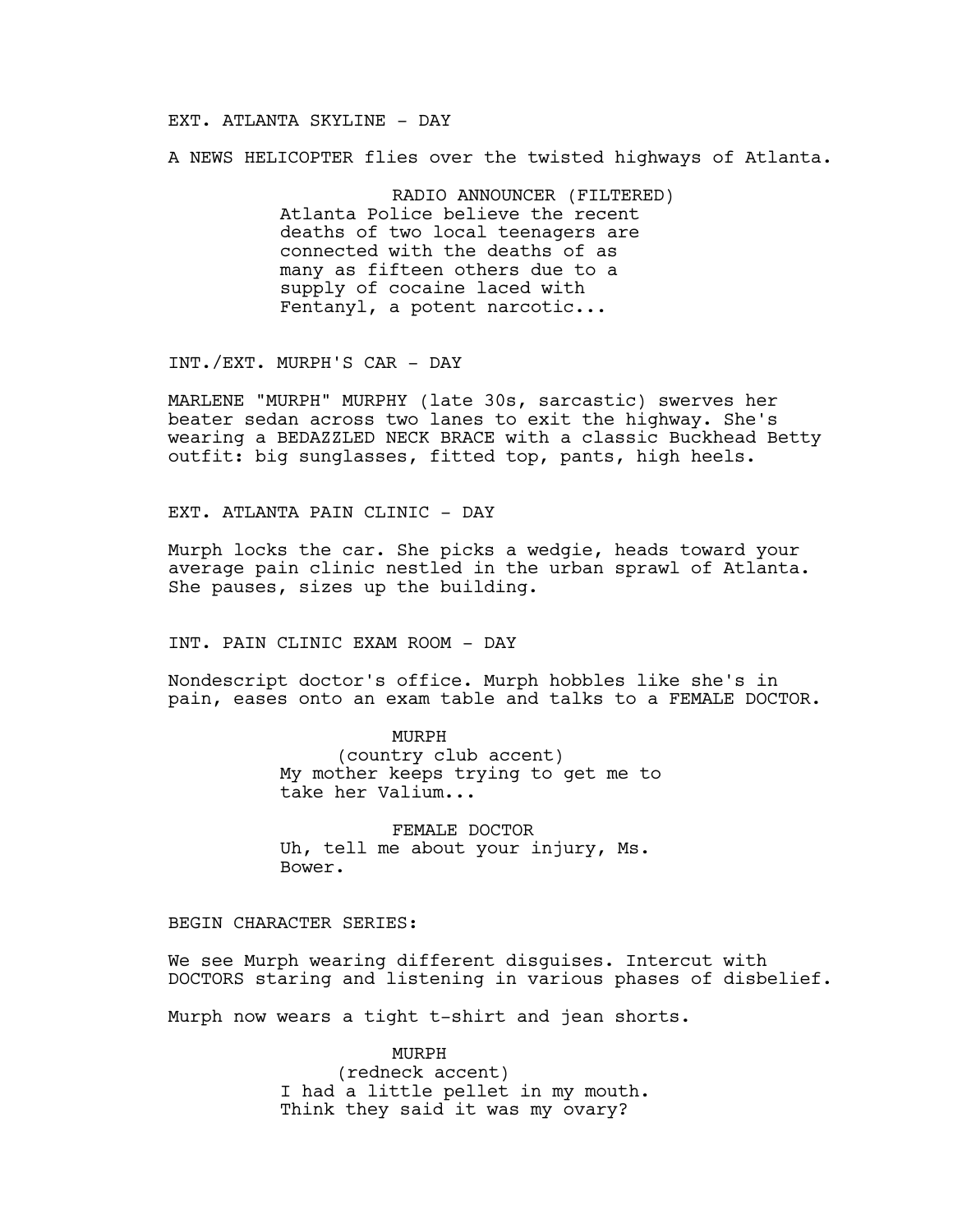EXT. ATLANTA SKYLINE - DAY

A NEWS HELICOPTER flies over the twisted highways of Atlanta.

RADIO ANNOUNCER (FILTERED)
Atlanta Police believe the recent deaths of two local teenagers are connected with the deaths of as many as fifteen others due to a supply of cocaine laced with Fentanyl, a potent narcotic...

INT./EXT. MURPH'S CAR - DAY

MARLENE "MURPH" MURPHY (late 30s, sarcastic) swerves her beater sedan across two lanes to exit the highway. She's wearing a BEDAZZLED NECK BRACE with a classic Buckhead Betty outfit: big sunglasses, fitted top, pants, high heels.

EXT. ATLANTA PAIN CLINIC - DAY

Murph locks the car. She picks a wedgie, heads toward your average pain clinic nestled in the urban sprawl of Atlanta. She pauses, sizes up the building.

INT. PAIN CLINIC EXAM ROOM - DAY

Nondescript doctor's office. Murph hobbles like she's in pain, eases onto an exam table and talks to a FEMALE DOCTOR.

MURPH
(country club accent)
My mother keeps trying to get me to take her Valium...

FEMALE DOCTOR
Uh, tell me about your injury, Ms. Bower.

BEGIN CHARACTER SERIES:

We see Murph wearing different disguises. Intercut with DOCTORS staring and listening in various phases of disbelief.

Murph now wears a tight t-shirt and jean shorts.

MURPH
(redneck accent)
I had a little pellet in my mouth. Think they said it was my ovary?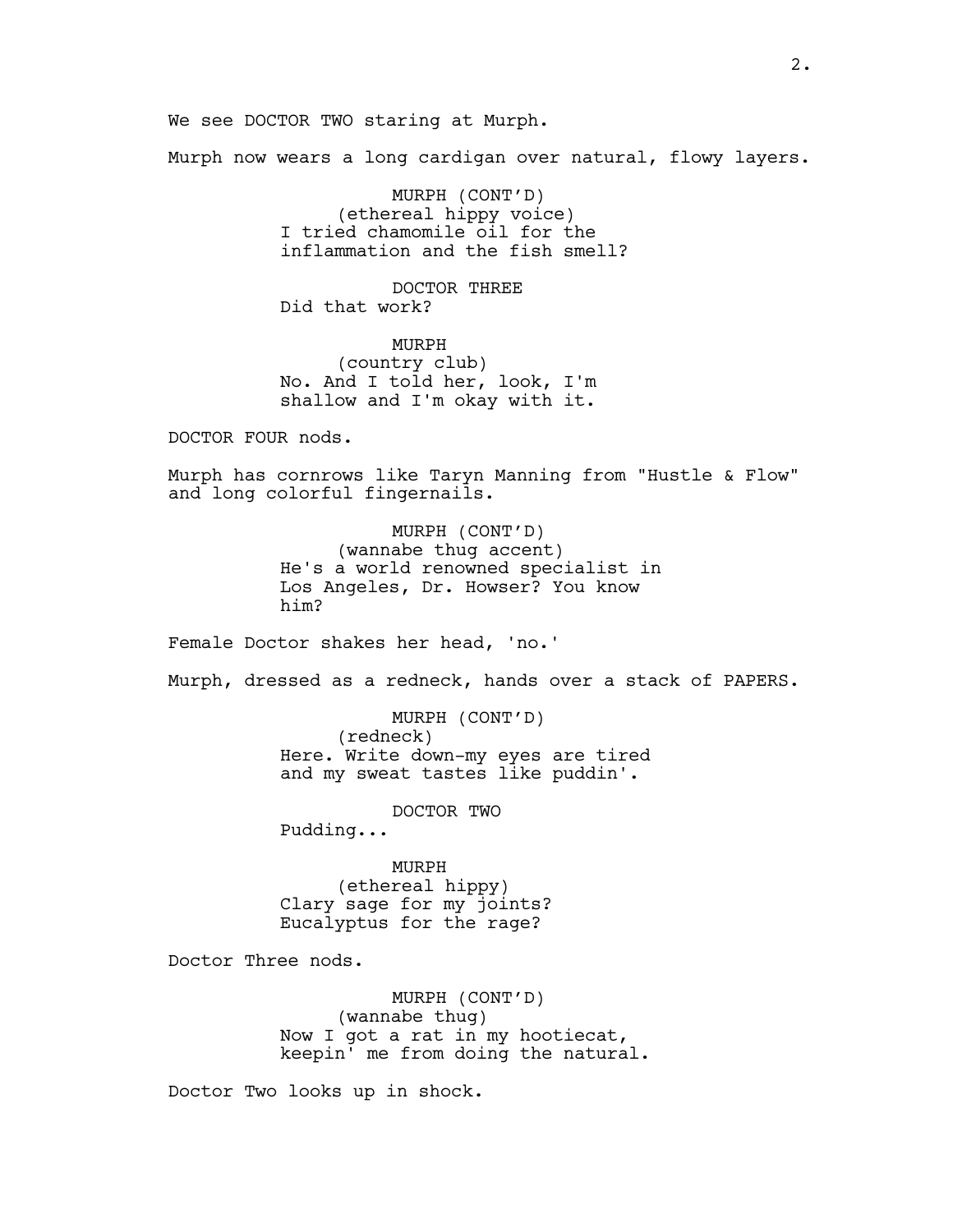We see DOCTOR TWO staring at Murph.

Murph now wears a long cardigan over natural, flowy layers.

MURPH (CONT'D)
(ethereal hippy voice)
I tried chamomile oil for the inflammation and the fish smell?

DOCTOR THREE
Did that work?

MURPH
(country club)
No. And I told her, look, I'm shallow and I'm okay with it.

DOCTOR FOUR nods.

Murph has cornrows like Taryn Manning from "Hustle & Flow" and long colorful fingernails.

MURPH (CONT'D)
(wannabe thug accent)
He's a world renowned specialist in Los Angeles, Dr. Howser? You know him?

Female Doctor shakes her head, 'no.'

Murph, dressed as a redneck, hands over a stack of PAPERS.

MURPH (CONT'D)
(redneck)
Here. Write down-my eyes are tired and my sweat tastes like puddin'.

DOCTOR TWO
Pudding...

MURPH
(ethereal hippy)
Clary sage for my joints? Eucalyptus for the rage?

Doctor Three nods.

MURPH (CONT'D)
(wannabe thug)
Now I got a rat in my hootiecat, keepin' me from doing the natural.

Doctor Two looks up in shock.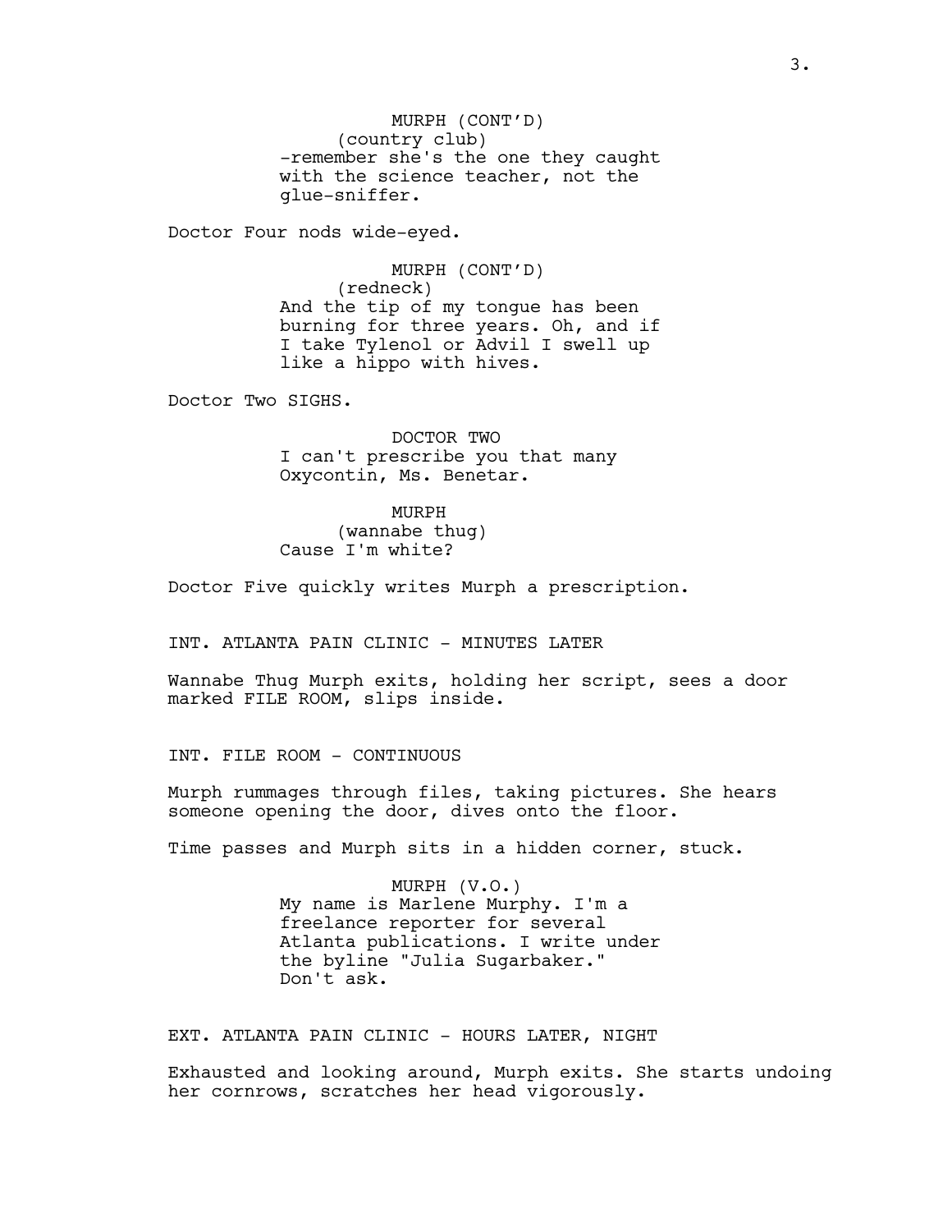MURPH (CONT'D)
(country club)
-remember she's the one they caught with the science teacher, not the glue-sniffer.

Doctor Four nods wide-eyed.

MURPH (CONT'D)
(redneck)
And the tip of my tongue has been burning for three years. Oh, and if I take Tylenol or Advil I swell up like a hippo with hives.

Doctor Two SIGHS.

DOCTOR TWO
I can't prescribe you that many Oxycontin, Ms. Benetar.

MURPH
(wannabe thug)
Cause I'm white?

Doctor Five quickly writes Murph a prescription.

INT. ATLANTA PAIN CLINIC - MINUTES LATER

Wannabe Thug Murph exits, holding her script, sees a door marked FILE ROOM, slips inside.

INT. FILE ROOM - CONTINUOUS

Murph rummages through files, taking pictures. She hears someone opening the door, dives onto the floor.

Time passes and Murph sits in a hidden corner, stuck.

MURPH (V.O.)
My name is Marlene Murphy. I'm a freelance reporter for several Atlanta publications. I write under the byline "Julia Sugarbaker." Don't ask.

EXT. ATLANTA PAIN CLINIC - HOURS LATER, NIGHT

Exhausted and looking around, Murph exits. She starts undoing her cornrows, scratches her head vigorously.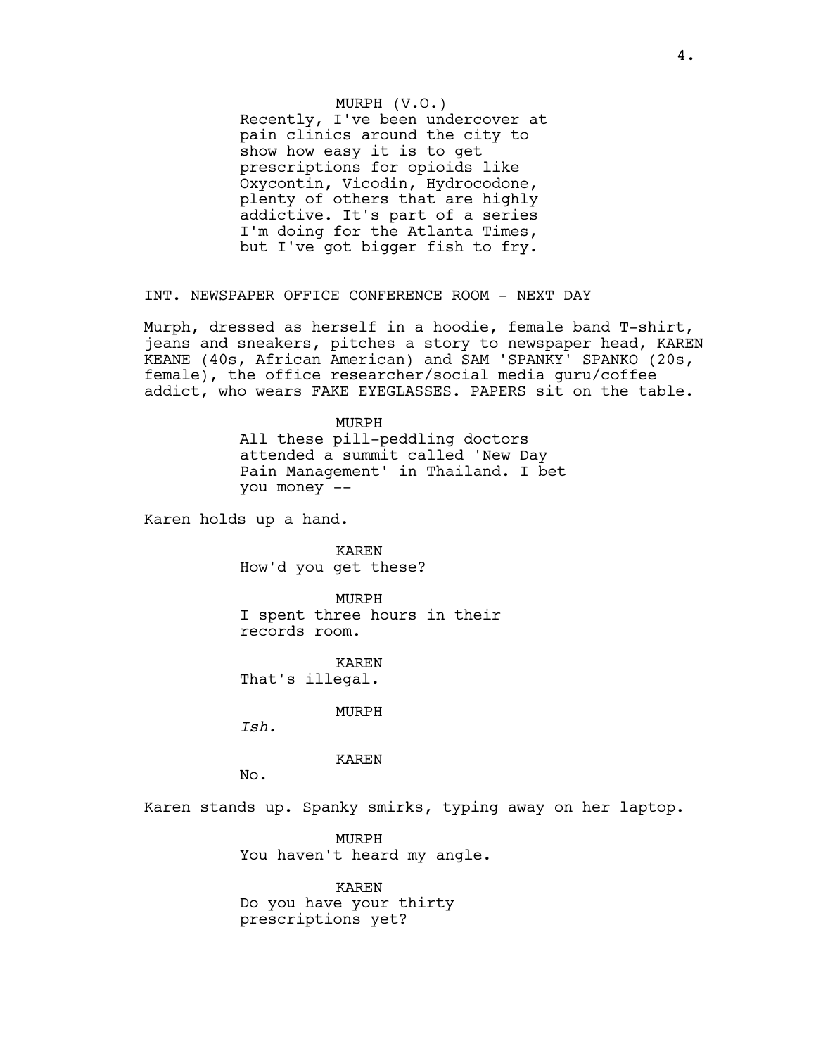MURPH (V.O.)
Recently, I've been undercover at pain clinics around the city to show how easy it is to get prescriptions for opioids like Oxycontin, Vicodin, Hydrocodone, plenty of others that are highly addictive. It's part of a series I'm doing for the Atlanta Times, but I've got bigger fish to fry.

INT. NEWSPAPER OFFICE CONFERENCE ROOM - NEXT DAY

Murph, dressed as herself in a hoodie, female band T-shirt, jeans and sneakers, pitches a story to newspaper head, KAREN KEANE (40s, African American) and SAM 'SPANKY' SPANKO (20s, female), the office researcher/social media guru/coffee addict, who wears FAKE EYEGLASSES. PAPERS sit on the table.

MURPH
All these pill-peddling doctors attended a summit called 'New Day Pain Management' in Thailand. I bet you money --

Karen holds up a hand.

KAREN
How'd you get these?

MURPH
I spent three hours in their records room.

KAREN
That's illegal.

MURPH
*Ish.*

KAREN
No.

Karen stands up. Spanky smirks, typing away on her laptop.

MURPH
You haven't heard my angle.

KAREN
Do you have your thirty prescriptions yet?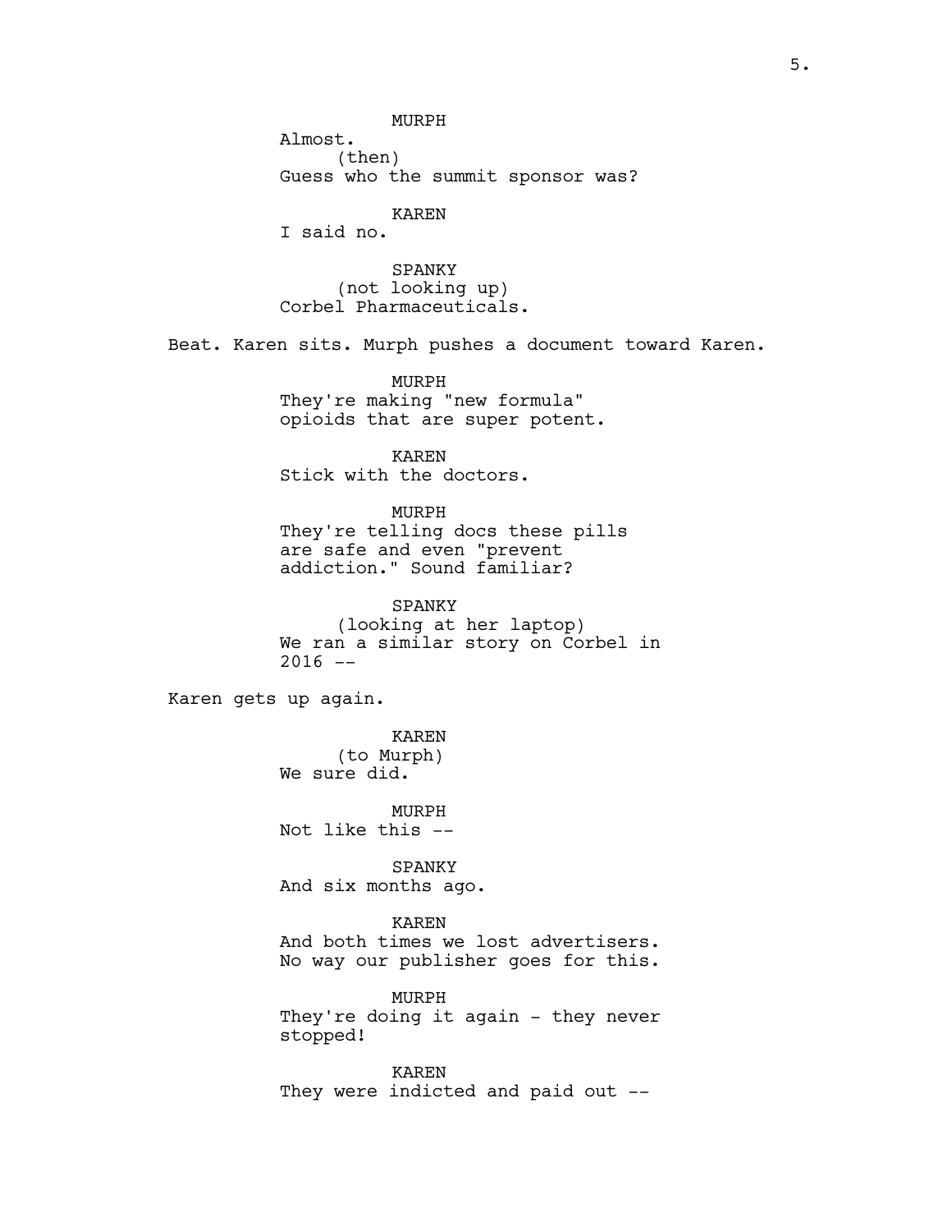MURPH
Almost.
(then)
Guess who the summit sponsor was?

KAREN
I said no.

SPANKY
(not looking up)
Corbel Pharmaceuticals.

Beat. Karen sits. Murph pushes a document toward Karen.

MURPH
They're making "new formula" opioids that are super potent.

KAREN
Stick with the doctors.

MURPH
They're telling docs these pills are safe and even "prevent addiction." Sound familiar?

SPANKY
(looking at her laptop)
We ran a similar story on Corbel in 2016 --

Karen gets up again.

KAREN
(to Murph)
We sure did.

MURPH
Not like this --

SPANKY
And six months ago.

KAREN
And both times we lost advertisers. No way our publisher goes for this.

MURPH
They're doing it again - they never stopped!

KAREN
They were indicted and paid out --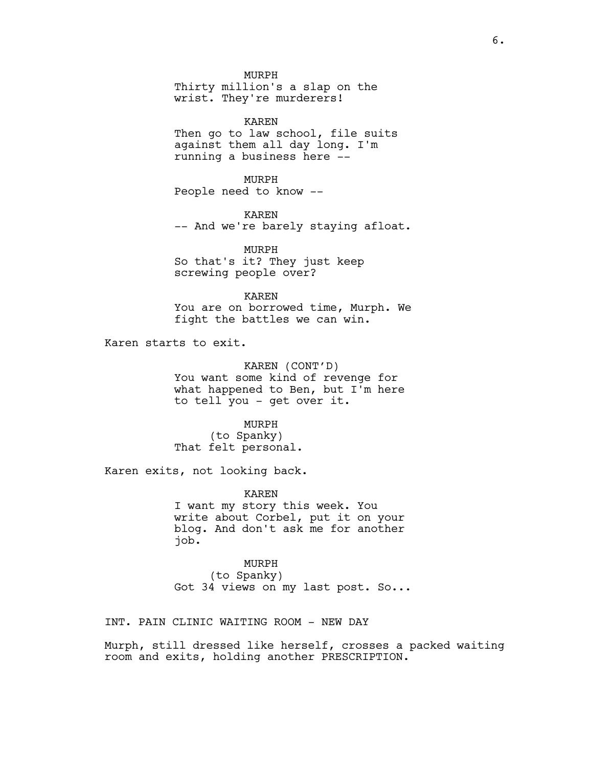MURPH
Thirty million's a slap on the wrist. They're murderers!

KAREN
Then go to law school, file suits against them all day long. I'm running a business here --

MURPH
People need to know --

KAREN
-- And we're barely staying afloat.

MURPH
So that's it? They just keep screwing people over?

KAREN
You are on borrowed time, Murph. We fight the battles we can win.

Karen starts to exit.

KAREN (CONT'D)
You want some kind of revenge for what happened to Ben, but I'm here to tell you - get over it.

MURPH
(to Spanky)
That felt personal.

Karen exits, not looking back.

KAREN
I want my story this week. You write about Corbel, put it on your blog. And don't ask me for another job.

MURPH
(to Spanky)
Got 34 views on my last post. So...

INT. PAIN CLINIC WAITING ROOM - NEW DAY

Murph, still dressed like herself, crosses a packed waiting room and exits, holding another PRESCRIPTION.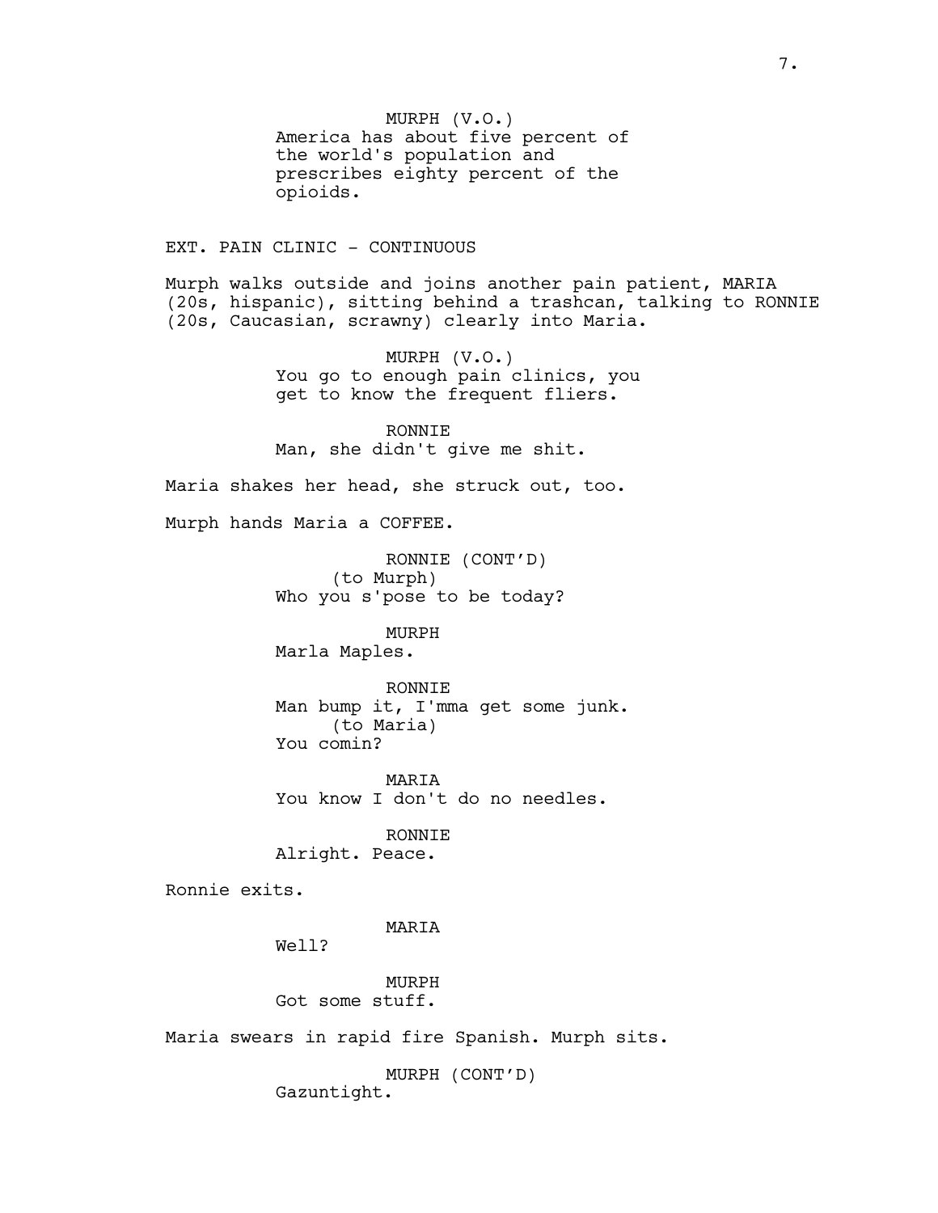MURPH (V.O.)
America has about five percent of the world's population and prescribes eighty percent of the opioids.

EXT. PAIN CLINIC - CONTINUOUS

Murph walks outside and joins another pain patient, MARIA (20s, hispanic), sitting behind a trashcan, talking to RONNIE (20s, Caucasian, scrawny) clearly into Maria.

MURPH (V.O.)
You go to enough pain clinics, you get to know the frequent fliers.

RONNIE
Man, she didn't give me shit.

Maria shakes her head, she struck out, too.

Murph hands Maria a COFFEE.

RONNIE (CONT'D)
(to Murph)
Who you s'pose to be today?

MURPH
Marla Maples.

RONNIE
Man bump it, I'mma get some junk.
(to Maria)
You comin?

MARIA
You know I don't do no needles.

RONNIE
Alright. Peace.

Ronnie exits.

MARIA
Well?

MURPH
Got some stuff.

Maria swears in rapid fire Spanish. Murph sits.

MURPH (CONT'D)
Gazuntight.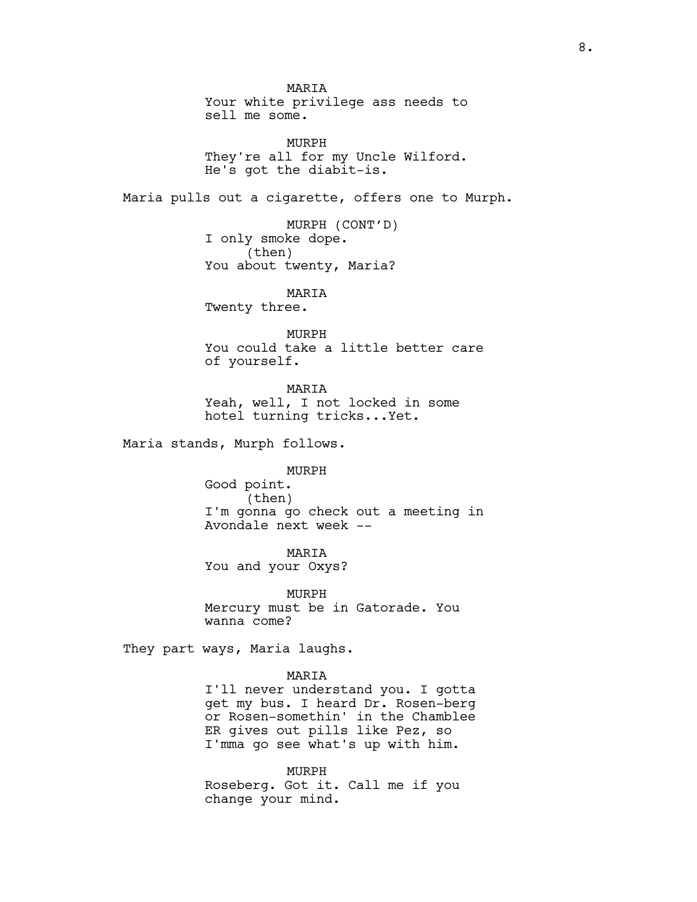MARIA
Your white privilege ass needs to sell me some.

MURPH
They're all for my Uncle Wilford. He's got the diabit-is.

Maria pulls out a cigarette, offers one to Murph.

MURPH (CONT'D)
I only smoke dope.
(then)
You about twenty, Maria?

MARIA
Twenty three.

MURPH
You could take a little better care of yourself.

MARIA
Yeah, well, I not locked in some hotel turning tricks...Yet.

Maria stands, Murph follows.

MURPH
Good point.
(then)
I'm gonna go check out a meeting in Avondale next week --

MARIA
You and your Oxys?

MURPH
Mercury must be in Gatorade. You wanna come?

They part ways, Maria laughs.

MARIA
I'll never understand you. I gotta get my bus. I heard Dr. Rosen-berg or Rosen-somethin' in the Chamblee ER gives out pills like Pez, so I'mma go see what's up with him.

MURPH
Roseberg. Got it. Call me if you change your mind.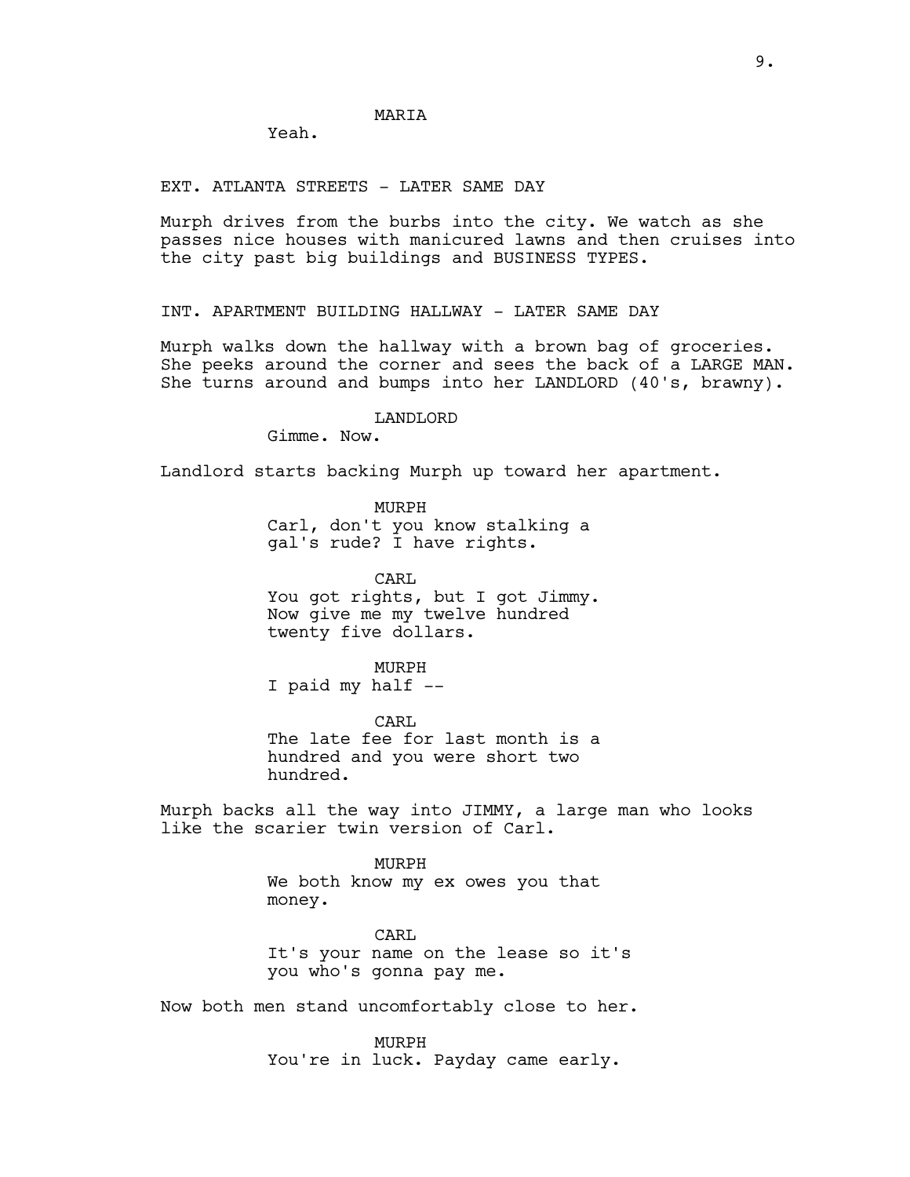MARIA

Yeah.

EXT. ATLANTA STREETS - LATER SAME DAY

Murph drives from the burbs into the city. We watch as she passes nice houses with manicured lawns and then cruises into the city past big buildings and BUSINESS TYPES.

INT. APARTMENT BUILDING HALLWAY - LATER SAME DAY

Murph walks down the hallway with a brown bag of groceries. She peeks around the corner and sees the back of a LARGE MAN. She turns around and bumps into her LANDLORD (40's, brawny).

LANDLORD

Gimme. Now.

Landlord starts backing Murph up toward her apartment.

MURPH

Carl, don't you know stalking a gal's rude? I have rights.

CARL

You got rights, but I got Jimmy. Now give me my twelve hundred twenty five dollars.

MURPH

I paid my half --

CARL

The late fee for last month is a hundred and you were short two hundred.

Murph backs all the way into JIMMY, a large man who looks like the scarier twin version of Carl.

MURPH

We both know my ex owes you that money.

CARL

It's your name on the lease so it's you who's gonna pay me.

Now both men stand uncomfortably close to her.

MURPH

You're in luck. Payday came early.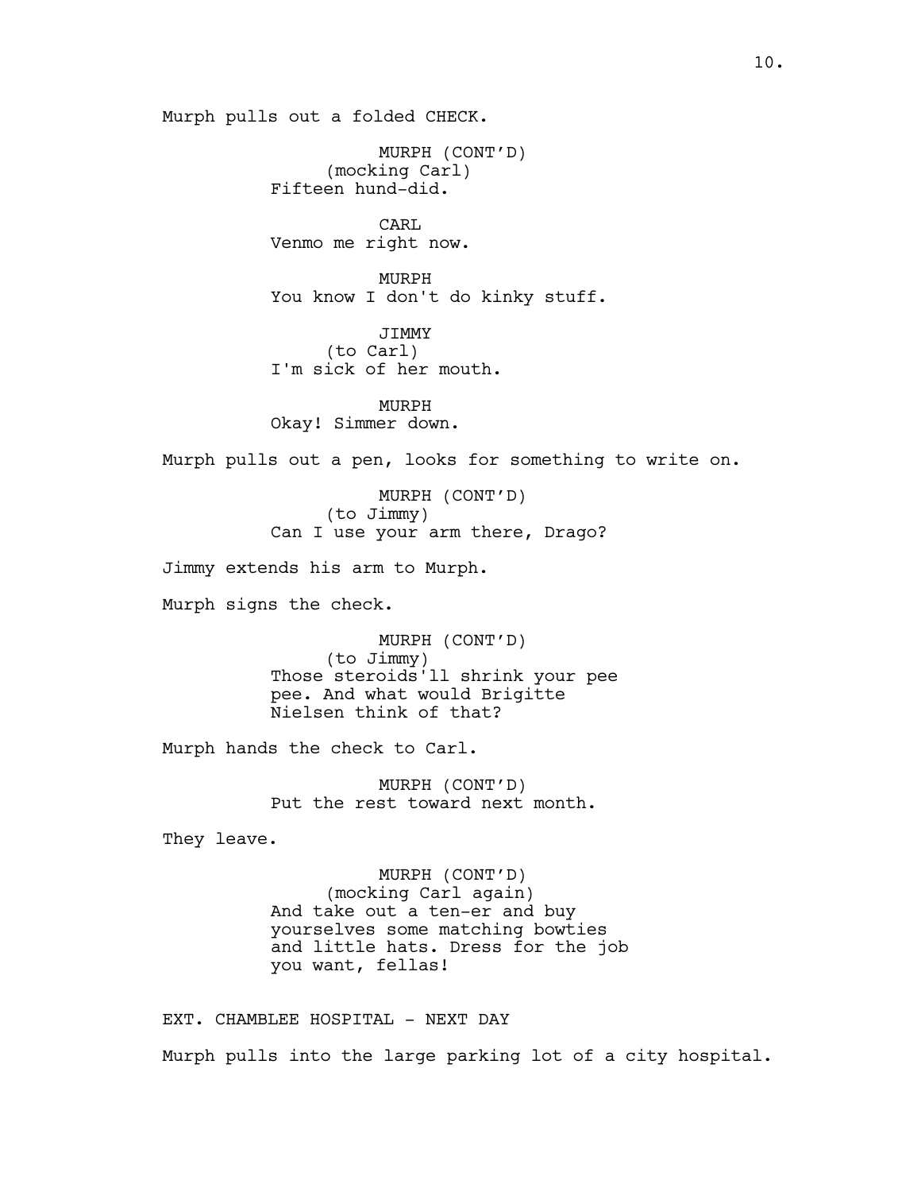Murph pulls out a folded CHECK.

MURPH (CONT'D)
(mocking Carl)
Fifteen hund-did.

CARL
Venmo me right now.

MURPH
You know I don't do kinky stuff.

JIMMY
(to Carl)
I'm sick of her mouth.

MURPH
Okay! Simmer down.

Murph pulls out a pen, looks for something to write on.

MURPH (CONT'D)
(to Jimmy)
Can I use your arm there, Drago?

Jimmy extends his arm to Murph.

Murph signs the check.

MURPH (CONT'D)
(to Jimmy)
Those steroids'll shrink your pee pee. And what would Brigitte Nielsen think of that?

Murph hands the check to Carl.

MURPH (CONT'D)
Put the rest toward next month.

They leave.

MURPH (CONT'D)
(mocking Carl again)
And take out a ten-er and buy yourselves some matching bowties and little hats. Dress for the job you want, fellas!

EXT. CHAMBLEE HOSPITAL - NEXT DAY

Murph pulls into the large parking lot of a city hospital.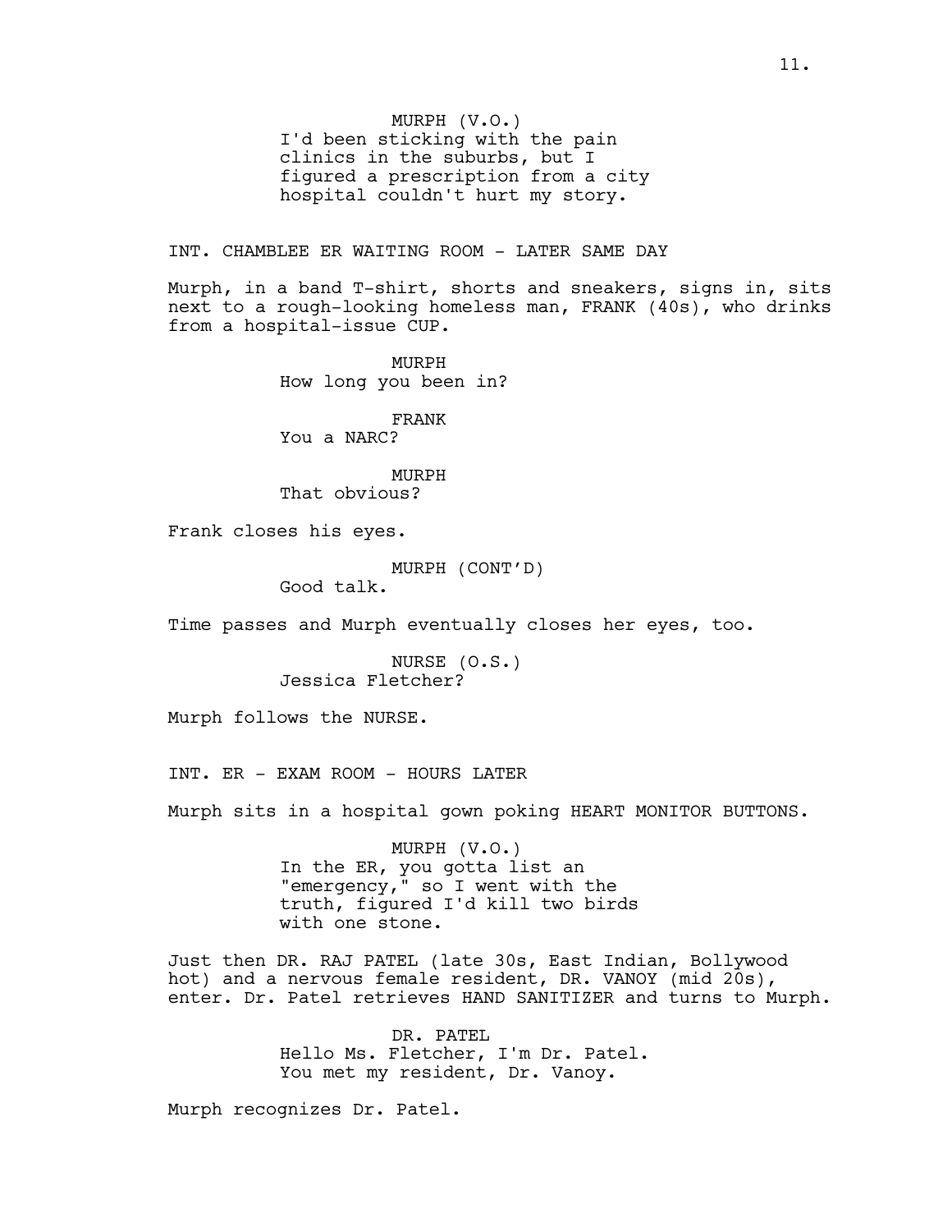MURPH (V.O.)
I'd been sticking with the pain clinics in the suburbs, but I figured a prescription from a city hospital couldn't hurt my story.

INT. CHAMBLEE ER WAITING ROOM - LATER SAME DAY

Murph, in a band T-shirt, shorts and sneakers, signs in, sits next to a rough-looking homeless man, FRANK (40s), who drinks from a hospital-issue CUP.

MURPH
How long you been in?

FRANK
You a NARC?

MURPH
That obvious?

Frank closes his eyes.

MURPH (CONT'D)
Good talk.

Time passes and Murph eventually closes her eyes, too.

NURSE (O.S.)
Jessica Fletcher?

Murph follows the NURSE.

INT. ER - EXAM ROOM - HOURS LATER

Murph sits in a hospital gown poking HEART MONITOR BUTTONS.

MURPH (V.O.)
In the ER, you gotta list an "emergency," so I went with the truth, figured I'd kill two birds with one stone.

Just then DR. RAJ PATEL (late 30s, East Indian, Bollywood hot) and a nervous female resident, DR. VANOY (mid 20s), enter. Dr. Patel retrieves HAND SANITIZER and turns to Murph.

DR. PATEL
Hello Ms. Fletcher, I'm Dr. Patel. You met my resident, Dr. Vanoy.

Murph recognizes Dr. Patel.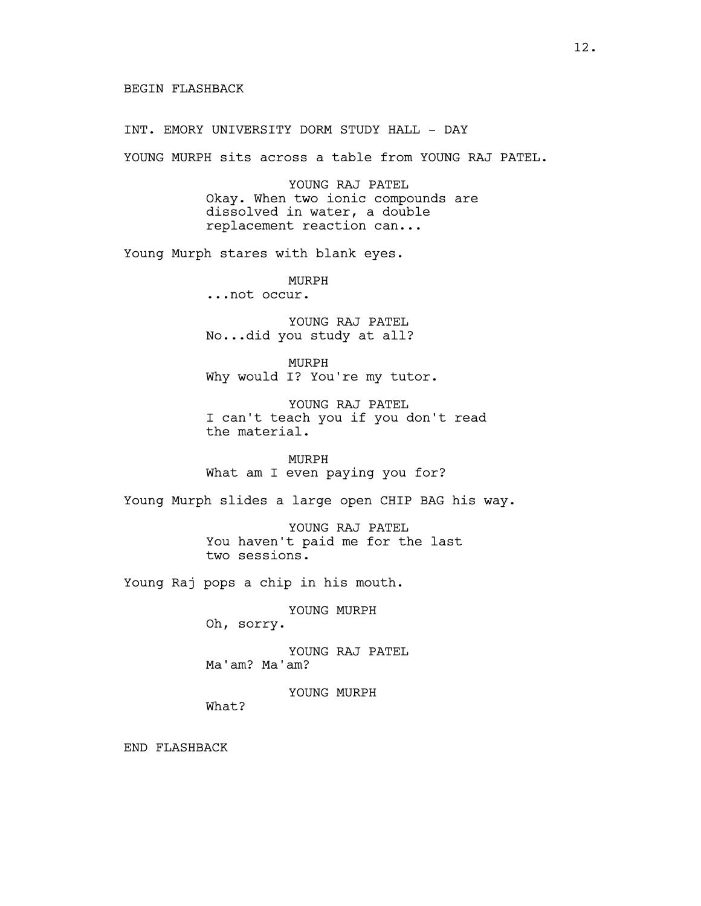BEGIN FLASHBACK

INT. EMORY UNIVERSITY DORM STUDY HALL - DAY

YOUNG MURPH sits across a table from YOUNG RAJ PATEL.

YOUNG RAJ PATEL
Okay. When two ionic compounds are dissolved in water, a double replacement reaction can...

Young Murph stares with blank eyes.

MURPH
...not occur.

YOUNG RAJ PATEL
No...did you study at all?

MURPH
Why would I? You're my tutor.

YOUNG RAJ PATEL
I can't teach you if you don't read the material.

MURPH
What am I even paying you for?

Young Murph slides a large open CHIP BAG his way.

YOUNG RAJ PATEL
You haven't paid me for the last two sessions.

Young Raj pops a chip in his mouth.

YOUNG MURPH
Oh, sorry.

YOUNG RAJ PATEL
Ma'am? Ma'am?

YOUNG MURPH
What?

END FLASHBACK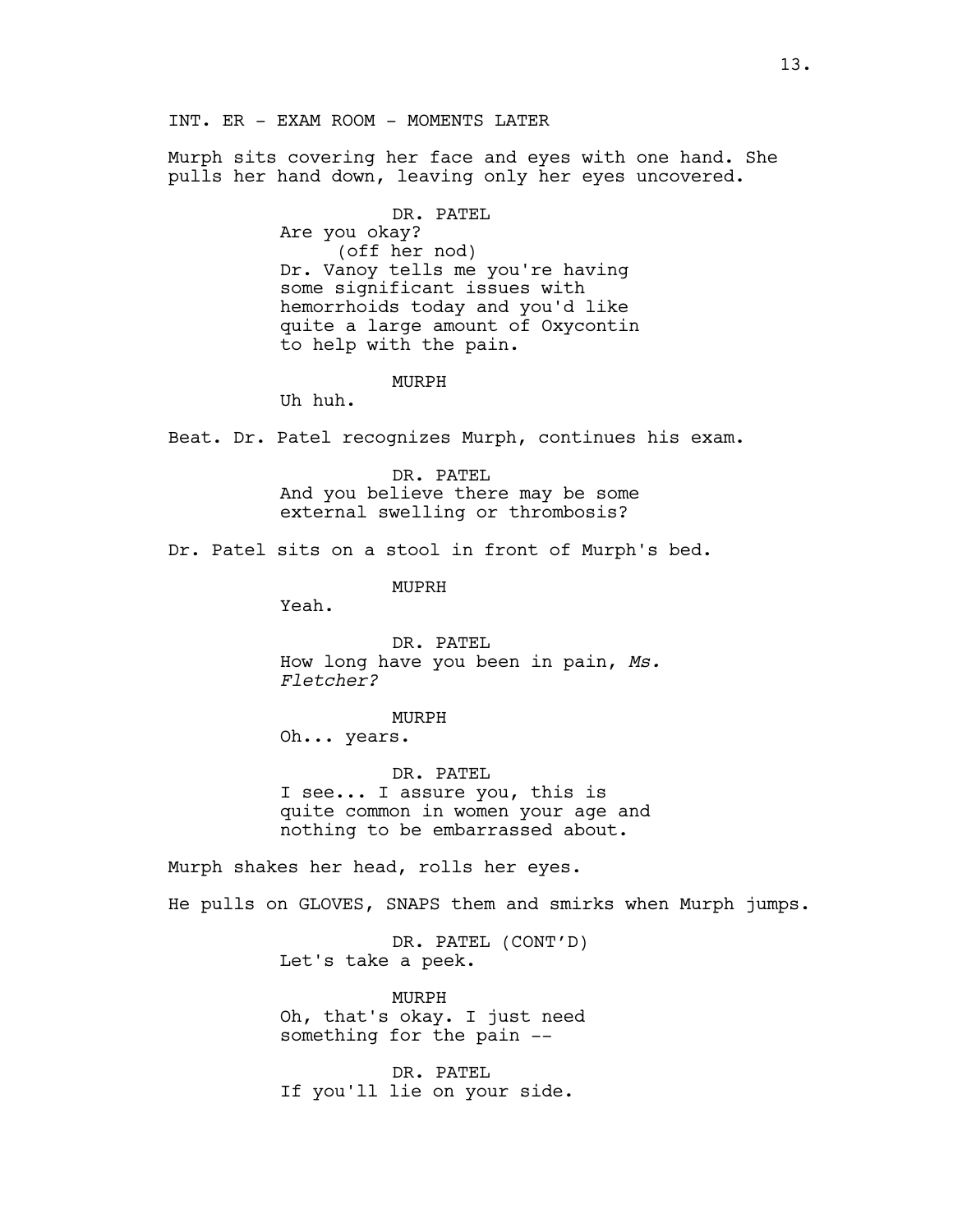INT. ER - EXAM ROOM - MOMENTS LATER

Murph sits covering her face and eyes with one hand. She pulls her hand down, leaving only her eyes uncovered.

DR. PATEL
Are you okay?
(off her nod)
Dr. Vanoy tells me you're having some significant issues with hemorrhoids today and you'd like quite a large amount of Oxycontin to help with the pain.

MURPH
Uh huh.

Beat. Dr. Patel recognizes Murph, continues his exam.

DR. PATEL
And you believe there may be some external swelling or thrombosis?

Dr. Patel sits on a stool in front of Murph's bed.

MUPRH
Yeah.

DR. PATEL
How long have you been in pain, *Ms. Fletcher?*

MURPH
Oh... years.

DR. PATEL
I see... I assure you, this is quite common in women your age and nothing to be embarrassed about.

Murph shakes her head, rolls her eyes.

He pulls on GLOVES, SNAPS them and smirks when Murph jumps.

DR. PATEL (CONT'D)
Let's take a peek.

MURPH
Oh, that's okay. I just need something for the pain --

DR. PATEL
If you'll lie on your side.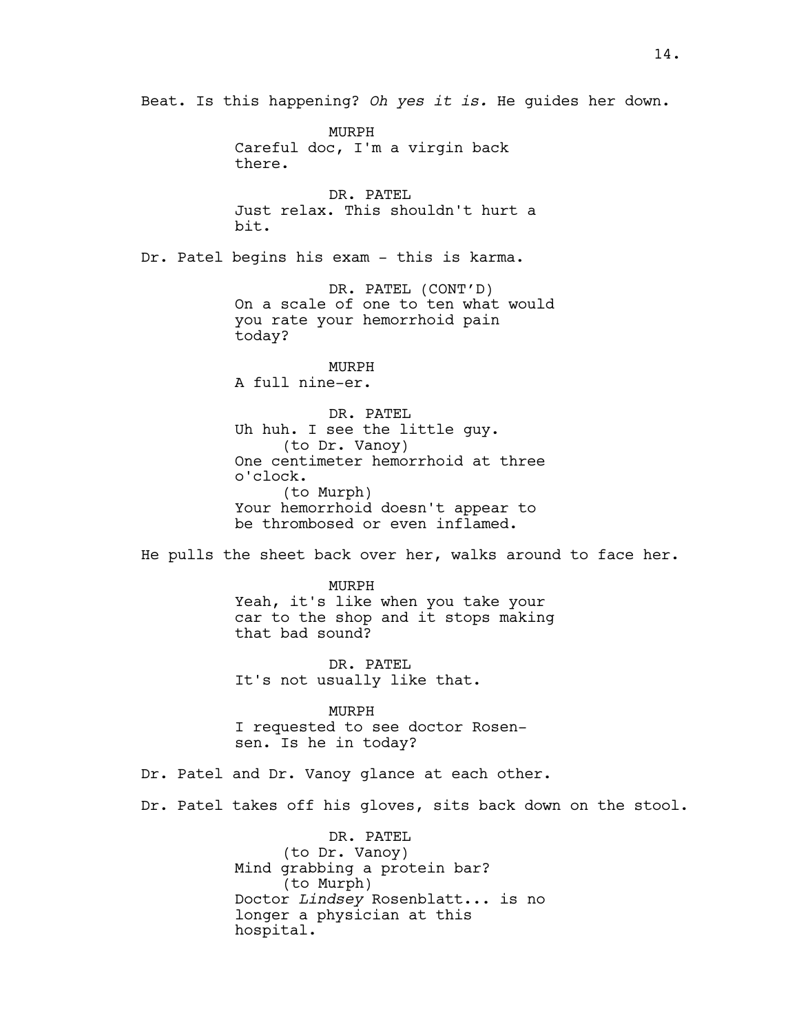Beat. Is this happening? *Oh yes it is.* He guides her down.

MURPH
Careful doc, I'm a virgin back there.

DR. PATEL
Just relax. This shouldn't hurt a bit.

Dr. Patel begins his exam - this is karma.

DR. PATEL (CONT'D)
On a scale of one to ten what would you rate your hemorrhoid pain today?

MURPH
A full nine-er.

DR. PATEL
Uh huh. I see the little guy.
(to Dr. Vanoy)
One centimeter hemorrhoid at three o'clock.
(to Murph)
Your hemorrhoid doesn't appear to be thrombosed or even inflamed.

He pulls the sheet back over her, walks around to face her.

MURPH
Yeah, it's like when you take your car to the shop and it stops making that bad sound?

DR. PATEL
It's not usually like that.

MURPH
I requested to see doctor Rosen-sen. Is he in today?

Dr. Patel and Dr. Vanoy glance at each other.

Dr. Patel takes off his gloves, sits back down on the stool.

DR. PATEL
(to Dr. Vanoy)
Mind grabbing a protein bar?
(to Murph)
Doctor *Lindsey* Rosenblatt... is no longer a physician at this hospital.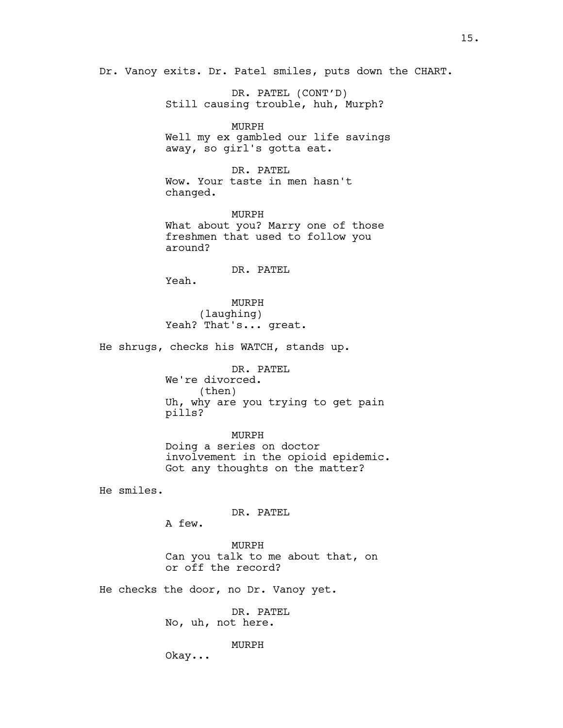Dr. Vanoy exits. Dr. Patel smiles, puts down the CHART.

DR. PATEL (CONT'D)
Still causing trouble, huh, Murph?

MURPH
Well my ex gambled our life savings away, so girl's gotta eat.

DR. PATEL
Wow. Your taste in men hasn't changed.

MURPH
What about you? Marry one of those freshmen that used to follow you around?

DR. PATEL
Yeah.

MURPH
(laughing)
Yeah? That's... great.

He shrugs, checks his WATCH, stands up.

DR. PATEL
We're divorced.
(then)
Uh, why are you trying to get pain pills?

MURPH
Doing a series on doctor involvement in the opioid epidemic. Got any thoughts on the matter?

He smiles.

DR. PATEL
A few.

MURPH
Can you talk to me about that, on or off the record?

He checks the door, no Dr. Vanoy yet.

DR. PATEL
No, uh, not here.

MURPH
Okay...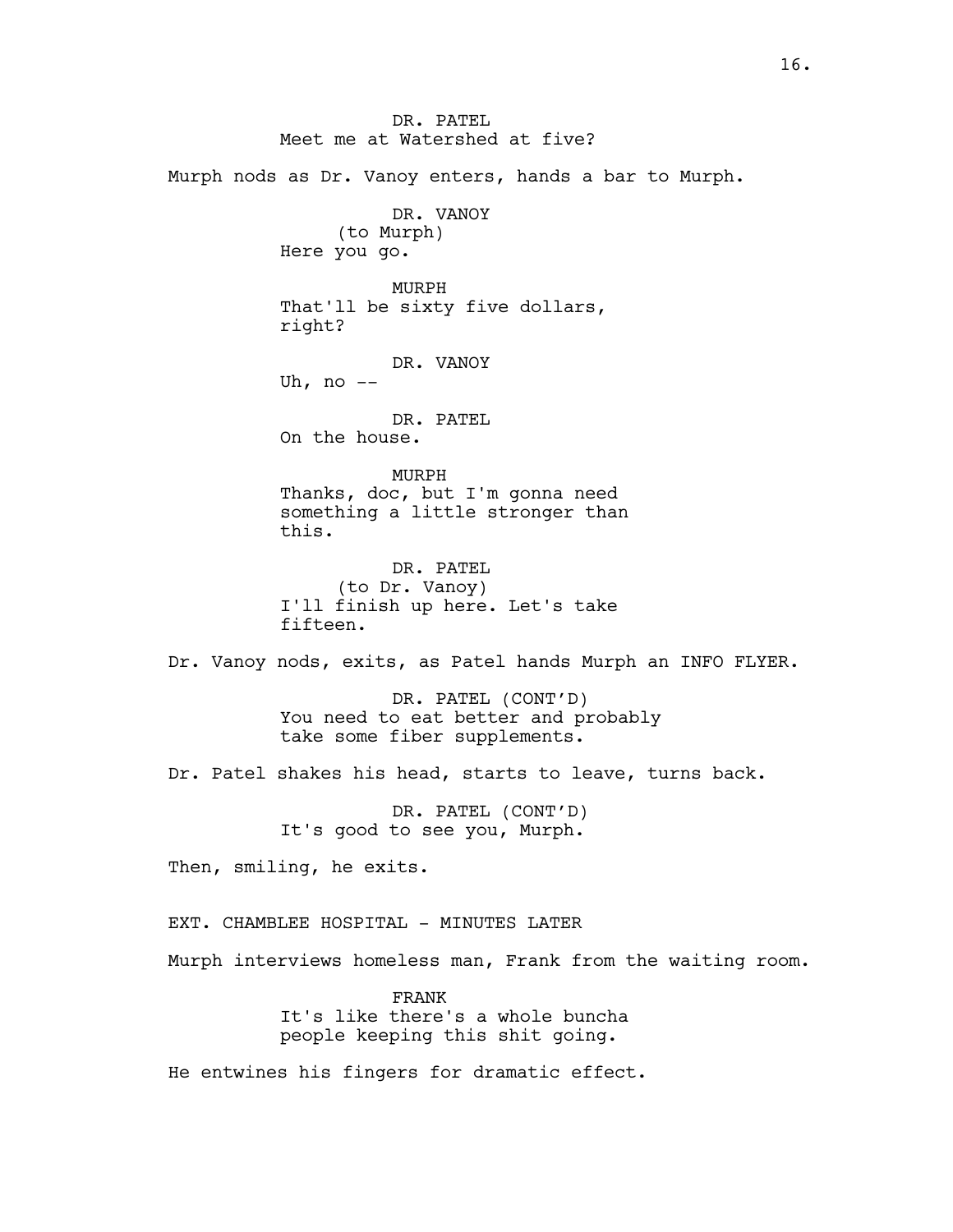DR. PATEL
Meet me at Watershed at five?

Murph nods as Dr. Vanoy enters, hands a bar to Murph.

DR. VANOY
(to Murph)
Here you go.

MURPH
That'll be sixty five dollars, right?

DR. VANOY
Uh, no --

DR. PATEL
On the house.

MURPH
Thanks, doc, but I'm gonna need something a little stronger than this.

DR. PATEL
(to Dr. Vanoy)
I'll finish up here. Let's take fifteen.

Dr. Vanoy nods, exits, as Patel hands Murph an INFO FLYER.

DR. PATEL (CONT'D)
You need to eat better and probably take some fiber supplements.

Dr. Patel shakes his head, starts to leave, turns back.

DR. PATEL (CONT'D)
It's good to see you, Murph.

Then, smiling, he exits.

EXT. CHAMBLEE HOSPITAL - MINUTES LATER

Murph interviews homeless man, Frank from the waiting room.

FRANK
It's like there's a whole buncha people keeping this shit going.

He entwines his fingers for dramatic effect.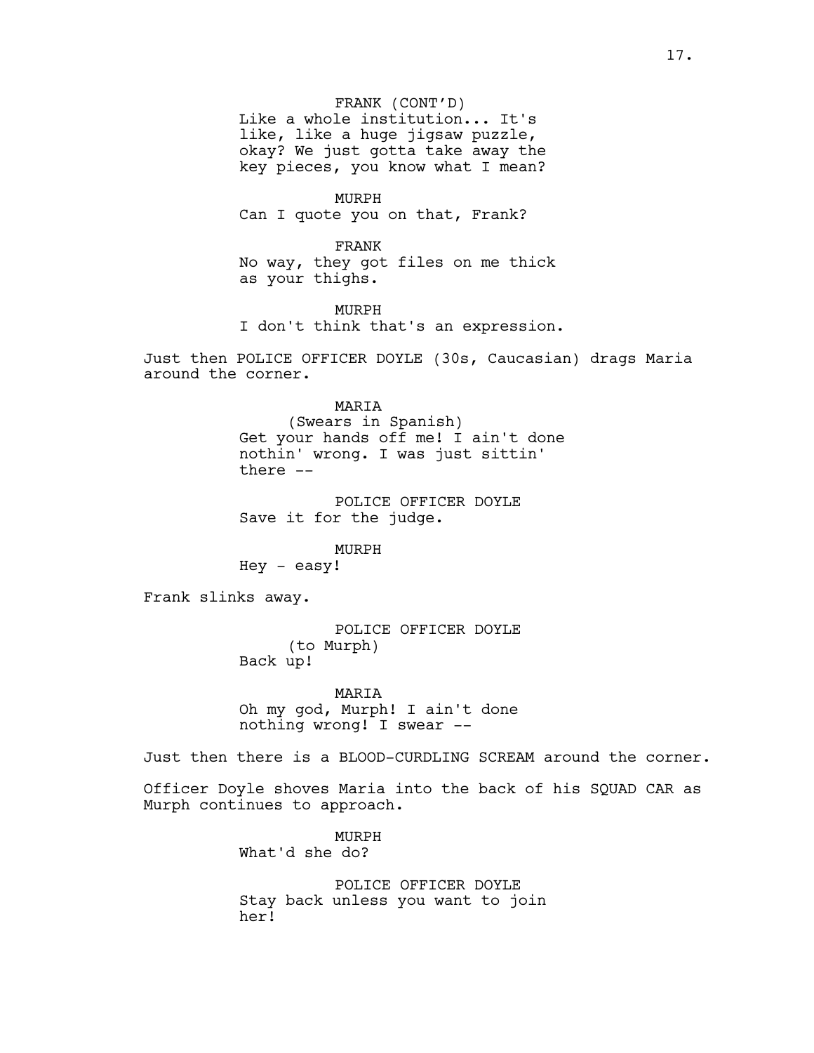FRANK (CONT'D)
Like a whole institution... It's like, like a huge jigsaw puzzle, okay? We just gotta take away the key pieces, you know what I mean?

MURPH
Can I quote you on that, Frank?

FRANK
No way, they got files on me thick as your thighs.

MURPH
I don't think that's an expression.

Just then POLICE OFFICER DOYLE (30s, Caucasian) drags Maria around the corner.

MARIA
(Swears in Spanish)
Get your hands off me! I ain't done nothin' wrong. I was just sittin' there --

POLICE OFFICER DOYLE
Save it for the judge.

MURPH
Hey - easy!

Frank slinks away.

POLICE OFFICER DOYLE
(to Murph)
Back up!

MARIA
Oh my god, Murph! I ain't done nothing wrong! I swear --

Just then there is a BLOOD-CURDLING SCREAM around the corner.

Officer Doyle shoves Maria into the back of his SQUAD CAR as Murph continues to approach.

MURPH
What'd she do?

POLICE OFFICER DOYLE
Stay back unless you want to join her!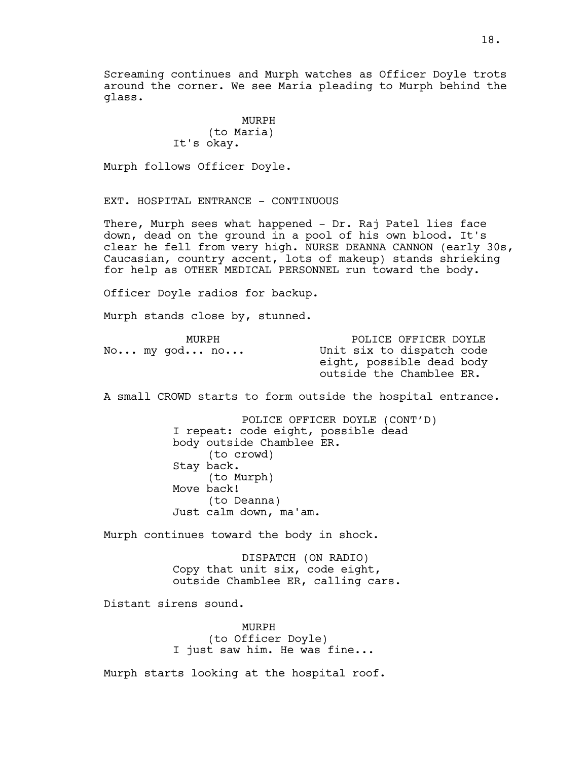Screaming continues and Murph watches as Officer Doyle trots around the corner. We see Maria pleading to Murph behind the glass.

MURPH
(to Maria)
It's okay.

Murph follows Officer Doyle.

EXT. HOSPITAL ENTRANCE - CONTINUOUS

There, Murph sees what happened - Dr. Raj Patel lies face down, dead on the ground in a pool of his own blood. It's clear he fell from very high. NURSE DEANNA CANNON (early 30s, Caucasian, country accent, lots of makeup) stands shrieking for help as OTHER MEDICAL PERSONNEL run toward the body.

Officer Doyle radios for backup.

Murph stands close by, stunned.

MURPH
No... my god... no...

POLICE OFFICER DOYLE
Unit six to dispatch code eight, possible dead body outside the Chamblee ER.

A small CROWD starts to form outside the hospital entrance.

POLICE OFFICER DOYLE (CONT'D)
I repeat: code eight, possible dead body outside Chamblee ER.
(to crowd)
Stay back.
(to Murph)
Move back!
(to Deanna)
Just calm down, ma'am.

Murph continues toward the body in shock.

DISPATCH (ON RADIO)
Copy that unit six, code eight, outside Chamblee ER, calling cars.

Distant sirens sound.

MURPH
(to Officer Doyle)
I just saw him. He was fine...

Murph starts looking at the hospital roof.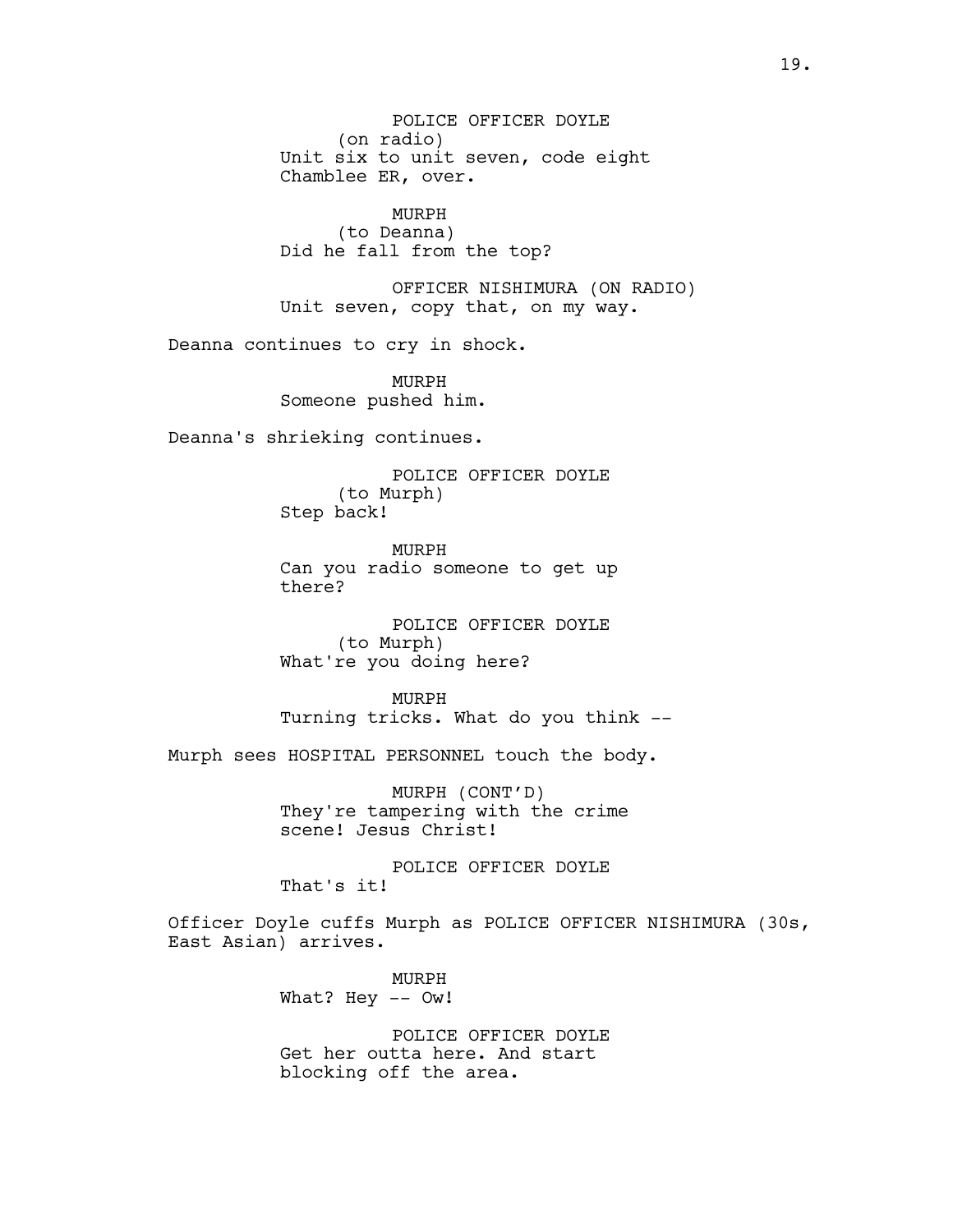POLICE OFFICER DOYLE
(on radio)
Unit six to unit seven, code eight Chamblee ER, over.

MURPH
(to Deanna)
Did he fall from the top?

OFFICER NISHIMURA (ON RADIO)
Unit seven, copy that, on my way.

Deanna continues to cry in shock.

MURPH
Someone pushed him.

Deanna's shrieking continues.

POLICE OFFICER DOYLE
(to Murph)
Step back!

MURPH
Can you radio someone to get up there?

POLICE OFFICER DOYLE
(to Murph)
What're you doing here?

MURPH
Turning tricks. What do you think --

Murph sees HOSPITAL PERSONNEL touch the body.

MURPH (CONT'D)
They're tampering with the crime scene! Jesus Christ!

POLICE OFFICER DOYLE
That's it!

Officer Doyle cuffs Murph as POLICE OFFICER NISHIMURA (30s, East Asian) arrives.

MURPH
What? Hey -- Ow!

POLICE OFFICER DOYLE
Get her outta here. And start blocking off the area.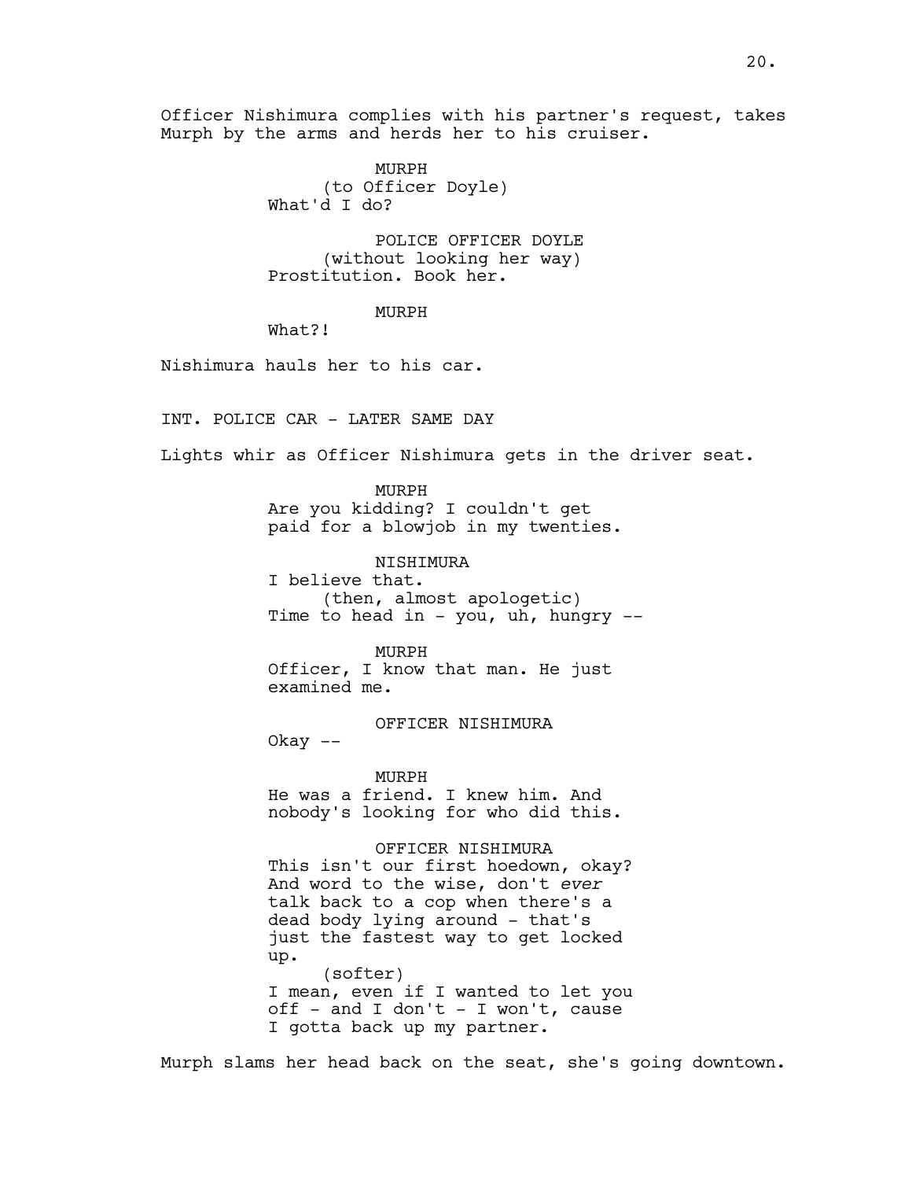Officer Nishimura complies with his partner's request, takes Murph by the arms and herds her to his cruiser.

MURPH
(to Officer Doyle)
What'd I do?

POLICE OFFICER DOYLE
(without looking her way)
Prostitution. Book her.

MURPH
What?!

Nishimura hauls her to his car.

INT. POLICE CAR - LATER SAME DAY

Lights whir as Officer Nishimura gets in the driver seat.

MURPH
Are you kidding? I couldn't get paid for a blowjob in my twenties.

NISHIMURA
I believe that.
(then, almost apologetic)
Time to head in - you, uh, hungry --

MURPH
Officer, I know that man. He just examined me.

OFFICER NISHIMURA
Okay --

MURPH
He was a friend. I knew him. And nobody's looking for who did this.

OFFICER NISHIMURA
This isn't our first hoedown, okay? And word to the wise, don't *ever* talk back to a cop when there's a dead body lying around - that's just the fastest way to get locked up.
(softer)
I mean, even if I wanted to let you off - and I don't - I won't, cause I gotta back up my partner.

Murph slams her head back on the seat, she's going downtown.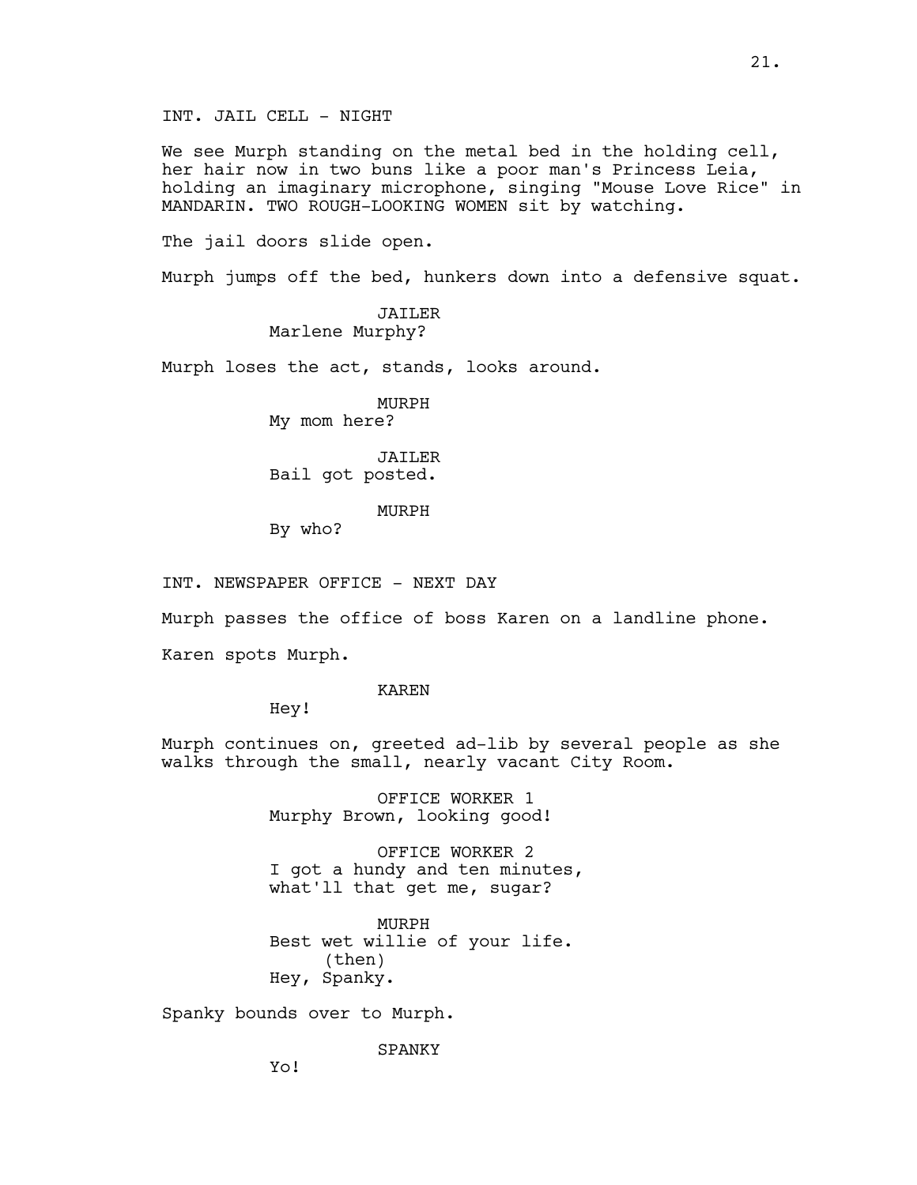INT. JAIL CELL - NIGHT

We see Murph standing on the metal bed in the holding cell, her hair now in two buns like a poor man's Princess Leia, holding an imaginary microphone, singing "Mouse Love Rice" in MANDARIN. TWO ROUGH-LOOKING WOMEN sit by watching.

The jail doors slide open.

Murph jumps off the bed, hunkers down into a defensive squat.

JAILER
Marlene Murphy?

Murph loses the act, stands, looks around.

MURPH
My mom here?

JAILER
Bail got posted.

MURPH
By who?

INT. NEWSPAPER OFFICE - NEXT DAY

Murph passes the office of boss Karen on a landline phone.

Karen spots Murph.

KAREN
Hey!

Murph continues on, greeted ad-lib by several people as she walks through the small, nearly vacant City Room.

OFFICE WORKER 1
Murphy Brown, looking good!

OFFICE WORKER 2
I got a hundy and ten minutes, what'll that get me, sugar?

MURPH
Best wet willie of your life.
(then)
Hey, Spanky.

Spanky bounds over to Murph.

SPANKY
Yo!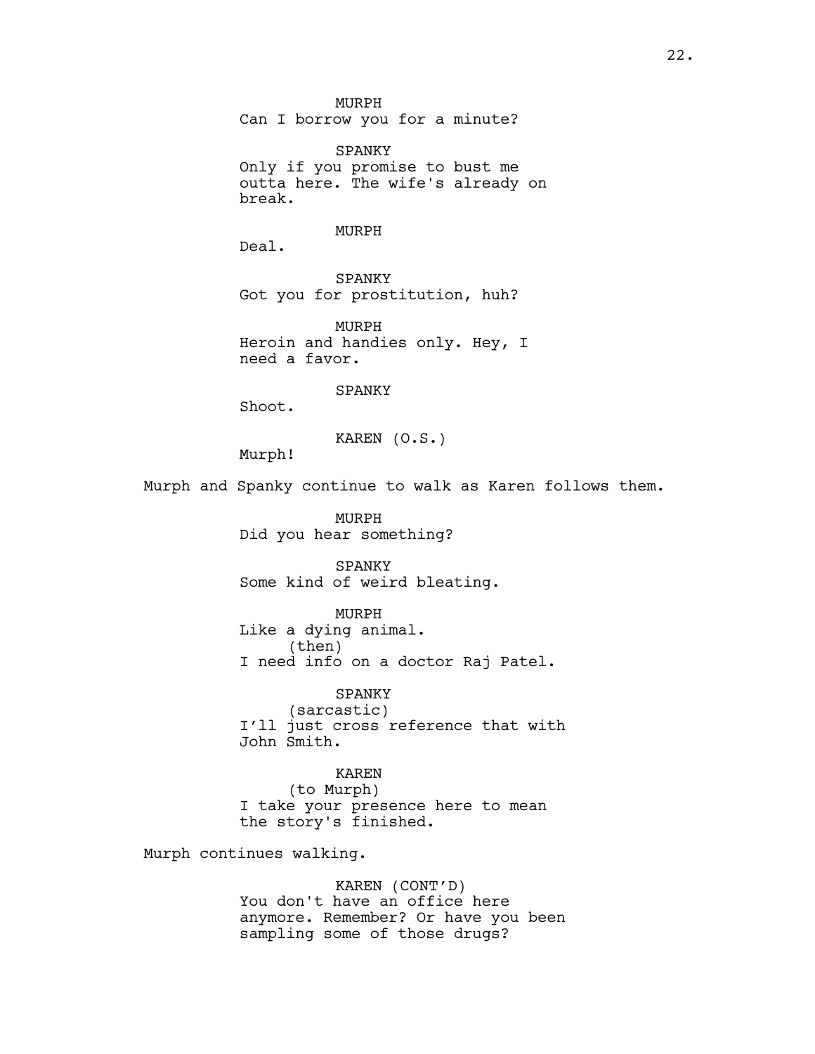MURPH
Can I borrow you for a minute?

SPANKY
Only if you promise to bust me outta here. The wife's already on break.

MURPH
Deal.

SPANKY
Got you for prostitution, huh?

MURPH
Heroin and handies only. Hey, I need a favor.

SPANKY
Shoot.

KAREN (O.S.)
Murph!

Murph and Spanky continue to walk as Karen follows them.

MURPH
Did you hear something?

SPANKY
Some kind of weird bleating.

MURPH
Like a dying animal.
(then)
I need info on a doctor Raj Patel.

SPANKY
(sarcastic)
I'll just cross reference that with John Smith.

KAREN
(to Murph)
I take your presence here to mean the story's finished.

Murph continues walking.

KAREN (CONT'D)
You don't have an office here anymore. Remember? Or have you been sampling some of those drugs?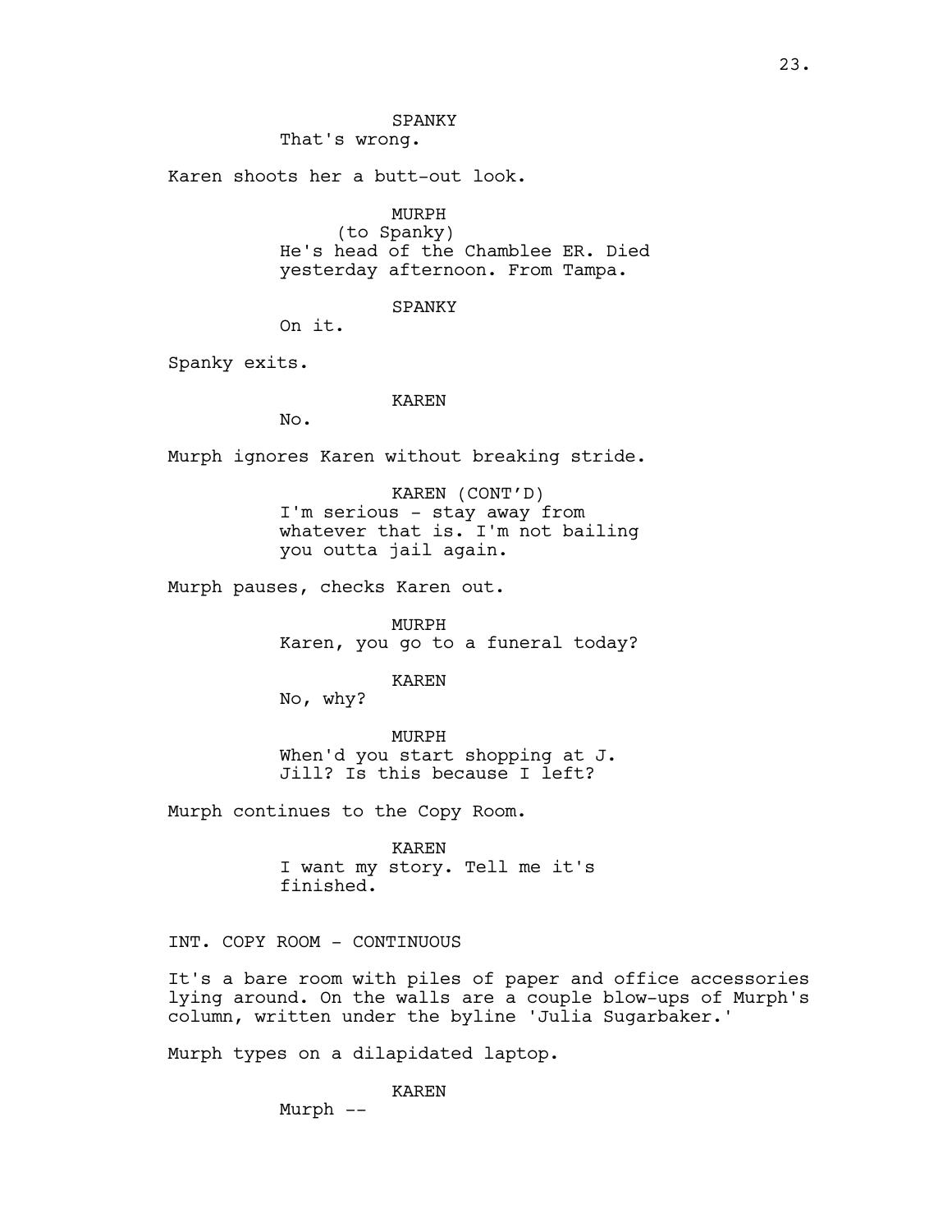SPANKY

That's wrong.

Karen shoots her a butt-out look.

MURPH

(to Spanky)

He's head of the Chamblee ER. Died yesterday afternoon. From Tampa.

SPANKY

On it.

Spanky exits.

KAREN

No.

Murph ignores Karen without breaking stride.

KAREN (CONT'D)

I'm serious - stay away from whatever that is. I'm not bailing you outta jail again.

Murph pauses, checks Karen out.

MURPH

Karen, you go to a funeral today?

KAREN

No, why?

MURPH

When'd you start shopping at J. Jill? Is this because I left?

Murph continues to the Copy Room.

KAREN

I want my story. Tell me it's finished.

INT. COPY ROOM - CONTINUOUS

It's a bare room with piles of paper and office accessories lying around. On the walls are a couple blow-ups of Murph's column, written under the byline 'Julia Sugarbaker.'

Murph types on a dilapidated laptop.

KAREN

Murph --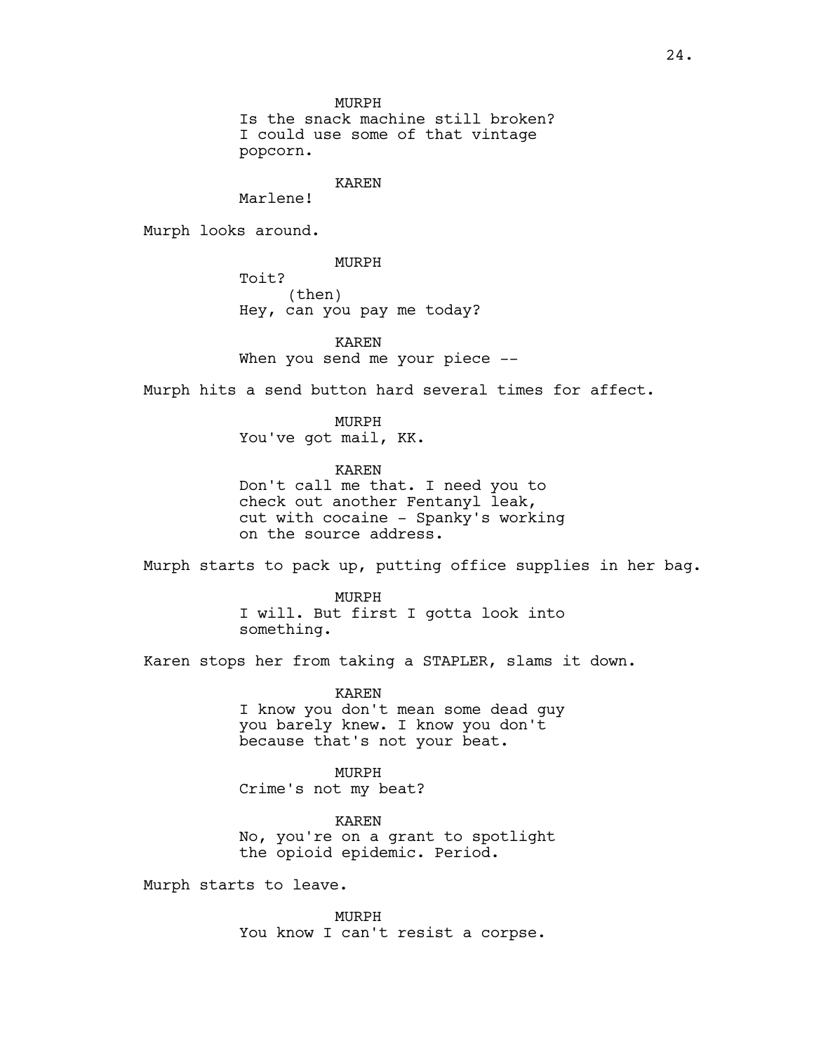MURPH
Is the snack machine still broken?
I could use some of that vintage
popcorn.

KAREN
Marlene!

Murph looks around.

MURPH
Toit?
(then)
Hey, can you pay me today?

KAREN
When you send me your piece --

Murph hits a send button hard several times for affect.

MURPH
You've got mail, KK.

KAREN
Don't call me that. I need you to
check out another Fentanyl leak,
cut with cocaine - Spanky's working
on the source address.

Murph starts to pack up, putting office supplies in her bag.

MURPH
I will. But first I gotta look into
something.

Karen stops her from taking a STAPLER, slams it down.

KAREN
I know you don't mean some dead guy
you barely knew. I know you don't
because that's not your beat.

MURPH
Crime's not my beat?

KAREN
No, you're on a grant to spotlight
the opioid epidemic. Period.

Murph starts to leave.

MURPH
You know I can't resist a corpse.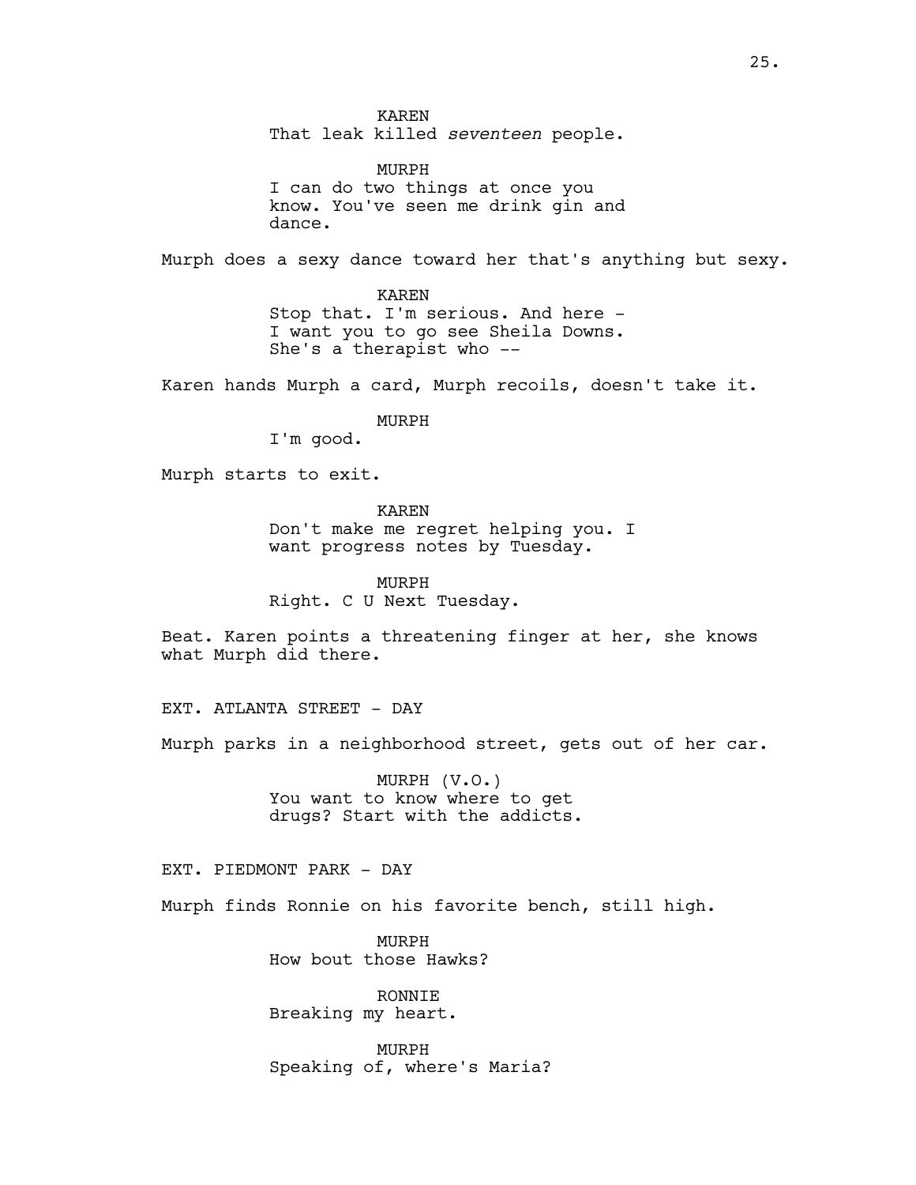KAREN
That leak killed *seventeen* people.

MURPH
I can do two things at once you know. You've seen me drink gin and dance.

Murph does a sexy dance toward her that's anything but sexy.

KAREN
Stop that. I'm serious. And here - I want you to go see Sheila Downs. She's a therapist who --

Karen hands Murph a card, Murph recoils, doesn't take it.

MURPH
I'm good.

Murph starts to exit.

KAREN
Don't make me regret helping you. I want progress notes by Tuesday.

MURPH
Right. C U Next Tuesday.

Beat. Karen points a threatening finger at her, she knows what Murph did there.

EXT. ATLANTA STREET - DAY

Murph parks in a neighborhood street, gets out of her car.

MURPH (V.O.)
You want to know where to get drugs? Start with the addicts.

EXT. PIEDMONT PARK - DAY

Murph finds Ronnie on his favorite bench, still high.

MURPH
How bout those Hawks?

RONNIE
Breaking my heart.

MURPH
Speaking of, where's Maria?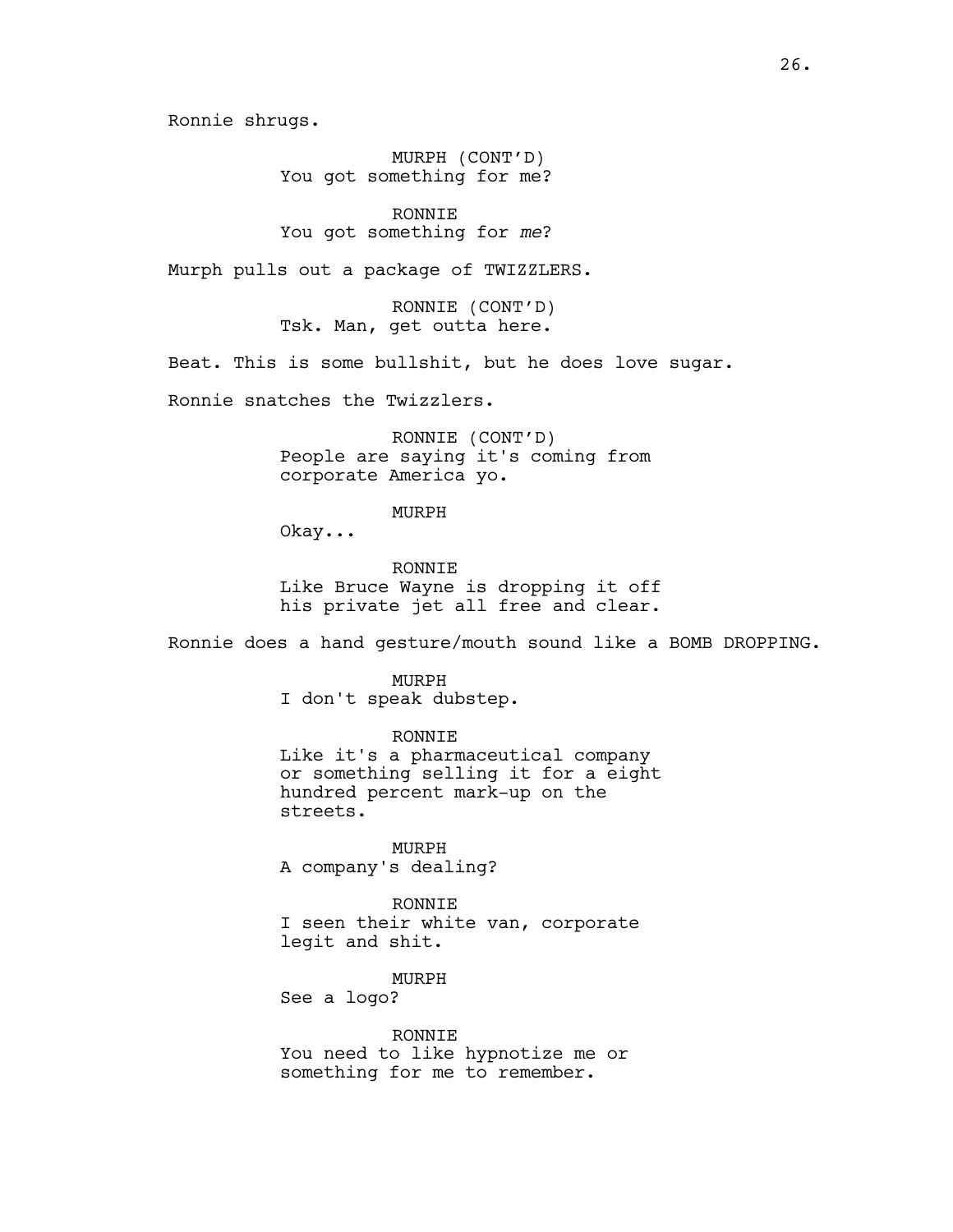Ronnie shrugs.

MURPH (CONT'D)
You got something for me?

RONNIE
You got something for *me*?

Murph pulls out a package of TWIZZLERS.

RONNIE (CONT'D)
Tsk. Man, get outta here.

Beat. This is some bullshit, but he does love sugar.

Ronnie snatches the Twizzlers.

RONNIE (CONT'D)
People are saying it's coming from corporate America yo.

MURPH
Okay...

RONNIE
Like Bruce Wayne is dropping it off his private jet all free and clear.

Ronnie does a hand gesture/mouth sound like a BOMB DROPPING.

MURPH
I don't speak dubstep.

RONNIE
Like it's a pharmaceutical company or something selling it for a eight hundred percent mark-up on the streets.

MURPH
A company's dealing?

RONNIE
I seen their white van, corporate legit and shit.

MURPH
See a logo?

RONNIE
You need to like hypnotize me or something for me to remember.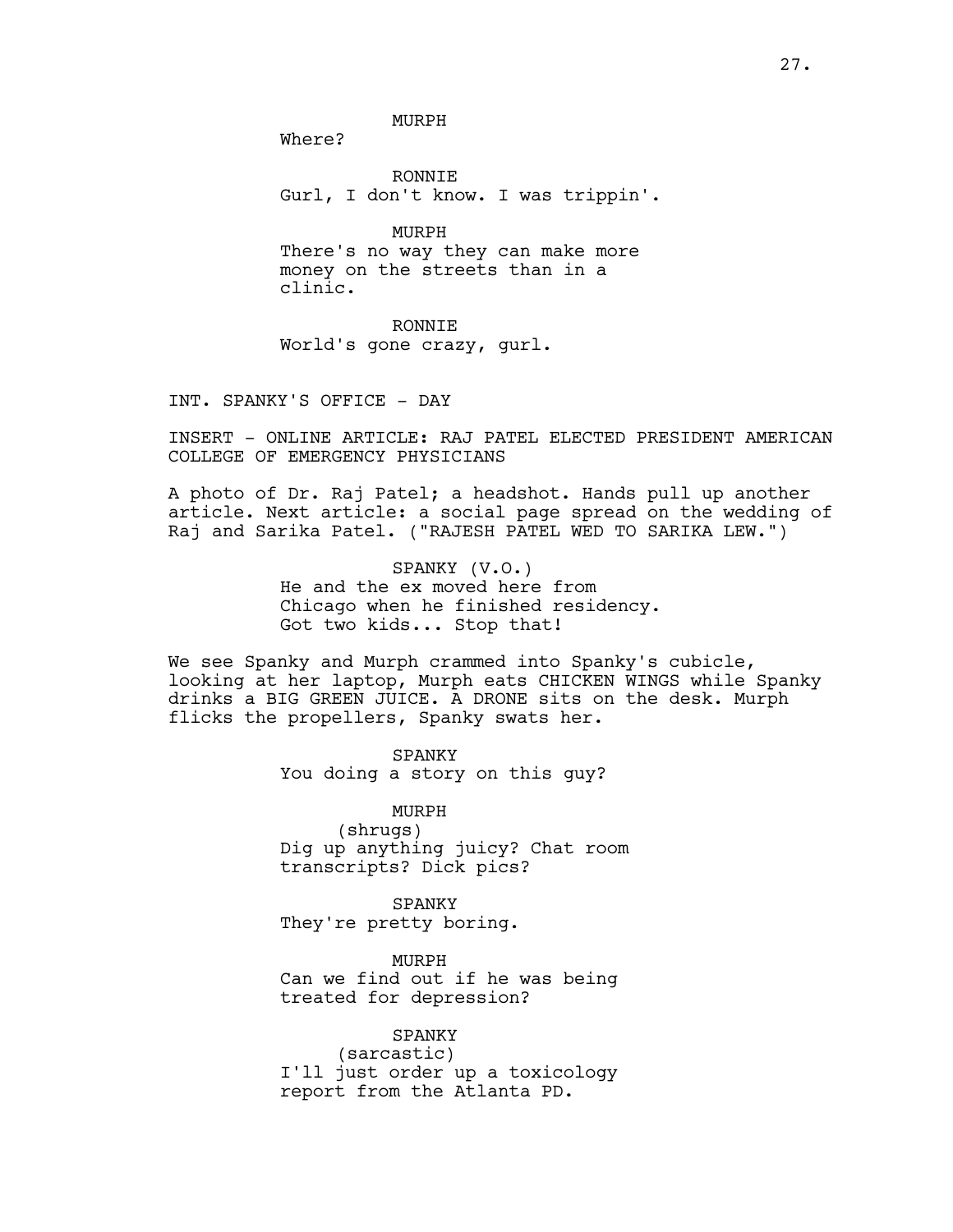MURPH
Where?

RONNIE
Gurl, I don't know. I was trippin'.

MURPH
There's no way they can make more money on the streets than in a clinic.

RONNIE
World's gone crazy, gurl.

INT. SPANKY'S OFFICE - DAY

INSERT - ONLINE ARTICLE: RAJ PATEL ELECTED PRESIDENT AMERICAN COLLEGE OF EMERGENCY PHYSICIANS

A photo of Dr. Raj Patel; a headshot. Hands pull up another article. Next article: a social page spread on the wedding of Raj and Sarika Patel. ("RAJESH PATEL WED TO SARIKA LEW.")

SPANKY (V.O.)
He and the ex moved here from Chicago when he finished residency. Got two kids... Stop that!

We see Spanky and Murph crammed into Spanky's cubicle, looking at her laptop, Murph eats CHICKEN WINGS while Spanky drinks a BIG GREEN JUICE. A DRONE sits on the desk. Murph flicks the propellers, Spanky swats her.

SPANKY
You doing a story on this guy?

MURPH
(shrugs)
Dig up anything juicy? Chat room transcripts? Dick pics?

SPANKY
They're pretty boring.

MURPH
Can we find out if he was being treated for depression?

SPANKY
(sarcastic)
I'll just order up a toxicology report from the Atlanta PD.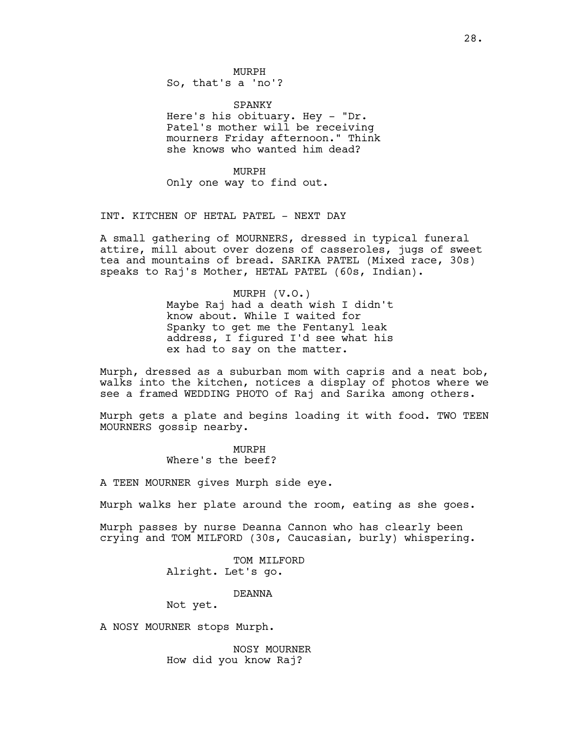MURPH
So, that's a 'no'?

SPANKY
Here's his obituary. Hey - "Dr. Patel's mother will be receiving mourners Friday afternoon." Think she knows who wanted him dead?

MURPH
Only one way to find out.

INT. KITCHEN OF HETAL PATEL - NEXT DAY

A small gathering of MOURNERS, dressed in typical funeral attire, mill about over dozens of casseroles, jugs of sweet tea and mountains of bread. SARIKA PATEL (Mixed race, 30s) speaks to Raj's Mother, HETAL PATEL (60s, Indian).

MURPH (V.O.)
Maybe Raj had a death wish I didn't know about. While I waited for Spanky to get me the Fentanyl leak address, I figured I'd see what his ex had to say on the matter.

Murph, dressed as a suburban mom with capris and a neat bob, walks into the kitchen, notices a display of photos where we see a framed WEDDING PHOTO of Raj and Sarika among others.

Murph gets a plate and begins loading it with food. TWO TEEN MOURNERS gossip nearby.

MURPH
Where's the beef?

A TEEN MOURNER gives Murph side eye.

Murph walks her plate around the room, eating as she goes.

Murph passes by nurse Deanna Cannon who has clearly been crying and TOM MILFORD (30s, Caucasian, burly) whispering.

TOM MILFORD
Alright. Let's go.

DEANNA
Not yet.

A NOSY MOURNER stops Murph.

NOSY MOURNER
How did you know Raj?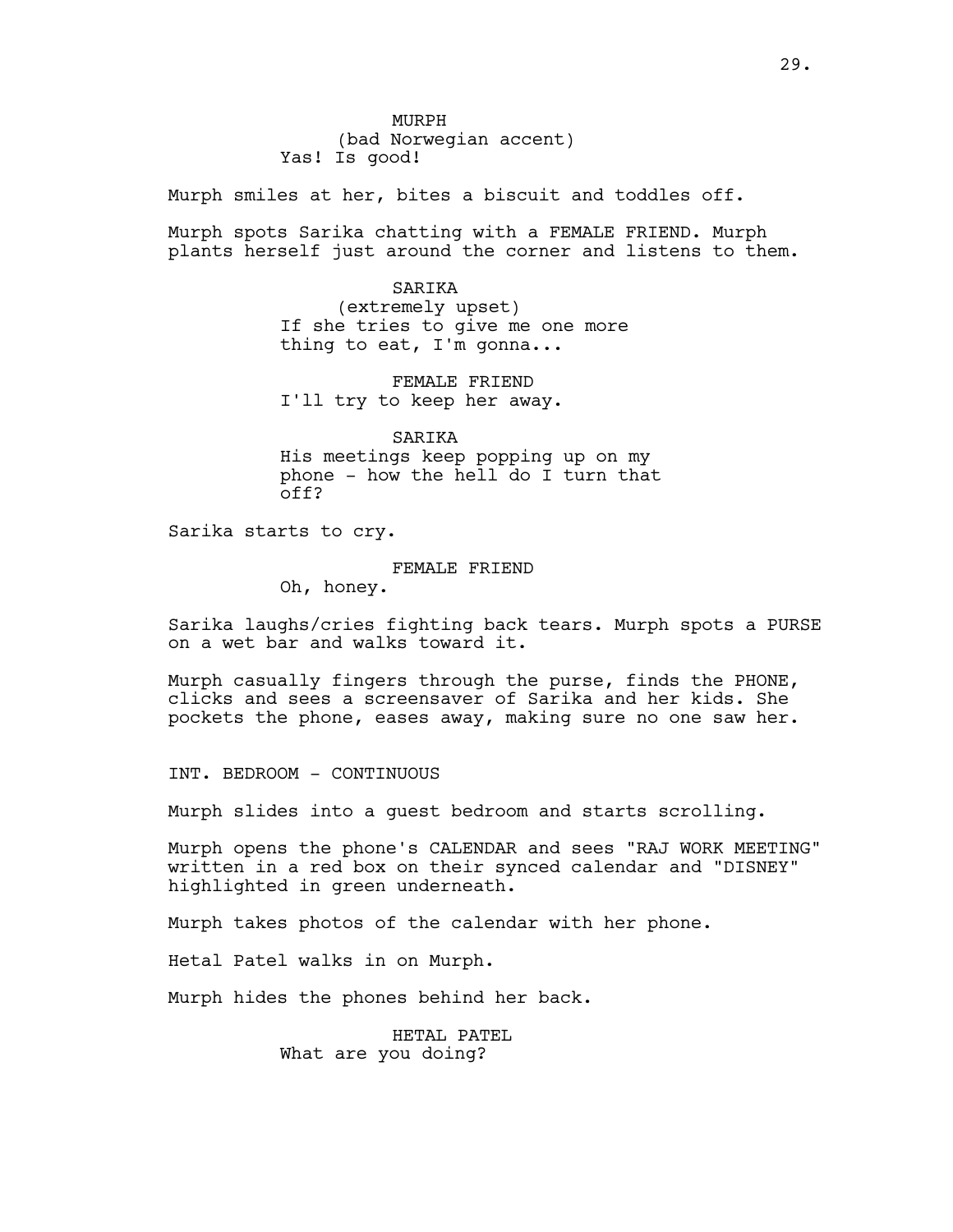MURPH
(bad Norwegian accent)
Yas! Is good!

Murph smiles at her, bites a biscuit and toddles off.

Murph spots Sarika chatting with a FEMALE FRIEND. Murph plants herself just around the corner and listens to them.

SARIKA
(extremely upset)
If she tries to give me one more thing to eat, I'm gonna...

FEMALE FRIEND
I'll try to keep her away.

SARIKA
His meetings keep popping up on my phone - how the hell do I turn that off?

Sarika starts to cry.

FEMALE FRIEND
Oh, honey.

Sarika laughs/cries fighting back tears. Murph spots a PURSE on a wet bar and walks toward it.

Murph casually fingers through the purse, finds the PHONE, clicks and sees a screensaver of Sarika and her kids. She pockets the phone, eases away, making sure no one saw her.

INT. BEDROOM - CONTINUOUS

Murph slides into a guest bedroom and starts scrolling.

Murph opens the phone's CALENDAR and sees "RAJ WORK MEETING" written in a red box on their synced calendar and "DISNEY" highlighted in green underneath.

Murph takes photos of the calendar with her phone.

Hetal Patel walks in on Murph.

Murph hides the phones behind her back.

HETAL PATEL
What are you doing?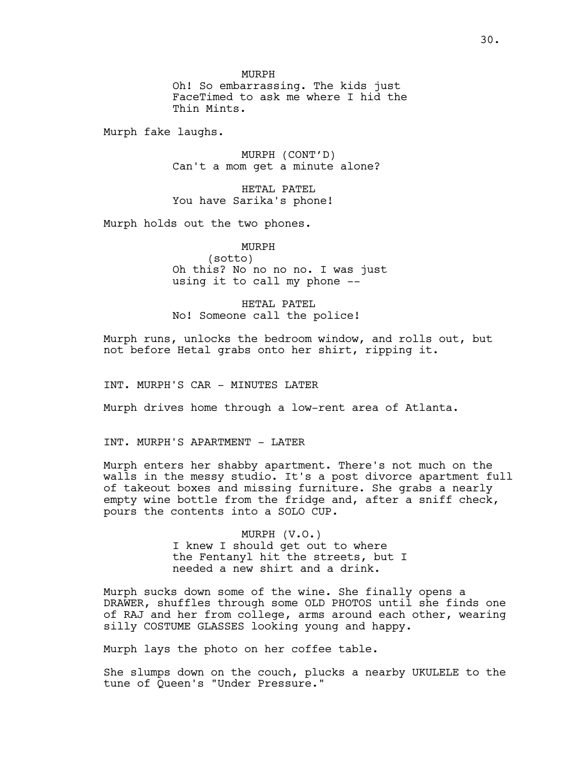MURPH
Oh! So embarrassing. The kids just FaceTimed to ask me where I hid the Thin Mints.

Murph fake laughs.

MURPH (CONT'D)
Can't a mom get a minute alone?

HETAL PATEL
You have Sarika's phone!

Murph holds out the two phones.

MURPH
(sotto)
Oh this? No no no no. I was just using it to call my phone --

HETAL PATEL
No! Someone call the police!

Murph runs, unlocks the bedroom window, and rolls out, but not before Hetal grabs onto her shirt, ripping it.

INT. MURPH'S CAR - MINUTES LATER

Murph drives home through a low-rent area of Atlanta.

INT. MURPH'S APARTMENT - LATER

Murph enters her shabby apartment. There's not much on the walls in the messy studio. It's a post divorce apartment full of takeout boxes and missing furniture. She grabs a nearly empty wine bottle from the fridge and, after a sniff check, pours the contents into a SOLO CUP.

MURPH (V.O.)
I knew I should get out to where the Fentanyl hit the streets, but I needed a new shirt and a drink.

Murph sucks down some of the wine. She finally opens a DRAWER, shuffles through some OLD PHOTOS until she finds one of RAJ and her from college, arms around each other, wearing silly COSTUME GLASSES looking young and happy.

Murph lays the photo on her coffee table.

She slumps down on the couch, plucks a nearby UKULELE to the tune of Queen's "Under Pressure."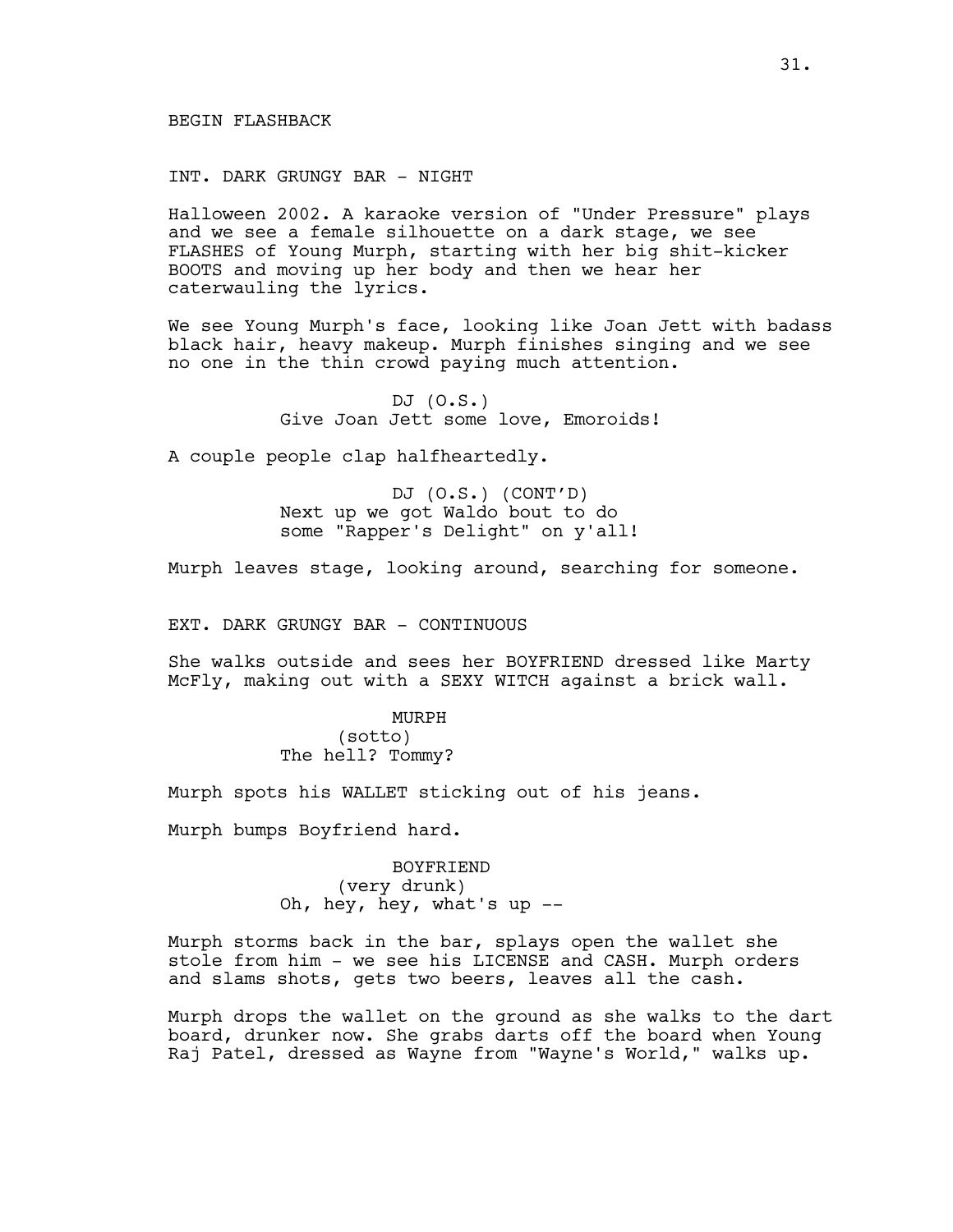BEGIN FLASHBACK

INT. DARK GRUNGY BAR - NIGHT

Halloween 2002. A karaoke version of "Under Pressure" plays and we see a female silhouette on a dark stage, we see FLASHES of Young Murph, starting with her big shit-kicker BOOTS and moving up her body and then we hear her caterwauling the lyrics.

We see Young Murph's face, looking like Joan Jett with badass black hair, heavy makeup. Murph finishes singing and we see no one in the thin crowd paying much attention.

DJ (O.S.)
Give Joan Jett some love, Emoroids!

A couple people clap halfheartedly.

DJ (O.S.) (CONT'D)
Next up we got Waldo bout to do some "Rapper's Delight" on y'all!

Murph leaves stage, looking around, searching for someone.

EXT. DARK GRUNGY BAR - CONTINUOUS

She walks outside and sees her BOYFRIEND dressed like Marty McFly, making out with a SEXY WITCH against a brick wall.

MURPH
(sotto)
The hell? Tommy?

Murph spots his WALLET sticking out of his jeans.

Murph bumps Boyfriend hard.

BOYFRIEND
(very drunk)
Oh, hey, hey, what's up --

Murph storms back in the bar, splays open the wallet she stole from him - we see his LICENSE and CASH. Murph orders and slams shots, gets two beers, leaves all the cash.

Murph drops the wallet on the ground as she walks to the dart board, drunker now. She grabs darts off the board when Young Raj Patel, dressed as Wayne from "Wayne's World," walks up.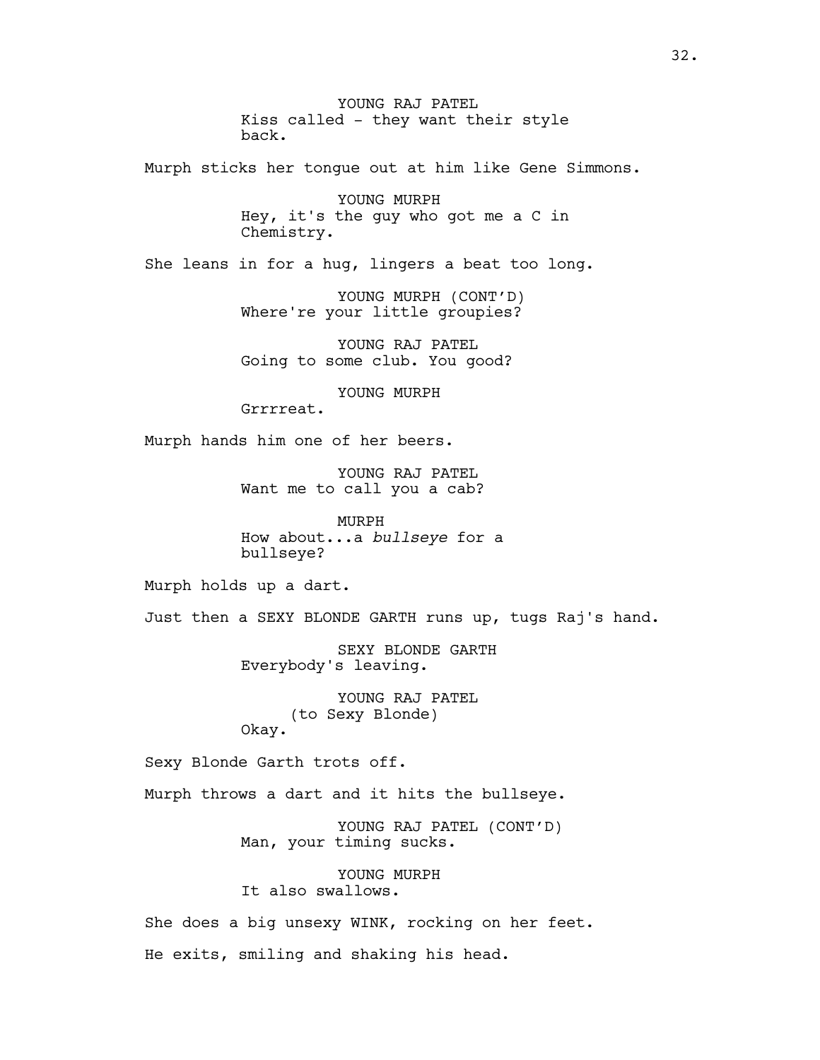YOUNG RAJ PATEL
Kiss called - they want their style back.

Murph sticks her tongue out at him like Gene Simmons.

YOUNG MURPH
Hey, it's the guy who got me a C in Chemistry.

She leans in for a hug, lingers a beat too long.

YOUNG MURPH (CONT'D)
Where're your little groupies?

YOUNG RAJ PATEL
Going to some club. You good?

YOUNG MURPH
Grrrreat.

Murph hands him one of her beers.

YOUNG RAJ PATEL
Want me to call you a cab?

MURPH
How about...a *bullseye* for a bullseye?

Murph holds up a dart.

Just then a SEXY BLONDE GARTH runs up, tugs Raj's hand.

SEXY BLONDE GARTH
Everybody's leaving.

YOUNG RAJ PATEL
(to Sexy Blonde)
Okay.

Sexy Blonde Garth trots off.

Murph throws a dart and it hits the bullseye.

YOUNG RAJ PATEL (CONT'D)
Man, your timing sucks.

YOUNG MURPH
It also swallows.

She does a big unsexy WINK, rocking on her feet.

He exits, smiling and shaking his head.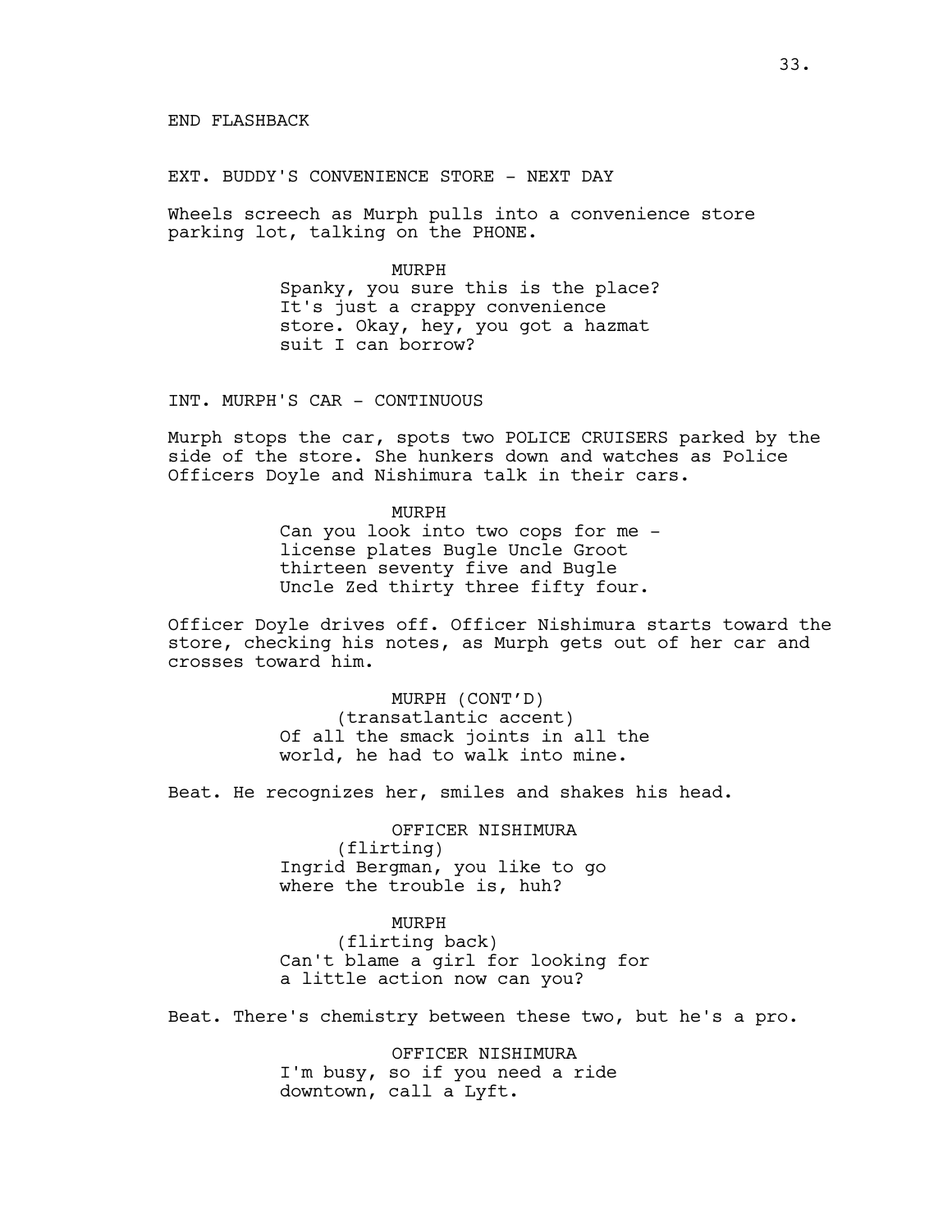END FLASHBACK

EXT. BUDDY'S CONVENIENCE STORE - NEXT DAY

Wheels screech as Murph pulls into a convenience store parking lot, talking on the PHONE.

MURPH
Spanky, you sure this is the place? It's just a crappy convenience store. Okay, hey, you got a hazmat suit I can borrow?

INT. MURPH'S CAR - CONTINUOUS

Murph stops the car, spots two POLICE CRUISERS parked by the side of the store. She hunkers down and watches as Police Officers Doyle and Nishimura talk in their cars.

MURPH
Can you look into two cops for me - license plates Bugle Uncle Groot thirteen seventy five and Bugle Uncle Zed thirty three fifty four.

Officer Doyle drives off. Officer Nishimura starts toward the store, checking his notes, as Murph gets out of her car and crosses toward him.

MURPH (CONT'D)
(transatlantic accent)
Of all the smack joints in all the world, he had to walk into mine.

Beat. He recognizes her, smiles and shakes his head.

OFFICER NISHIMURA
(flirting)
Ingrid Bergman, you like to go where the trouble is, huh?

MURPH
(flirting back)
Can't blame a girl for looking for a little action now can you?

Beat. There's chemistry between these two, but he's a pro.

OFFICER NISHIMURA
I'm busy, so if you need a ride downtown, call a Lyft.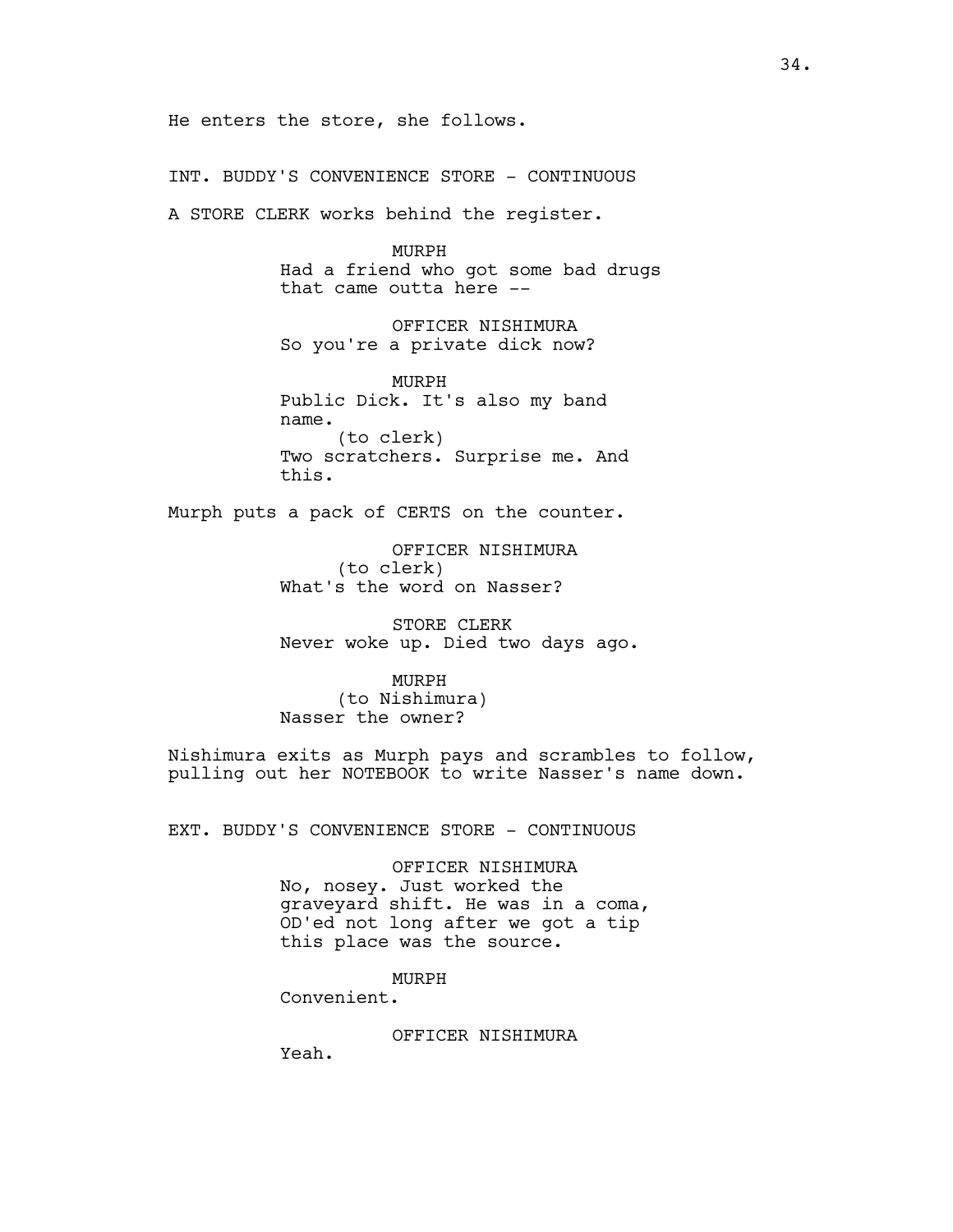He enters the store, she follows.

INT. BUDDY'S CONVENIENCE STORE - CONTINUOUS

A STORE CLERK works behind the register.

MURPH
Had a friend who got some bad drugs that came outta here --

OFFICER NISHIMURA
So you're a private dick now?

MURPH
Public Dick. It's also my band name.
(to clerk)
Two scratchers. Surprise me. And this.

Murph puts a pack of CERTS on the counter.

OFFICER NISHIMURA
(to clerk)
What's the word on Nasser?

STORE CLERK
Never woke up. Died two days ago.

MURPH
(to Nishimura)
Nasser the owner?

Nishimura exits as Murph pays and scrambles to follow, pulling out her NOTEBOOK to write Nasser's name down.

EXT. BUDDY'S CONVENIENCE STORE - CONTINUOUS

OFFICER NISHIMURA
No, nosey. Just worked the graveyard shift. He was in a coma, OD'ed not long after we got a tip this place was the source.

MURPH
Convenient.

OFFICER NISHIMURA
Yeah.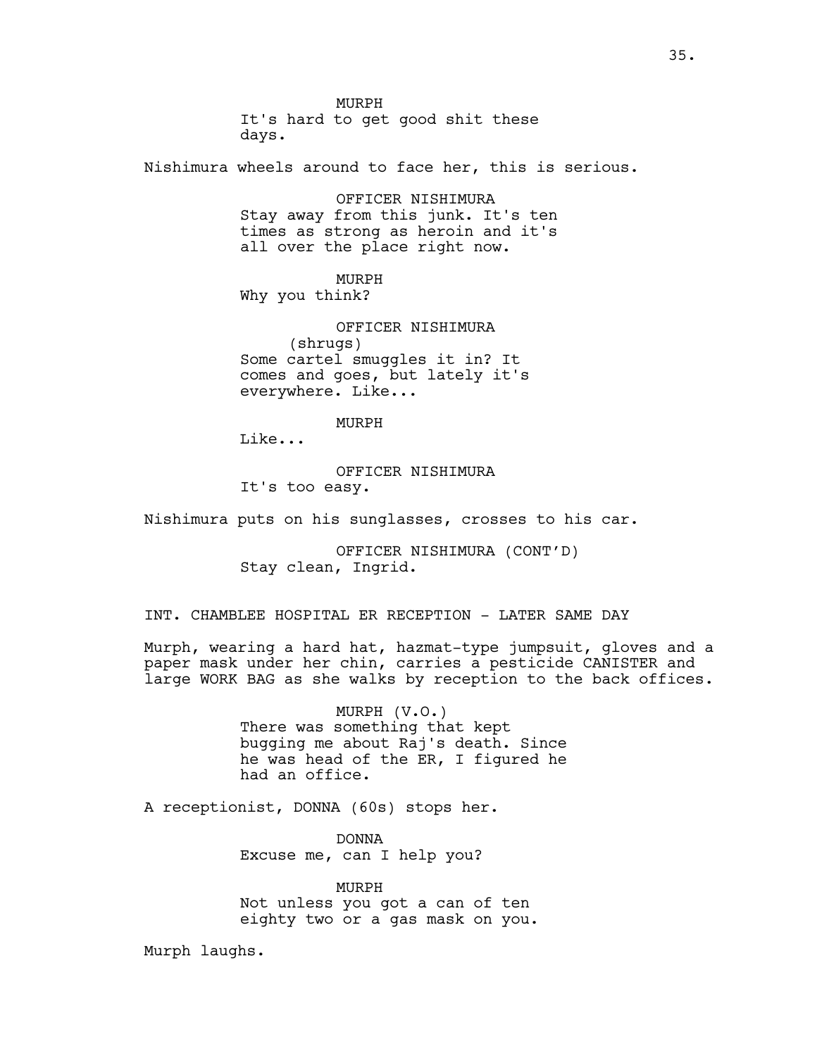MURPH
It's hard to get good shit these days.

Nishimura wheels around to face her, this is serious.

OFFICER NISHIMURA
Stay away from this junk. It's ten times as strong as heroin and it's all over the place right now.

MURPH
Why you think?

OFFICER NISHIMURA
(shrugs)
Some cartel smuggles it in? It comes and goes, but lately it's everywhere. Like...

MURPH
Like...

OFFICER NISHIMURA
It's too easy.

Nishimura puts on his sunglasses, crosses to his car.

OFFICER NISHIMURA (CONT'D)
Stay clean, Ingrid.

INT. CHAMBLEE HOSPITAL ER RECEPTION - LATER SAME DAY

Murph, wearing a hard hat, hazmat-type jumpsuit, gloves and a paper mask under her chin, carries a pesticide CANISTER and large WORK BAG as she walks by reception to the back offices.

MURPH (V.O.)
There was something that kept bugging me about Raj's death. Since he was head of the ER, I figured he had an office.

A receptionist, DONNA (60s) stops her.

DONNA
Excuse me, can I help you?

MURPH
Not unless you got a can of ten eighty two or a gas mask on you.

Murph laughs.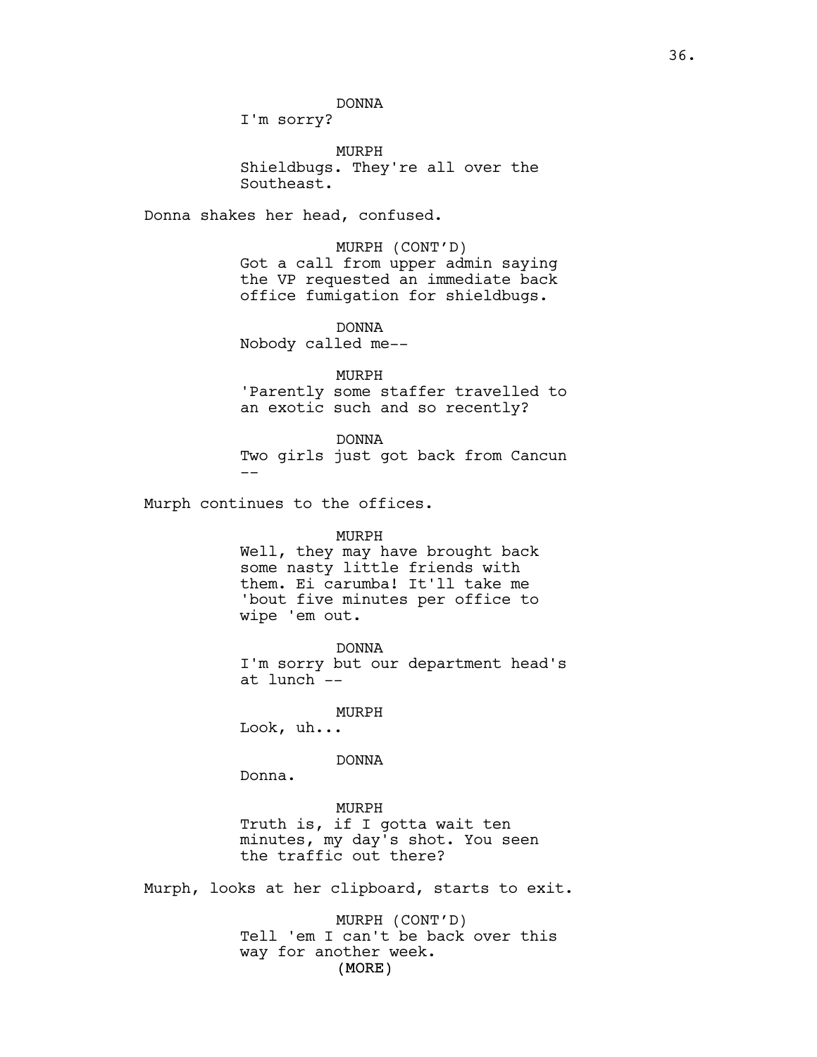DONNA

I'm sorry?

MURPH

Shieldbugs. They're all over the Southeast.

Donna shakes her head, confused.

MURPH (CONT'D)

Got a call from upper admin saying the VP requested an immediate back office fumigation for shieldbugs.

DONNA

Nobody called me--

MURPH

'Parently some staffer travelled to an exotic such and so recently?

DONNA

Two girls just got back from Cancun --

Murph continues to the offices.

MURPH

Well, they may have brought back some nasty little friends with them. Ei carumba! It'll take me 'bout five minutes per office to wipe 'em out.

DONNA

I'm sorry but our department head's at lunch --

MURPH

Look, uh...

DONNA

Donna.

MURPH

Truth is, if I gotta wait ten minutes, my day's shot. You seen the traffic out there?

Murph, looks at her clipboard, starts to exit.

MURPH (CONT'D)

Tell 'em I can't be back over this way for another week.

(MORE)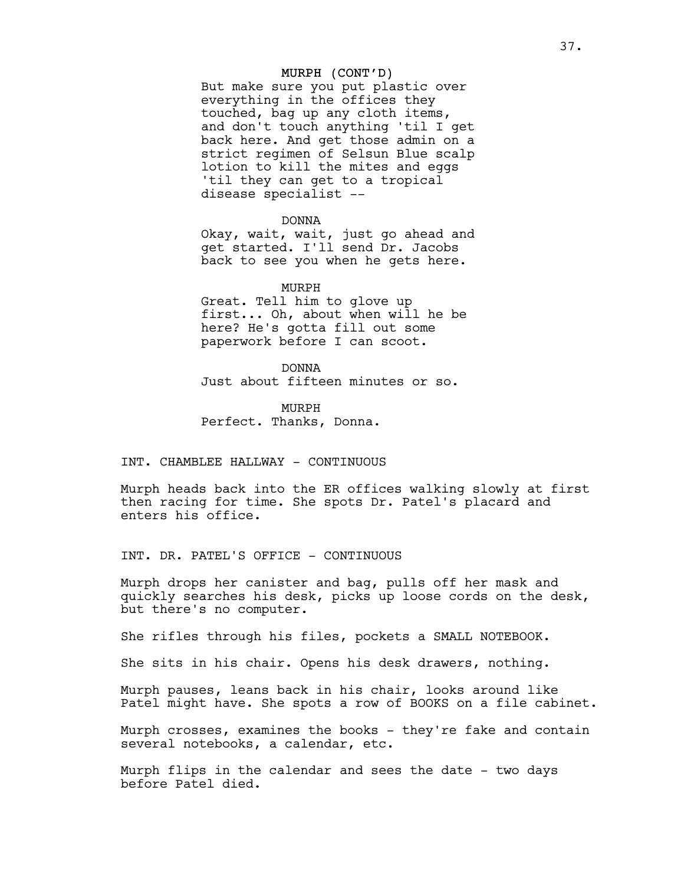MURPH (CONT'D)
But make sure you put plastic over everything in the offices they touched, bag up any cloth items, and don't touch anything 'til I get back here. And get those admin on a strict regimen of Selsun Blue scalp lotion to kill the mites and eggs 'til they can get to a tropical disease specialist --

DONNA
Okay, wait, wait, just go ahead and get started. I'll send Dr. Jacobs back to see you when he gets here.

MURPH
Great. Tell him to glove up first... Oh, about when will he be here? He's gotta fill out some paperwork before I can scoot.

DONNA
Just about fifteen minutes or so.

MURPH
Perfect. Thanks, Donna.

INT. CHAMBLEE HALLWAY - CONTINUOUS

Murph heads back into the ER offices walking slowly at first then racing for time. She spots Dr. Patel's placard and enters his office.

INT. DR. PATEL'S OFFICE - CONTINUOUS

Murph drops her canister and bag, pulls off her mask and quickly searches his desk, picks up loose cords on the desk, but there's no computer.

She rifles through his files, pockets a SMALL NOTEBOOK.

She sits in his chair. Opens his desk drawers, nothing.

Murph pauses, leans back in his chair, looks around like Patel might have. She spots a row of BOOKS on a file cabinet.

Murph crosses, examines the books - they're fake and contain several notebooks, a calendar, etc.

Murph flips in the calendar and sees the date - two days before Patel died.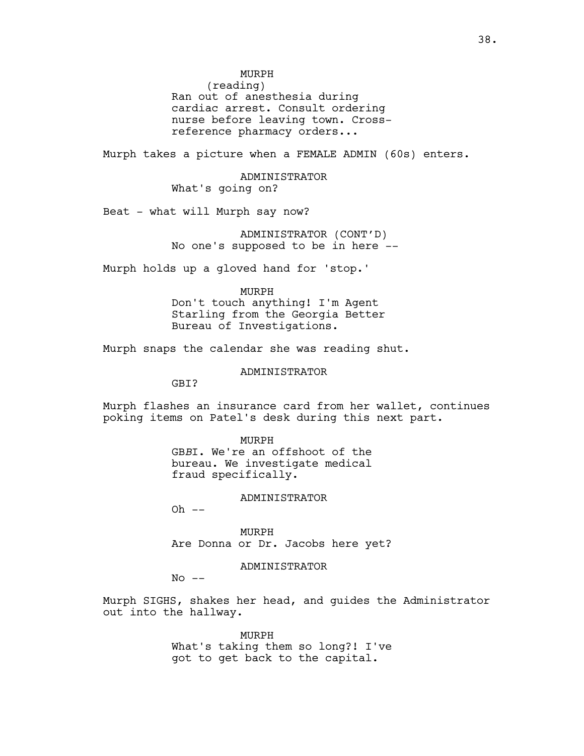MURPH
(reading)
Ran out of anesthesia during cardiac arrest. Consult ordering nurse before leaving town. Cross-reference pharmacy orders...

Murph takes a picture when a FEMALE ADMIN (60s) enters.

ADMINISTRATOR
What's going on?

Beat - what will Murph say now?

ADMINISTRATOR (CONT'D)
No one's supposed to be in here --

Murph holds up a gloved hand for 'stop.'

MURPH
Don't touch anything! I'm Agent Starling from the Georgia Better Bureau of Investigations.

Murph snaps the calendar she was reading shut.

ADMINISTRATOR
GBI?

Murph flashes an insurance card from her wallet, continues poking items on Patel's desk during this next part.

MURPH
GB*B*I. We're an offshoot of the bureau. We investigate medical fraud specifically.

ADMINISTRATOR
Oh --

MURPH
Are Donna or Dr. Jacobs here yet?

ADMINISTRATOR
No --

Murph SIGHS, shakes her head, and guides the Administrator out into the hallway.

MURPH
What's taking them so long?! I've got to get back to the capital.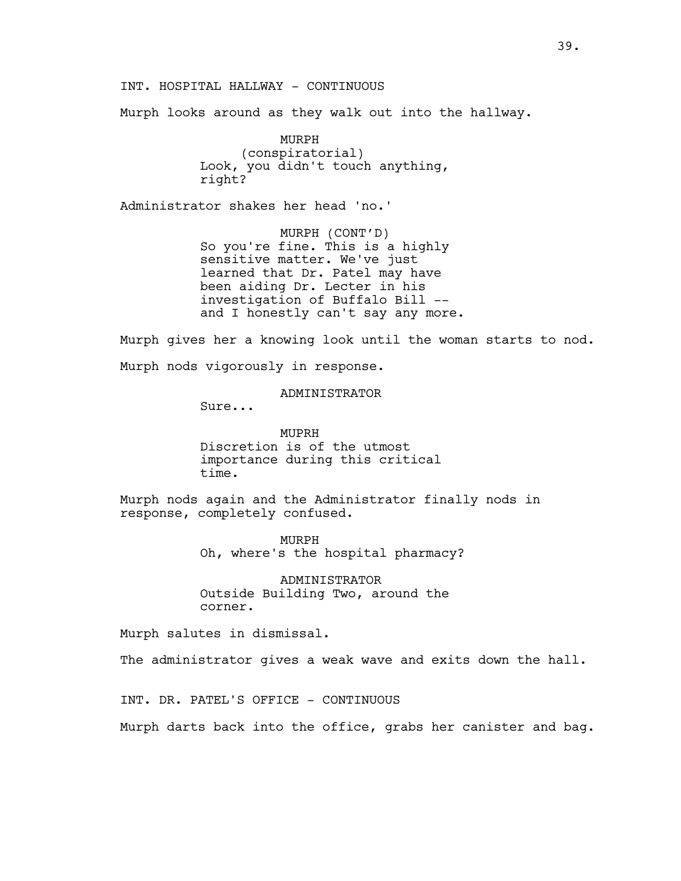INT. HOSPITAL HALLWAY - CONTINUOUS

Murph looks around as they walk out into the hallway.

MURPH
(conspiratorial)
Look, you didn't touch anything, right?

Administrator shakes her head 'no.'

MURPH (CONT'D)
So you're fine. This is a highly sensitive matter. We've just learned that Dr. Patel may have been aiding Dr. Lecter in his investigation of Buffalo Bill -- and I honestly can't say any more.

Murph gives her a knowing look until the woman starts to nod.

Murph nods vigorously in response.

ADMINISTRATOR
Sure...

MUPRH
Discretion is of the utmost importance during this critical time.

Murph nods again and the Administrator finally nods in response, completely confused.

MURPH
Oh, where's the hospital pharmacy?

ADMINISTRATOR
Outside Building Two, around the corner.

Murph salutes in dismissal.

The administrator gives a weak wave and exits down the hall.

INT. DR. PATEL'S OFFICE - CONTINUOUS

Murph darts back into the office, grabs her canister and bag.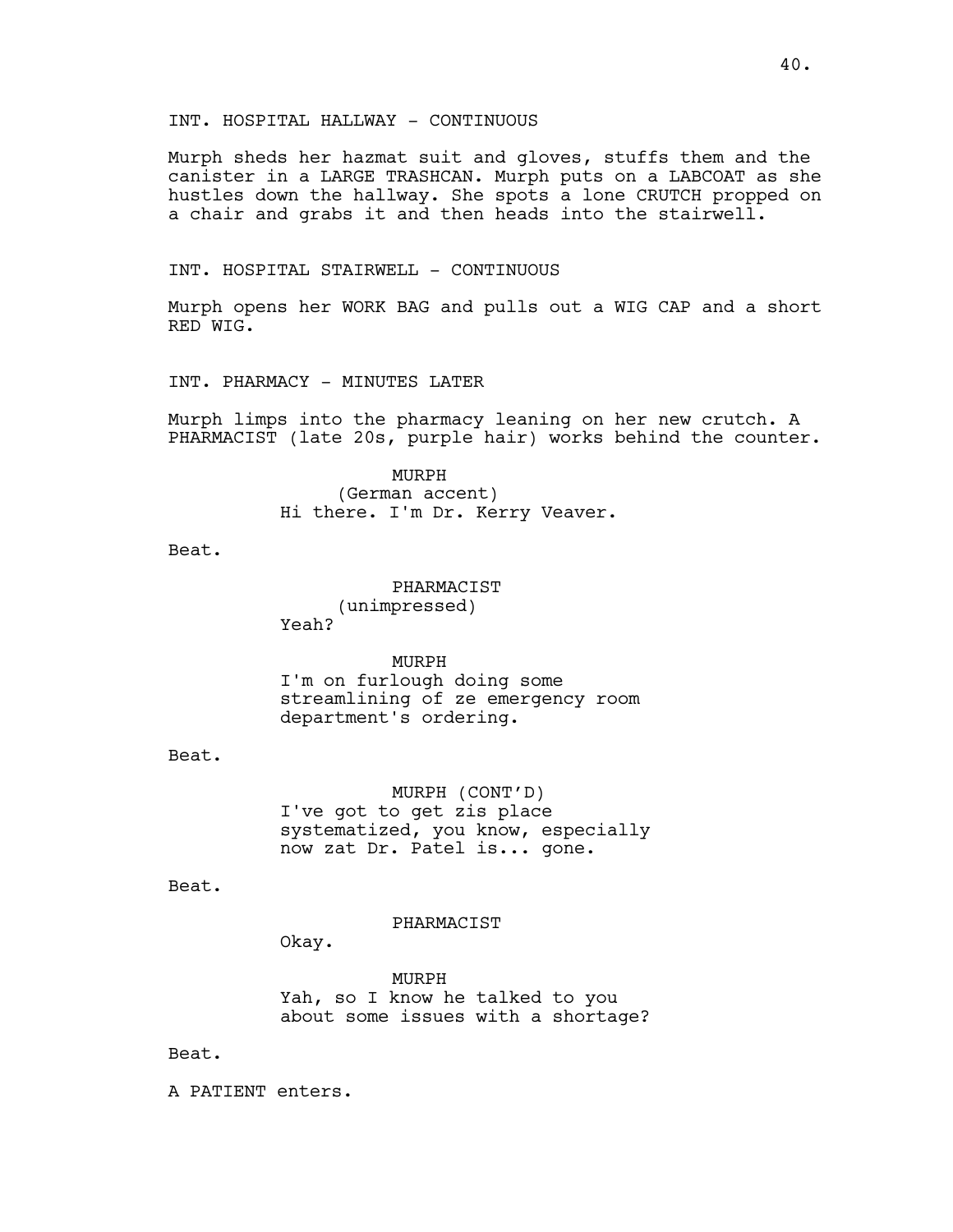INT. HOSPITAL HALLWAY - CONTINUOUS

Murph sheds her hazmat suit and gloves, stuffs them and the canister in a LARGE TRASHCAN. Murph puts on a LABCOAT as she hustles down the hallway. She spots a lone CRUTCH propped on a chair and grabs it and then heads into the stairwell.

INT. HOSPITAL STAIRWELL - CONTINUOUS

Murph opens her WORK BAG and pulls out a WIG CAP and a short RED WIG.

INT. PHARMACY - MINUTES LATER

Murph limps into the pharmacy leaning on her new crutch. A PHARMACIST (late 20s, purple hair) works behind the counter.

MURPH
(German accent)
Hi there. I'm Dr. Kerry Veaver.

Beat.

PHARMACIST
(unimpressed)
Yeah?

MURPH
I'm on furlough doing some streamlining of ze emergency room department's ordering.

Beat.

MURPH (CONT'D)
I've got to get zis place systematized, you know, especially now zat Dr. Patel is... gone.

Beat.

PHARMACIST
Okay.

MURPH
Yah, so I know he talked to you about some issues with a shortage?

Beat.

A PATIENT enters.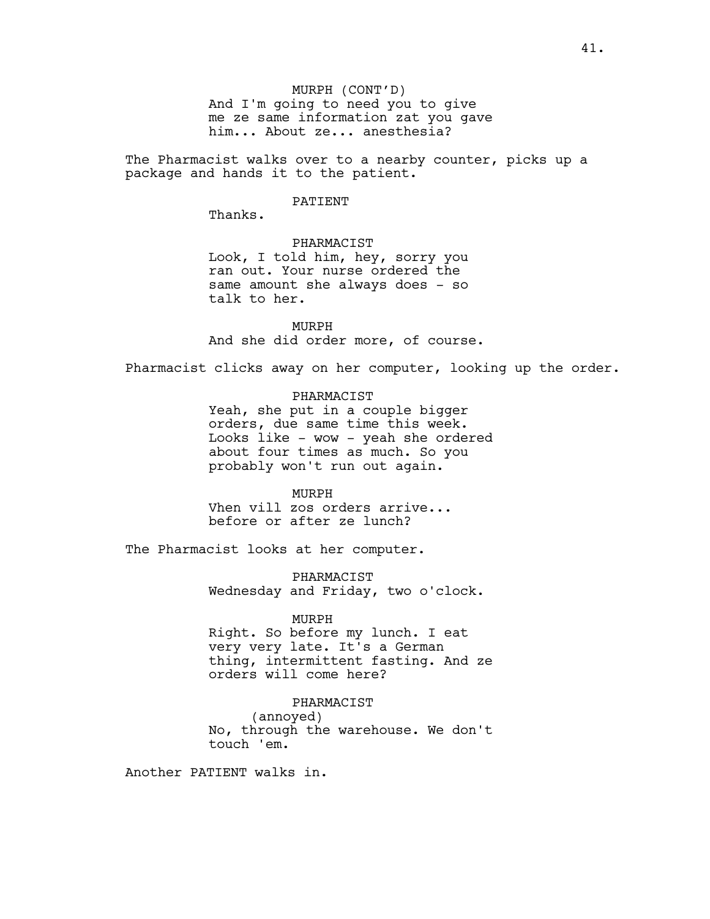MURPH (CONT'D)
And I'm going to need you to give me ze same information zat you gave him... About ze... anesthesia?

The Pharmacist walks over to a nearby counter, picks up a package and hands it to the patient.

PATIENT
Thanks.

PHARMACIST
Look, I told him, hey, sorry you ran out. Your nurse ordered the same amount she always does - so talk to her.

MURPH
And she did order more, of course.

Pharmacist clicks away on her computer, looking up the order.

PHARMACIST
Yeah, she put in a couple bigger orders, due same time this week. Looks like - wow - yeah she ordered about four times as much. So you probably won't run out again.

MURPH
Vhen vill zos orders arrive... before or after ze lunch?

The Pharmacist looks at her computer.

PHARMACIST
Wednesday and Friday, two o'clock.

MURPH
Right. So before my lunch. I eat very very late. It's a German thing, intermittent fasting. And ze orders will come here?

PHARMACIST
(annoyed)
No, through the warehouse. We don't touch 'em.

Another PATIENT walks in.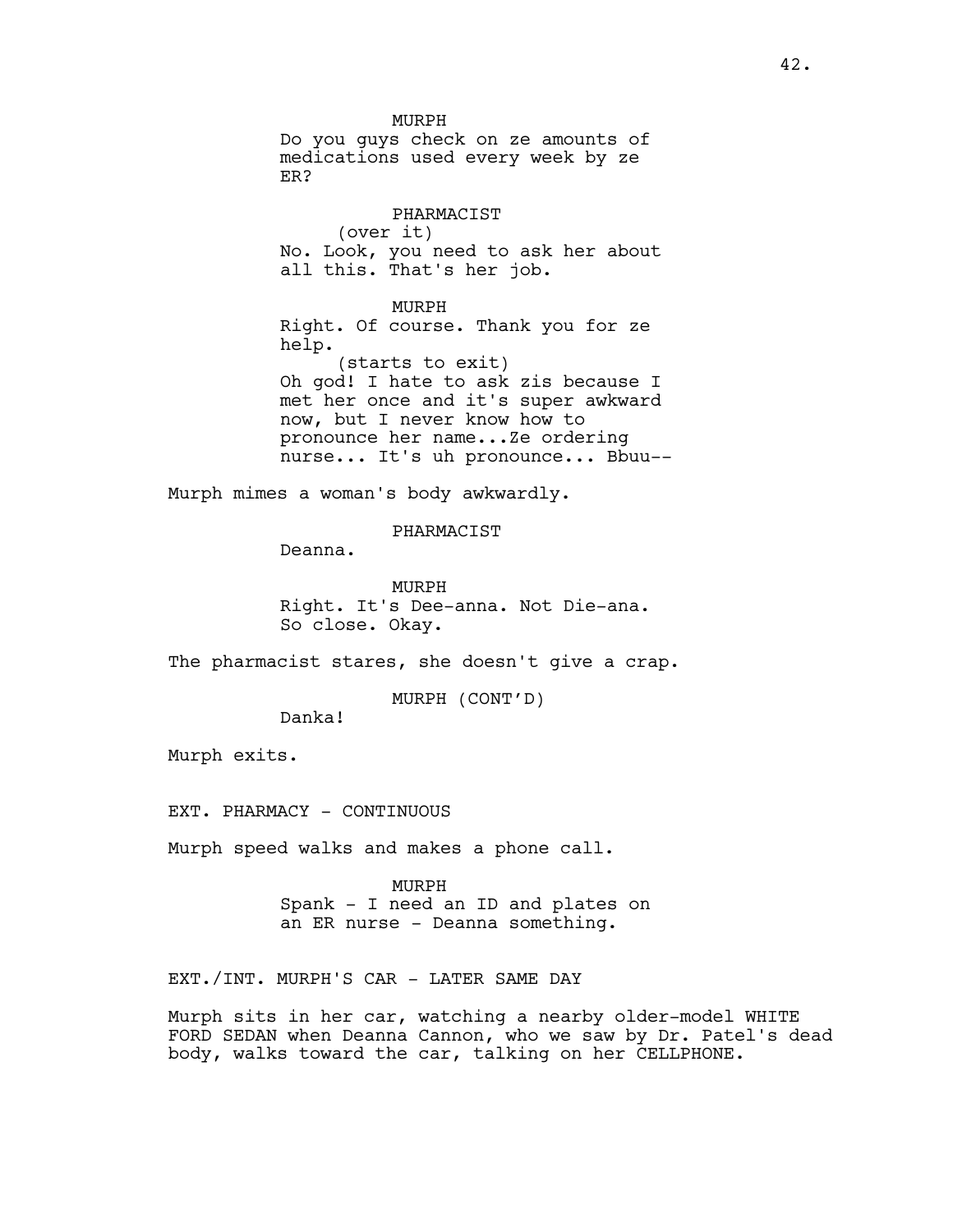MURPH
Do you guys check on ze amounts of medications used every week by ze ER?

PHARMACIST
(over it)
No. Look, you need to ask her about all this. That's her job.

MURPH
Right. Of course. Thank you for ze help.
(starts to exit)
Oh god! I hate to ask zis because I met her once and it's super awkward now, but I never know how to pronounce her name...Ze ordering nurse... It's uh pronounce... Bbuu--

Murph mimes a woman's body awkwardly.

PHARMACIST
Deanna.

MURPH
Right. It's Dee-anna. Not Die-ana. So close. Okay.

The pharmacist stares, she doesn't give a crap.

MURPH (CONT'D)
Danka!

Murph exits.

EXT. PHARMACY - CONTINUOUS

Murph speed walks and makes a phone call.

MURPH
Spank - I need an ID and plates on an ER nurse - Deanna something.

EXT./INT. MURPH'S CAR - LATER SAME DAY

Murph sits in her car, watching a nearby older-model WHITE FORD SEDAN when Deanna Cannon, who we saw by Dr. Patel's dead body, walks toward the car, talking on her CELLPHONE.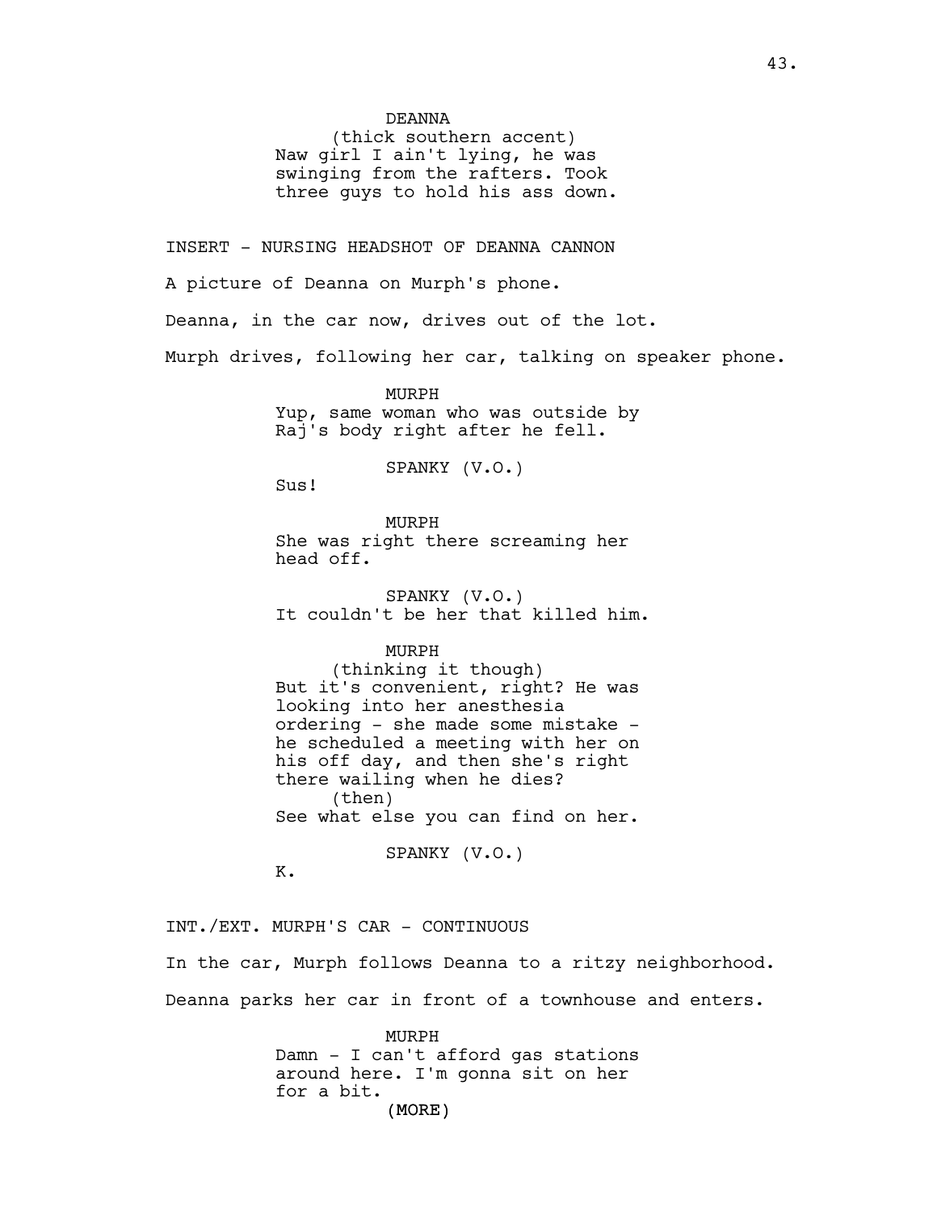DEANNA
(thick southern accent)
Naw girl I ain't lying, he was swinging from the rafters. Took three guys to hold his ass down.

INSERT - NURSING HEADSHOT OF DEANNA CANNON

A picture of Deanna on Murph's phone.

Deanna, in the car now, drives out of the lot.

Murph drives, following her car, talking on speaker phone.

MURPH
Yup, same woman who was outside by Raj's body right after he fell.

SPANKY (V.O.)
Sus!

MURPH
She was right there screaming her head off.

SPANKY (V.O.)
It couldn't be her that killed him.

MURPH
(thinking it though)
But it's convenient, right? He was looking into her anesthesia ordering - she made some mistake - he scheduled a meeting with her on his off day, and then she's right there wailing when he dies?
(then)
See what else you can find on her.

SPANKY (V.O.)
K.

INT./EXT. MURPH'S CAR - CONTINUOUS

In the car, Murph follows Deanna to a ritzy neighborhood.

Deanna parks her car in front of a townhouse and enters.

MURPH
Damn - I can't afford gas stations around here. I'm gonna sit on her for a bit.
(MORE)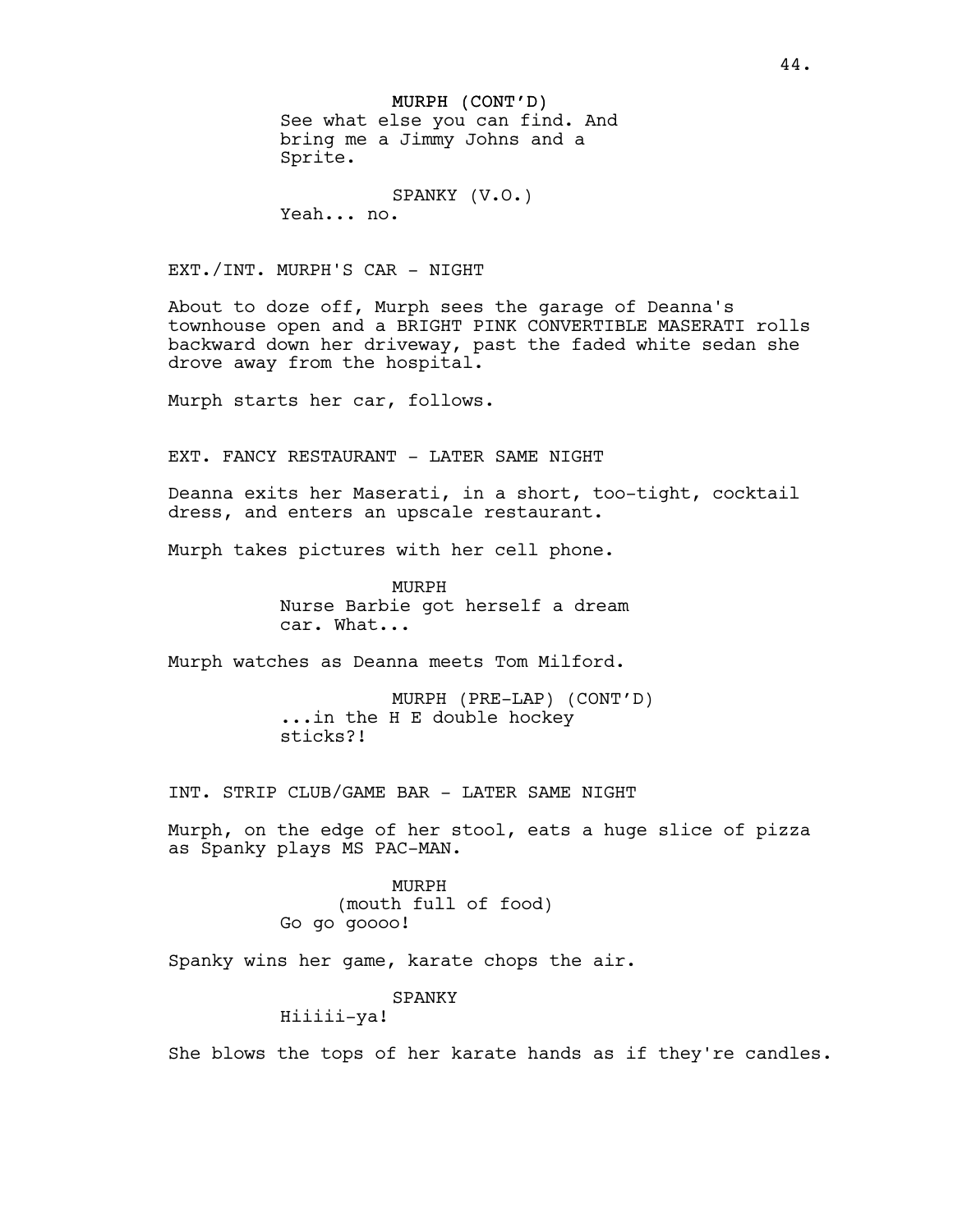MURPH (CONT'D)
See what else you can find. And bring me a Jimmy Johns and a Sprite.

SPANKY (V.O.)
Yeah... no.

EXT./INT. MURPH'S CAR - NIGHT

About to doze off, Murph sees the garage of Deanna's townhouse open and a BRIGHT PINK CONVERTIBLE MASERATI rolls backward down her driveway, past the faded white sedan she drove away from the hospital.

Murph starts her car, follows.

EXT. FANCY RESTAURANT - LATER SAME NIGHT

Deanna exits her Maserati, in a short, too-tight, cocktail dress, and enters an upscale restaurant.

Murph takes pictures with her cell phone.

MURPH
Nurse Barbie got herself a dream car. What...

Murph watches as Deanna meets Tom Milford.

MURPH (PRE-LAP) (CONT'D)
...in the H E double hockey sticks?!

INT. STRIP CLUB/GAME BAR - LATER SAME NIGHT

Murph, on the edge of her stool, eats a huge slice of pizza as Spanky plays MS PAC-MAN.

MURPH
(mouth full of food)
Go go goooo!

Spanky wins her game, karate chops the air.

SPANKY
Hiiiii-ya!

She blows the tops of her karate hands as if they're candles.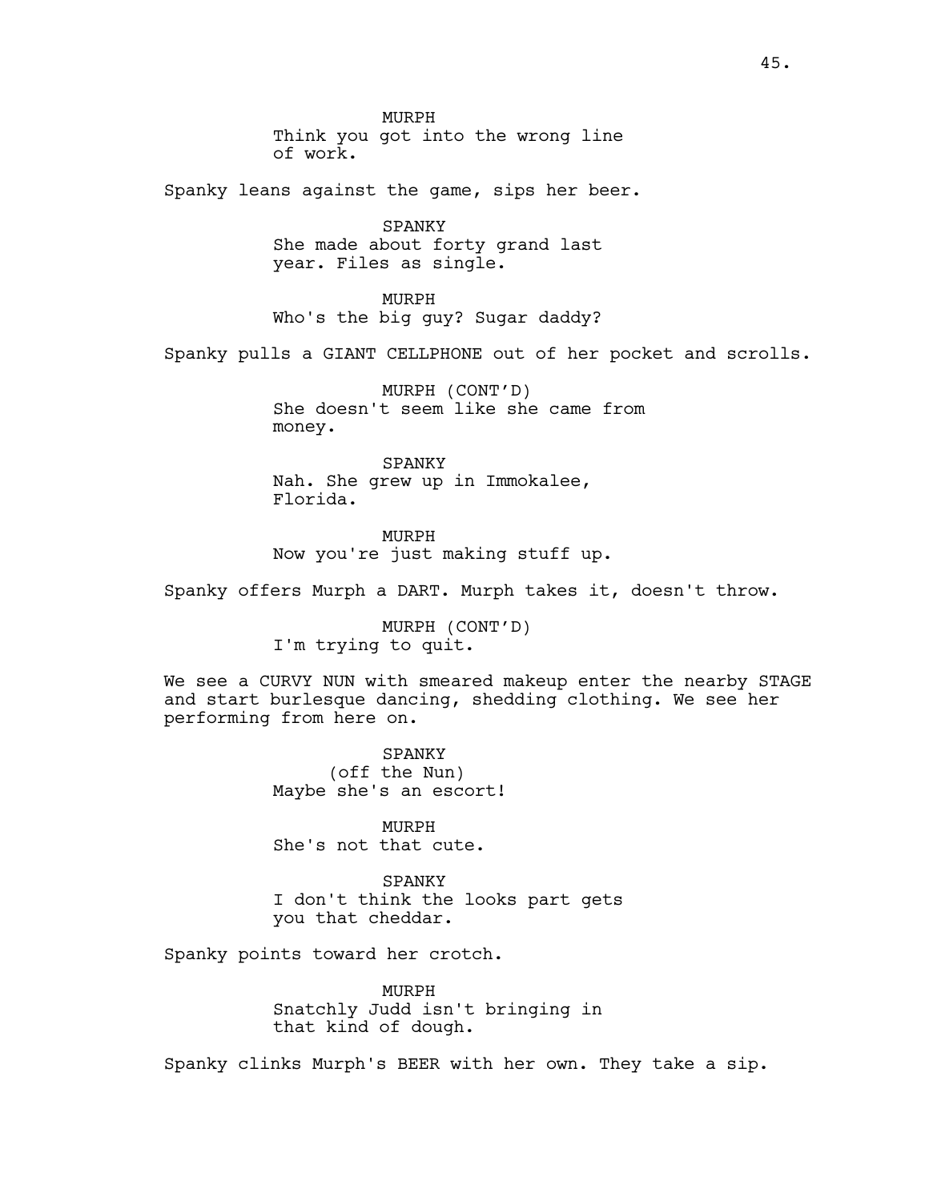MURPH
Think you got into the wrong line of work.

Spanky leans against the game, sips her beer.

SPANKY
She made about forty grand last year. Files as single.

MURPH
Who's the big guy? Sugar daddy?

Spanky pulls a GIANT CELLPHONE out of her pocket and scrolls.

MURPH (CONT'D)
She doesn't seem like she came from money.

SPANKY
Nah. She grew up in Immokalee, Florida.

MURPH
Now you're just making stuff up.

Spanky offers Murph a DART. Murph takes it, doesn't throw.

MURPH (CONT'D)
I'm trying to quit.

We see a CURVY NUN with smeared makeup enter the nearby STAGE and start burlesque dancing, shedding clothing. We see her performing from here on.

SPANKY
(off the Nun)
Maybe she's an escort!

MURPH
She's not that cute.

SPANKY
I don't think the looks part gets you that cheddar.

Spanky points toward her crotch.

MURPH
Snatchly Judd isn't bringing in that kind of dough.

Spanky clinks Murph's BEER with her own. They take a sip.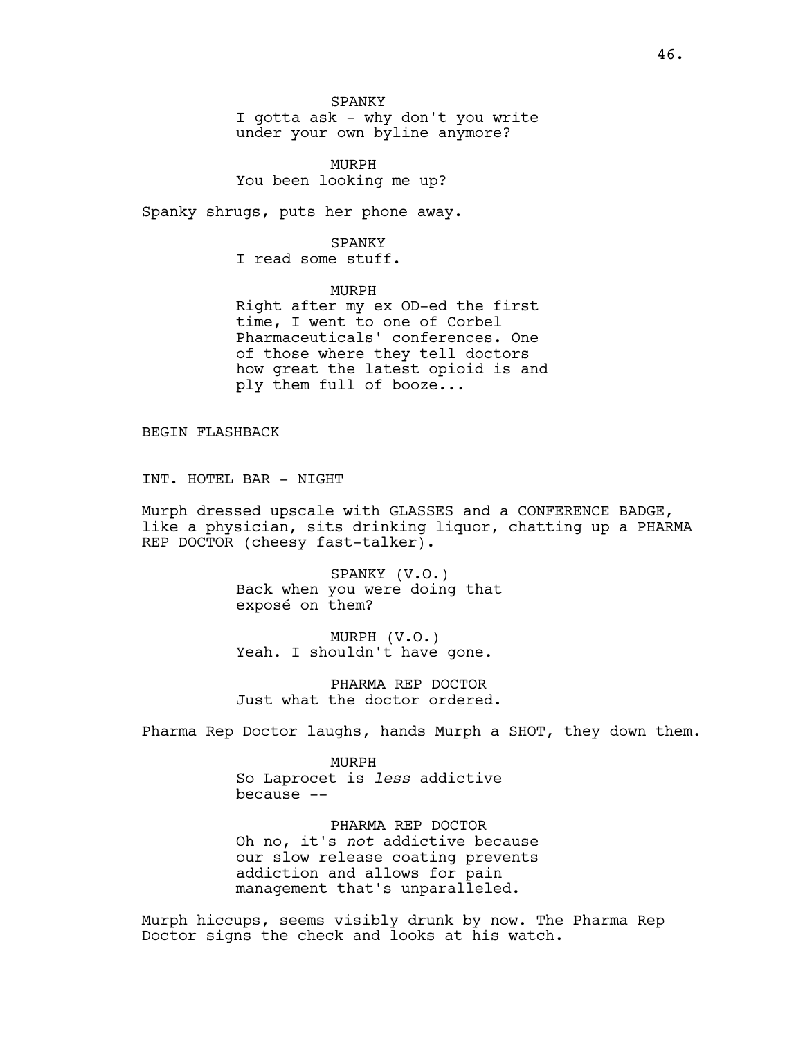SPANKY
I gotta ask - why don't you write under your own byline anymore?

MURPH
You been looking me up?

Spanky shrugs, puts her phone away.

SPANKY
I read some stuff.

MURPH
Right after my ex OD-ed the first time, I went to one of Corbel Pharmaceuticals' conferences. One of those where they tell doctors how great the latest opioid is and ply them full of booze...

BEGIN FLASHBACK

INT. HOTEL BAR - NIGHT

Murph dressed upscale with GLASSES and a CONFERENCE BADGE, like a physician, sits drinking liquor, chatting up a PHARMA REP DOCTOR (cheesy fast-talker).

SPANKY (V.O.)
Back when you were doing that exposé on them?

MURPH (V.O.)
Yeah. I shouldn't have gone.

PHARMA REP DOCTOR
Just what the doctor ordered.

Pharma Rep Doctor laughs, hands Murph a SHOT, they down them.

MURPH
So Laprocet is *less* addictive because --

PHARMA REP DOCTOR
Oh no, it's *not* addictive because our slow release coating prevents addiction and allows for pain management that's unparalleled.

Murph hiccups, seems visibly drunk by now. The Pharma Rep Doctor signs the check and looks at his watch.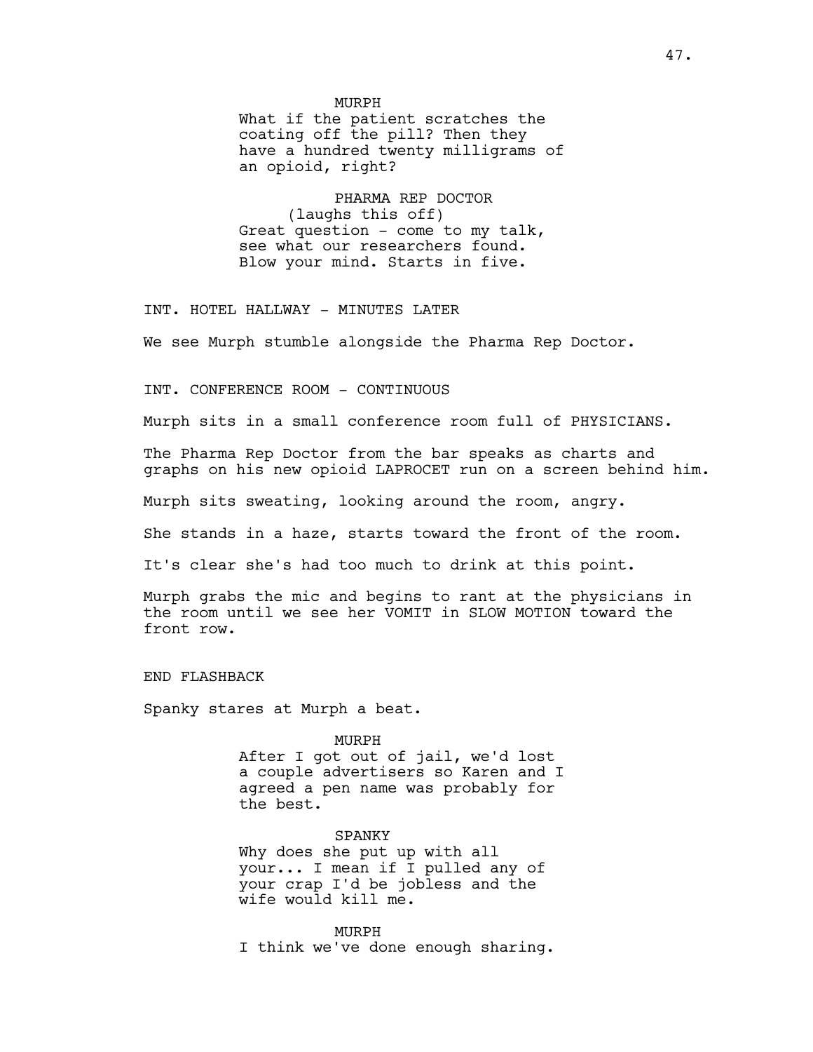MURPH
What if the patient scratches the coating off the pill? Then they have a hundred twenty milligrams of an opioid, right?

PHARMA REP DOCTOR
(laughs this off)
Great question - come to my talk, see what our researchers found. Blow your mind. Starts in five.

INT. HOTEL HALLWAY - MINUTES LATER

We see Murph stumble alongside the Pharma Rep Doctor.

INT. CONFERENCE ROOM - CONTINUOUS

Murph sits in a small conference room full of PHYSICIANS.

The Pharma Rep Doctor from the bar speaks as charts and graphs on his new opioid LAPROCET run on a screen behind him.

Murph sits sweating, looking around the room, angry.

She stands in a haze, starts toward the front of the room.

It's clear she's had too much to drink at this point.

Murph grabs the mic and begins to rant at the physicians in the room until we see her VOMIT in SLOW MOTION toward the front row.

END FLASHBACK

Spanky stares at Murph a beat.

MURPH
After I got out of jail, we'd lost a couple advertisers so Karen and I agreed a pen name was probably for the best.

SPANKY
Why does she put up with all your... I mean if I pulled any of your crap I'd be jobless and the wife would kill me.

MURPH
I think we've done enough sharing.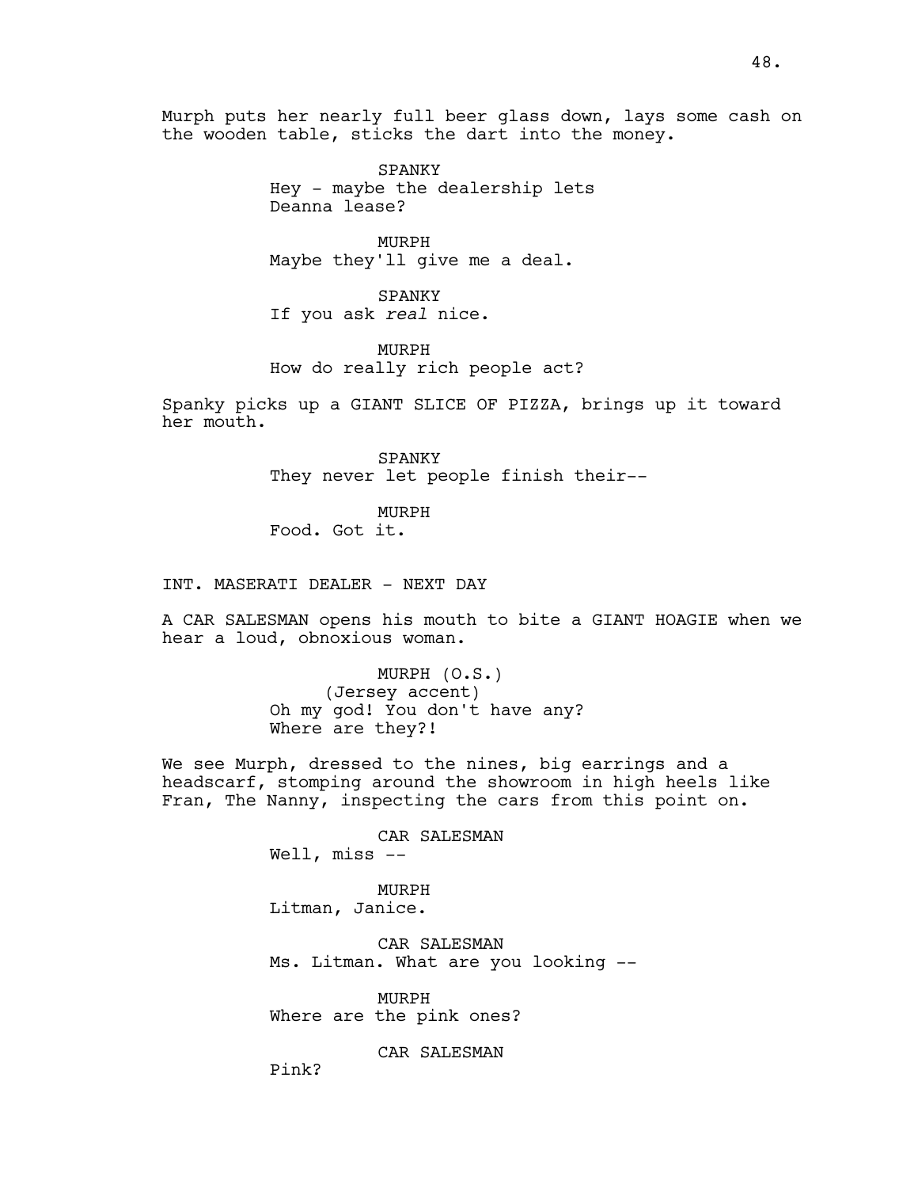Murph puts her nearly full beer glass down, lays some cash on the wooden table, sticks the dart into the money.

SPANKY
Hey - maybe the dealership lets Deanna lease?

MURPH
Maybe they'll give me a deal.

SPANKY
If you ask *real* nice.

MURPH
How do really rich people act?

Spanky picks up a GIANT SLICE OF PIZZA, brings up it toward her mouth.

SPANKY
They never let people finish their--

MURPH
Food. Got it.

INT. MASERATI DEALER - NEXT DAY

A CAR SALESMAN opens his mouth to bite a GIANT HOAGIE when we hear a loud, obnoxious woman.

MURPH (O.S.)
(Jersey accent)
Oh my god! You don't have any? Where are they?!

We see Murph, dressed to the nines, big earrings and a headscarf, stomping around the showroom in high heels like Fran, The Nanny, inspecting the cars from this point on.

CAR SALESMAN
Well, miss --

MURPH
Litman, Janice.

CAR SALESMAN
Ms. Litman. What are you looking --

MURPH
Where are the pink ones?

CAR SALESMAN
Pink?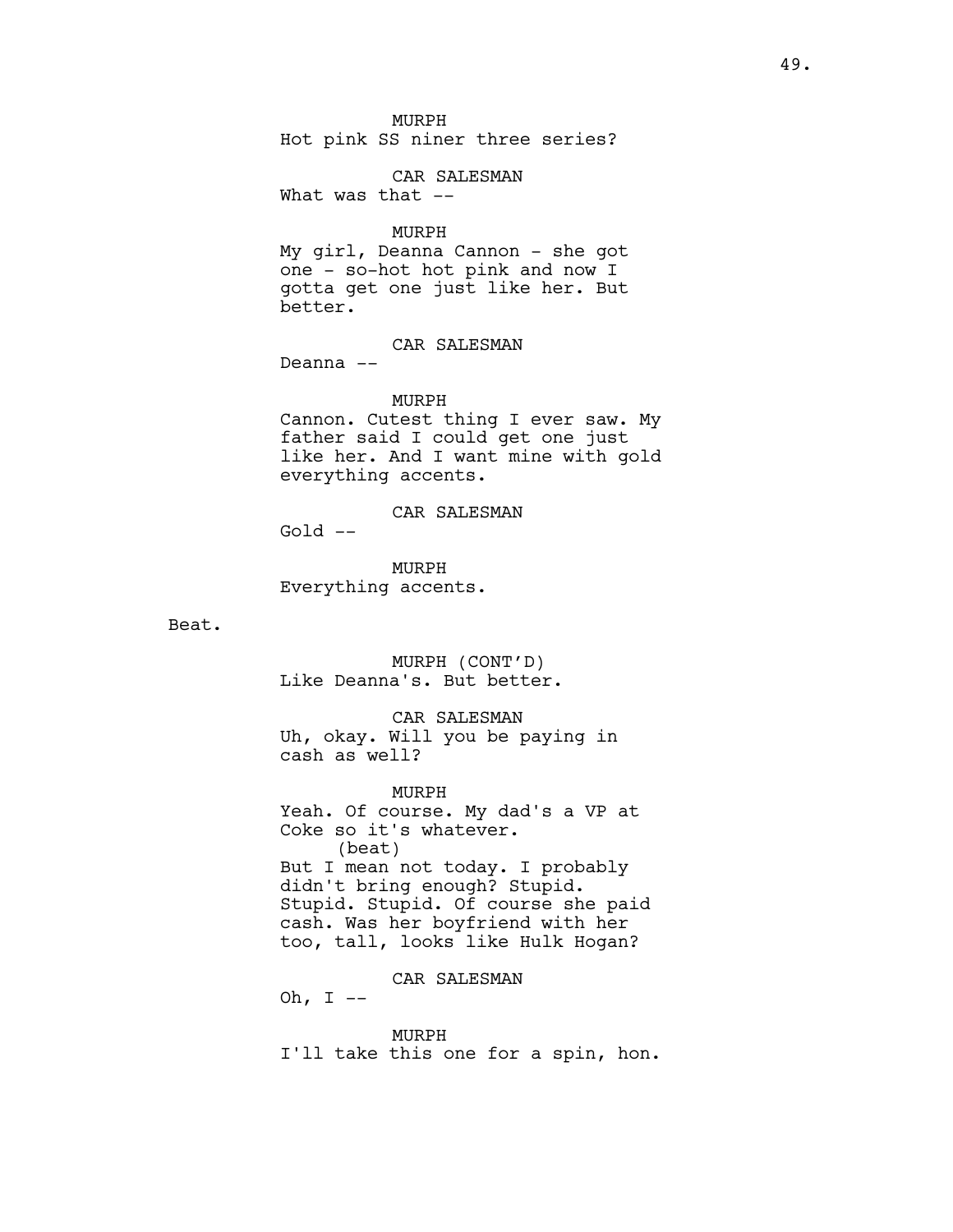MURPH
Hot pink SS niner three series?

CAR SALESMAN
What was that --

MURPH
My girl, Deanna Cannon - she got one - so-hot hot pink and now I gotta get one just like her. But better.

CAR SALESMAN
Deanna --

MURPH
Cannon. Cutest thing I ever saw. My father said I could get one just like her. And I want mine with gold everything accents.

CAR SALESMAN
Gold --

MURPH
Everything accents.

Beat.

MURPH (CONT'D)
Like Deanna's. But better.

CAR SALESMAN
Uh, okay. Will you be paying in cash as well?

MURPH
Yeah. Of course. My dad's a VP at Coke so it's whatever.
(beat)
But I mean not today. I probably didn't bring enough? Stupid. Stupid. Stupid. Of course she paid cash. Was her boyfriend with her too, tall, looks like Hulk Hogan?

CAR SALESMAN
Oh, I --

MURPH
I'll take this one for a spin, hon.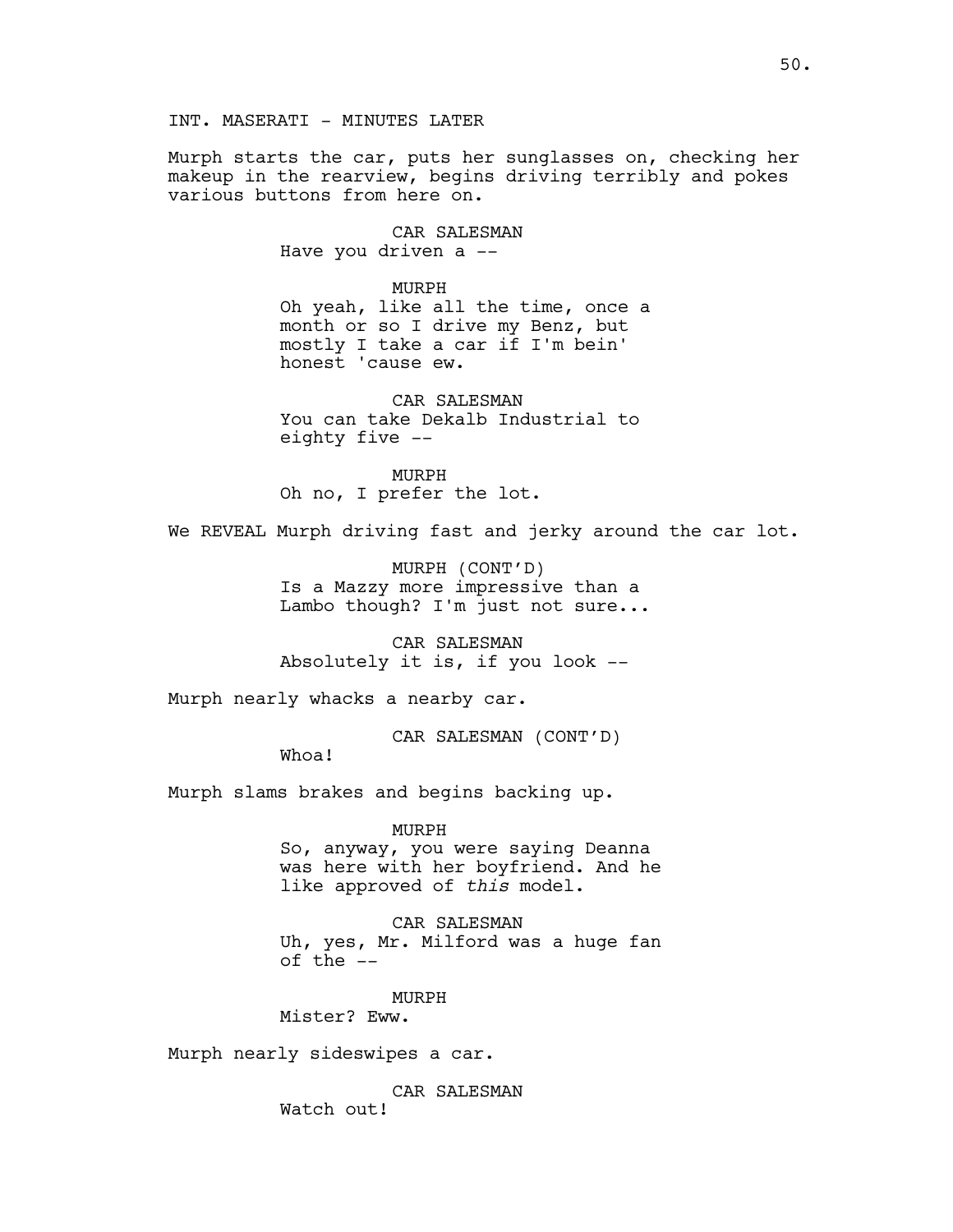INT. MASERATI - MINUTES LATER

Murph starts the car, puts her sunglasses on, checking her makeup in the rearview, begins driving terribly and pokes various buttons from here on.

CAR SALESMAN
Have you driven a --

MURPH
Oh yeah, like all the time, once a month or so I drive my Benz, but mostly I take a car if I'm bein' honest 'cause ew.

CAR SALESMAN
You can take Dekalb Industrial to eighty five --

MURPH
Oh no, I prefer the lot.

We REVEAL Murph driving fast and jerky around the car lot.

MURPH (CONT'D)
Is a Mazzy more impressive than a Lambo though? I'm just not sure...

CAR SALESMAN
Absolutely it is, if you look --

Murph nearly whacks a nearby car.

CAR SALESMAN (CONT'D)
Whoa!

Murph slams brakes and begins backing up.

MURPH
So, anyway, you were saying Deanna was here with her boyfriend. And he like approved of *this* model.

CAR SALESMAN
Uh, yes, Mr. Milford was a huge fan of the --

MURPH
Mister? Eww.

Murph nearly sideswipes a car.

CAR SALESMAN
Watch out!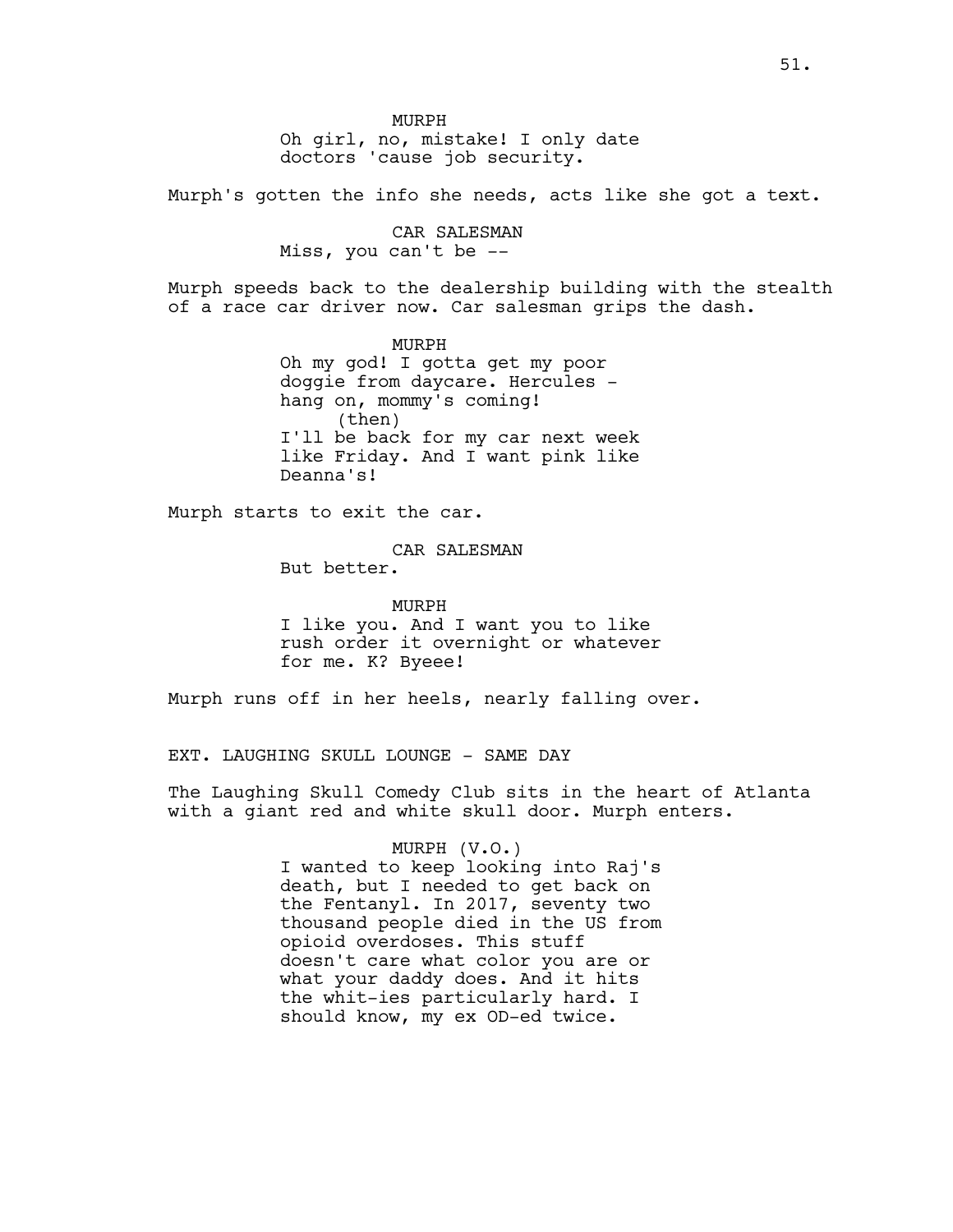MURPH
Oh girl, no, mistake! I only date doctors 'cause job security.

Murph's gotten the info she needs, acts like she got a text.

CAR SALESMAN
Miss, you can't be --

Murph speeds back to the dealership building with the stealth of a race car driver now. Car salesman grips the dash.

MURPH
Oh my god! I gotta get my poor doggie from daycare. Hercules - hang on, mommy's coming!
(then)
I'll be back for my car next week like Friday. And I want pink like Deanna's!

Murph starts to exit the car.

CAR SALESMAN
But better.

MURPH
I like you. And I want you to like rush order it overnight or whatever for me. K? Byeee!

Murph runs off in her heels, nearly falling over.

EXT. LAUGHING SKULL LOUNGE - SAME DAY

The Laughing Skull Comedy Club sits in the heart of Atlanta with a giant red and white skull door. Murph enters.

MURPH (V.O.)
I wanted to keep looking into Raj's death, but I needed to get back on the Fentanyl. In 2017, seventy two thousand people died in the US from opioid overdoses. This stuff doesn't care what color you are or what your daddy does. And it hits the whit-ies particularly hard. I should know, my ex OD-ed twice.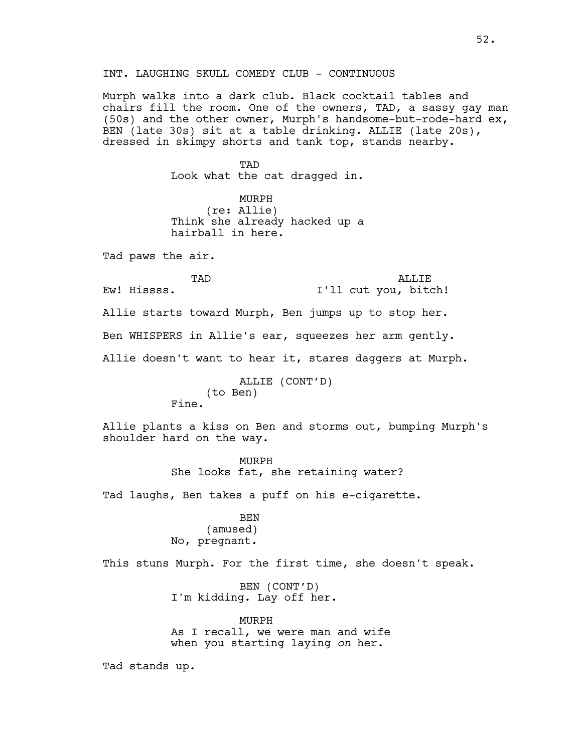INT. LAUGHING SKULL COMEDY CLUB - CONTINUOUS

Murph walks into a dark club. Black cocktail tables and chairs fill the room. One of the owners, TAD, a sassy gay man (50s) and the other owner, Murph's handsome-but-rode-hard ex, BEN (late 30s) sit at a table drinking. ALLIE (late 20s), dressed in skimpy shorts and tank top, stands nearby.

TAD
Look what the cat dragged in.

MURPH
(re: Allie)
Think she already hacked up a hairball in here.

Tad paws the air.

TAD
Ew! Hissss.

ALLIE
I'll cut you, bitch!

Allie starts toward Murph, Ben jumps up to stop her.

Ben WHISPERS in Allie's ear, squeezes her arm gently.

Allie doesn't want to hear it, stares daggers at Murph.

ALLIE (CONT'D)
(to Ben)
Fine.

Allie plants a kiss on Ben and storms out, bumping Murph's shoulder hard on the way.

MURPH
She looks fat, she retaining water?

Tad laughs, Ben takes a puff on his e-cigarette.

BEN
(amused)
No, pregnant.

This stuns Murph. For the first time, she doesn't speak.

BEN (CONT'D)
I'm kidding. Lay off her.

MURPH
As I recall, we were man and wife when you starting laying *on* her.

Tad stands up.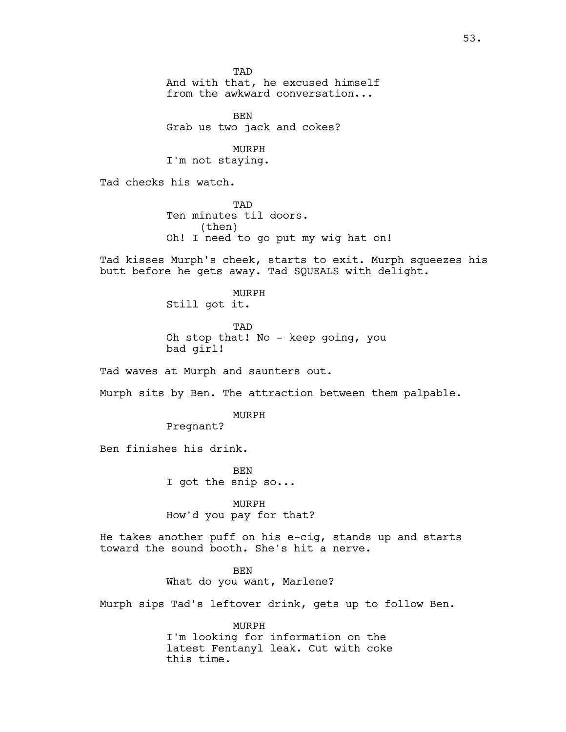TAD
And with that, he excused himself from the awkward conversation...

BEN
Grab us two jack and cokes?

MURPH
I'm not staying.

Tad checks his watch.

TAD
Ten minutes til doors.
(then)
Oh! I need to go put my wig hat on!

Tad kisses Murph's cheek, starts to exit. Murph squeezes his butt before he gets away. Tad SQUEALS with delight.

MURPH
Still got it.

TAD
Oh stop that! No - keep going, you bad girl!

Tad waves at Murph and saunters out.

Murph sits by Ben. The attraction between them palpable.

MURPH
Pregnant?

Ben finishes his drink.

BEN
I got the snip so...

MURPH
How'd you pay for that?

He takes another puff on his e-cig, stands up and starts toward the sound booth. She's hit a nerve.

BEN
What do you want, Marlene?

Murph sips Tad's leftover drink, gets up to follow Ben.

MURPH
I'm looking for information on the latest Fentanyl leak. Cut with coke this time.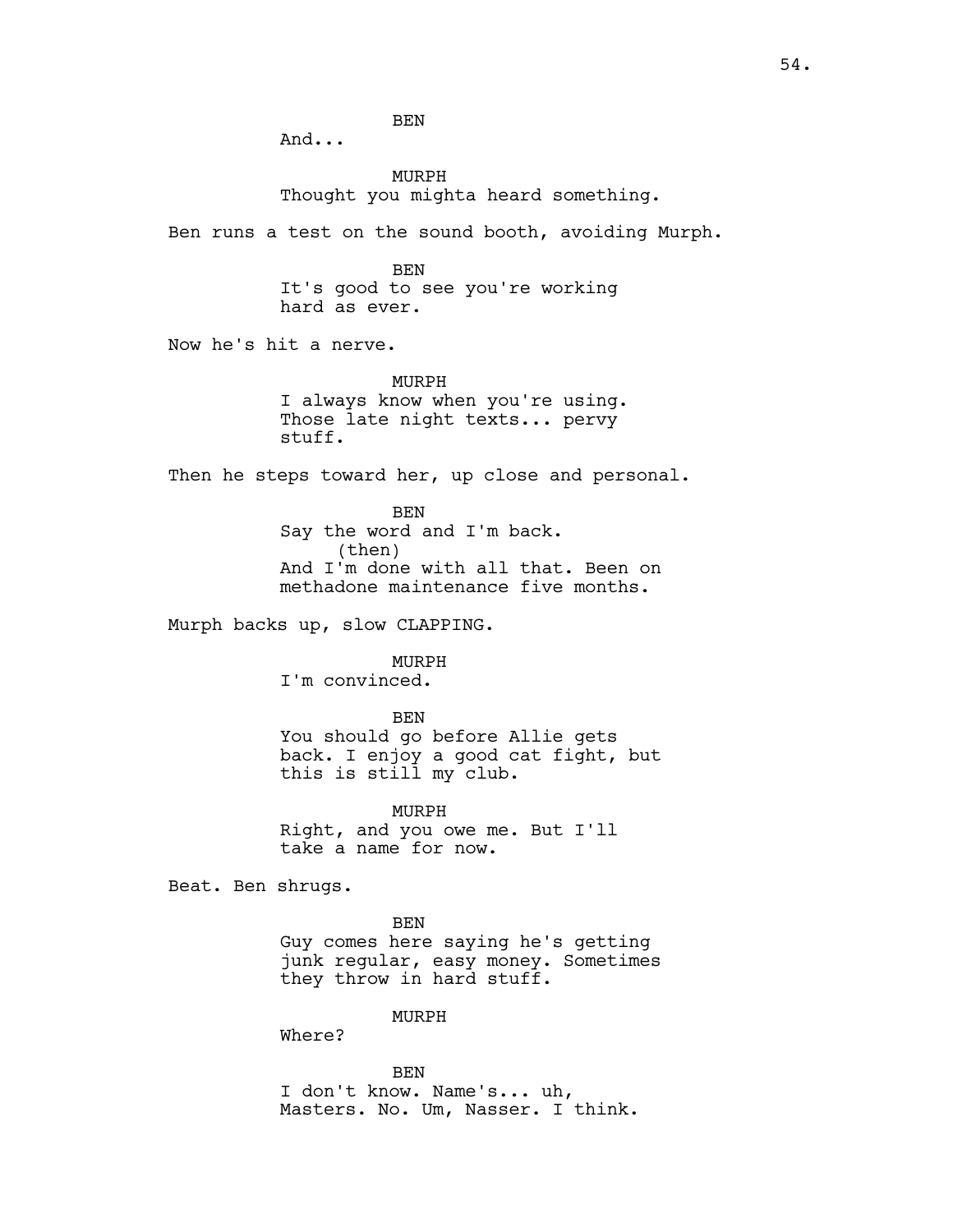BEN

And...

MURPH

Thought you mighta heard something.

Ben runs a test on the sound booth, avoiding Murph.

BEN

It's good to see you're working hard as ever.

Now he's hit a nerve.

MURPH

I always know when you're using. Those late night texts... pervy stuff.

Then he steps toward her, up close and personal.

BEN

Say the word and I'm back.

(then)

And I'm done with all that. Been on methadone maintenance five months.

Murph backs up, slow CLAPPING.

MURPH

I'm convinced.

BEN

You should go before Allie gets back. I enjoy a good cat fight, but this is still my club.

MURPH

Right, and you owe me. But I'll take a name for now.

Beat. Ben shrugs.

BEN

Guy comes here saying he's getting junk regular, easy money. Sometimes they throw in hard stuff.

MURPH

Where?

BEN

I don't know. Name's... uh, Masters. No. Um, Nasser. I think.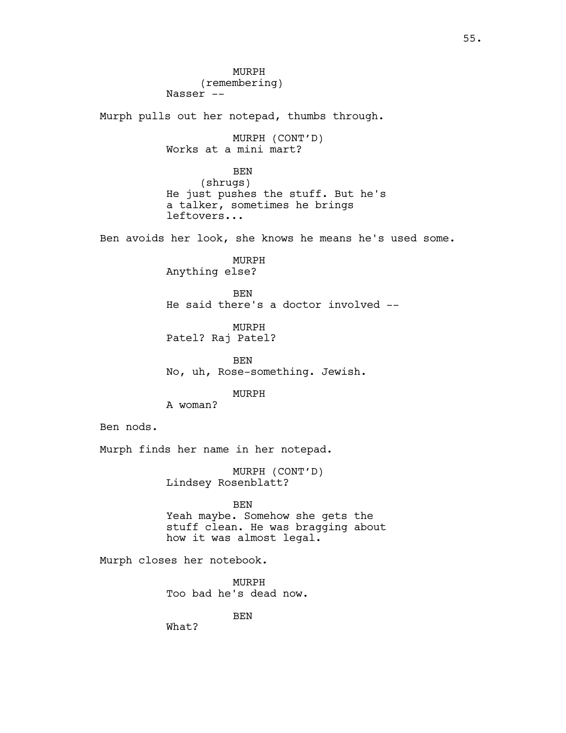MURPH
(remembering)
Nasser --

Murph pulls out her notepad, thumbs through.

MURPH (CONT'D)
Works at a mini mart?

BEN
(shrugs)
He just pushes the stuff. But he's a talker, sometimes he brings leftovers...

Ben avoids her look, she knows he means he's used some.

MURPH
Anything else?

BEN
He said there's a doctor involved --

MURPH
Patel? Raj Patel?

BEN
No, uh, Rose-something. Jewish.

MURPH
A woman?

Ben nods.

Murph finds her name in her notepad.

MURPH (CONT'D)
Lindsey Rosenblatt?

BEN
Yeah maybe. Somehow she gets the stuff clean. He was bragging about how it was almost legal.

Murph closes her notebook.

MURPH
Too bad he's dead now.

BEN
What?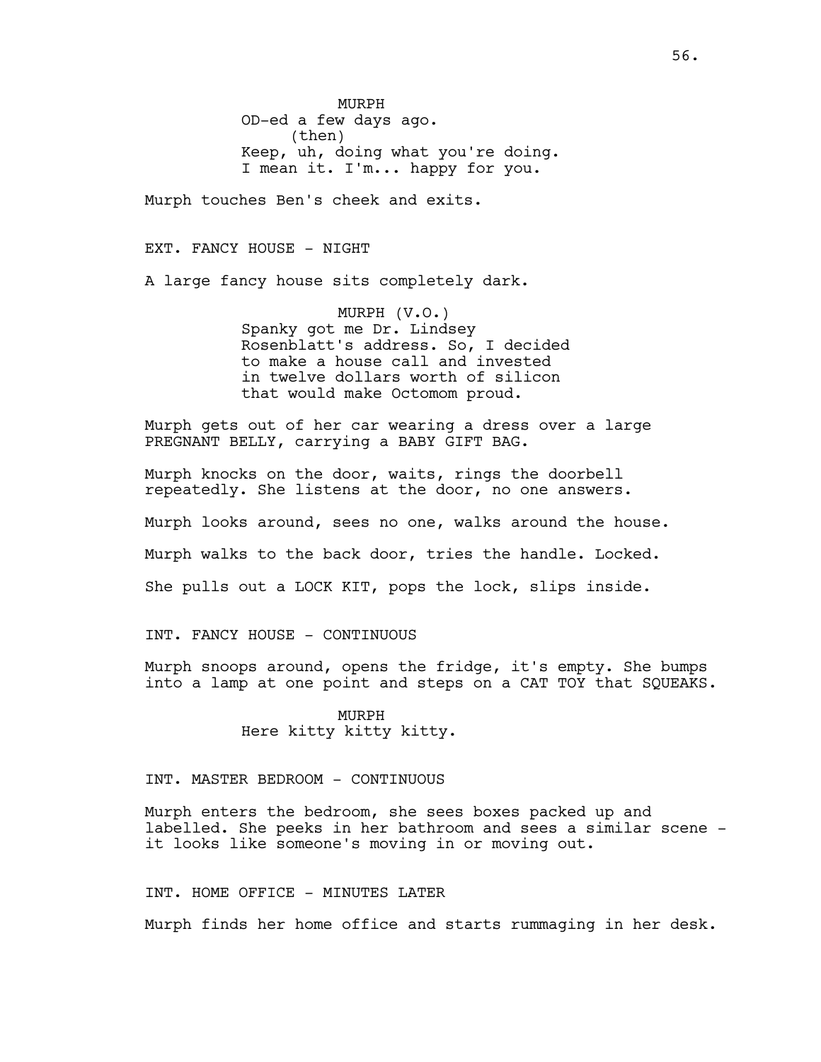MURPH
OD-ed a few days ago.
(then)
Keep, uh, doing what you're doing.
I mean it. I'm... happy for you.

Murph touches Ben's cheek and exits.

EXT. FANCY HOUSE - NIGHT

A large fancy house sits completely dark.

MURPH (V.O.)
Spanky got me Dr. Lindsey Rosenblatt's address. So, I decided to make a house call and invested in twelve dollars worth of silicon that would make Octomom proud.

Murph gets out of her car wearing a dress over a large PREGNANT BELLY, carrying a BABY GIFT BAG.

Murph knocks on the door, waits, rings the doorbell repeatedly. She listens at the door, no one answers.

Murph looks around, sees no one, walks around the house.

Murph walks to the back door, tries the handle. Locked.

She pulls out a LOCK KIT, pops the lock, slips inside.

INT. FANCY HOUSE - CONTINUOUS

Murph snoops around, opens the fridge, it's empty. She bumps into a lamp at one point and steps on a CAT TOY that SQUEAKS.

MURPH
Here kitty kitty kitty.

INT. MASTER BEDROOM - CONTINUOUS

Murph enters the bedroom, she sees boxes packed up and labelled. She peeks in her bathroom and sees a similar scene - it looks like someone's moving in or moving out.

INT. HOME OFFICE - MINUTES LATER

Murph finds her home office and starts rummaging in her desk.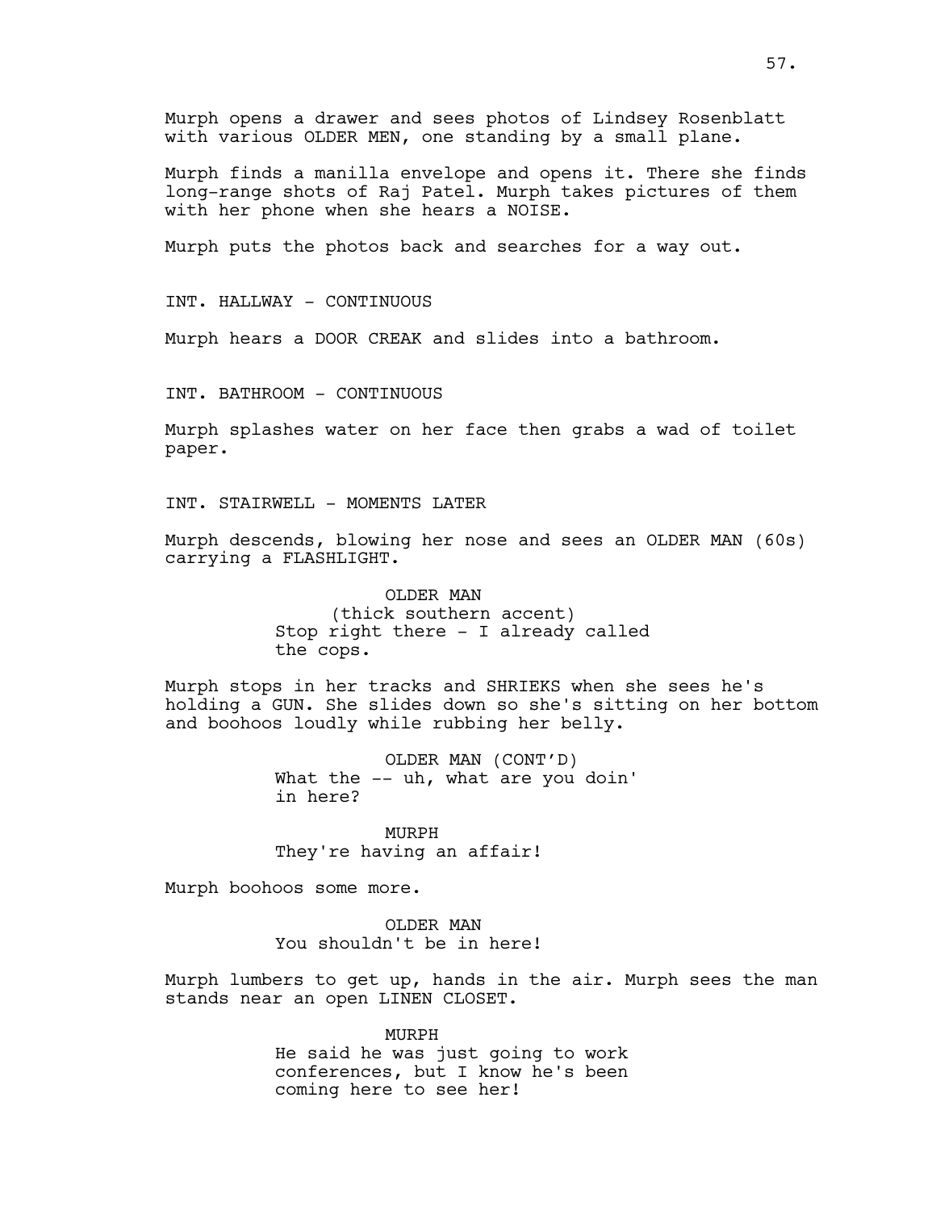Murph opens a drawer and sees photos of Lindsey Rosenblatt with various OLDER MEN, one standing by a small plane.

Murph finds a manilla envelope and opens it. There she finds long-range shots of Raj Patel. Murph takes pictures of them with her phone when she hears a NOISE.

Murph puts the photos back and searches for a way out.

INT. HALLWAY - CONTINUOUS

Murph hears a DOOR CREAK and slides into a bathroom.

INT. BATHROOM - CONTINUOUS

Murph splashes water on her face then grabs a wad of toilet paper.

INT. STAIRWELL - MOMENTS LATER

Murph descends, blowing her nose and sees an OLDER MAN (60s) carrying a FLASHLIGHT.

OLDER MAN
(thick southern accent)
Stop right there - I already called the cops.

Murph stops in her tracks and SHRIEKS when she sees he's holding a GUN. She slides down so she's sitting on her bottom and boohoos loudly while rubbing her belly.

OLDER MAN (CONT'D)
What the -- uh, what are you doin' in here?

MURPH
They're having an affair!

Murph boohoos some more.

OLDER MAN
You shouldn't be in here!

Murph lumbers to get up, hands in the air. Murph sees the man stands near an open LINEN CLOSET.

MURPH
He said he was just going to work conferences, but I know he's been coming here to see her!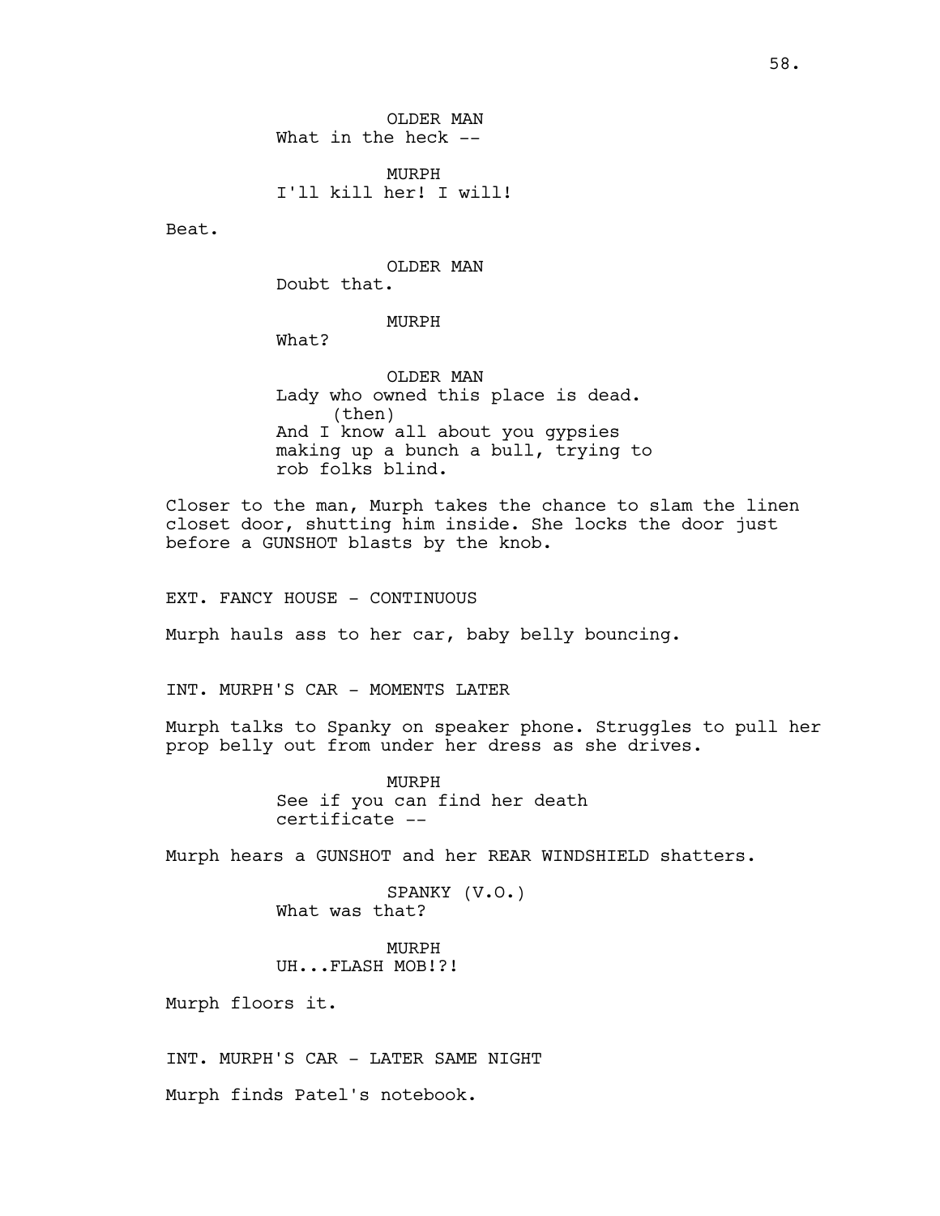OLDER MAN
What in the heck --

MURPH
I'll kill her! I will!

Beat.

OLDER MAN
Doubt that.

MURPH
What?

OLDER MAN
Lady who owned this place is dead.
(then)
And I know all about you gypsies making up a bunch a bull, trying to rob folks blind.

Closer to the man, Murph takes the chance to slam the linen closet door, shutting him inside. She locks the door just before a GUNSHOT blasts by the knob.

EXT. FANCY HOUSE - CONTINUOUS

Murph hauls ass to her car, baby belly bouncing.

INT. MURPH'S CAR - MOMENTS LATER

Murph talks to Spanky on speaker phone. Struggles to pull her prop belly out from under her dress as she drives.

MURPH
See if you can find her death certificate --

Murph hears a GUNSHOT and her REAR WINDSHIELD shatters.

SPANKY (V.O.)
What was that?

MURPH
UH...FLASH MOB!?!

Murph floors it.

INT. MURPH'S CAR - LATER SAME NIGHT

Murph finds Patel's notebook.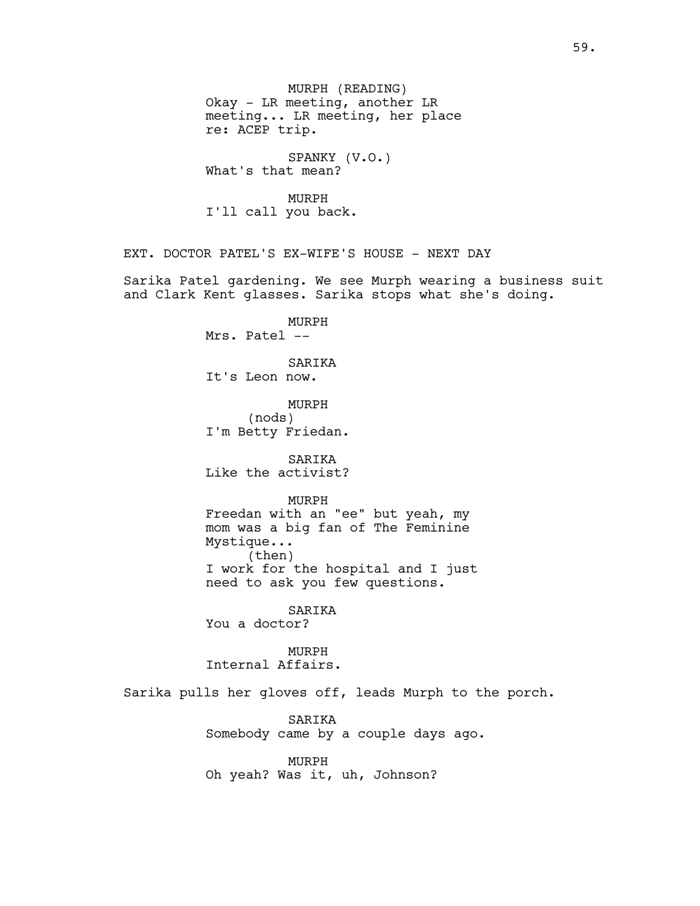MURPH (READING)
Okay - LR meeting, another LR meeting... LR meeting, her place re: ACEP trip.

SPANKY (V.O.)
What's that mean?

MURPH
I'll call you back.

EXT. DOCTOR PATEL'S EX-WIFE'S HOUSE - NEXT DAY

Sarika Patel gardening. We see Murph wearing a business suit and Clark Kent glasses. Sarika stops what she's doing.

MURPH
Mrs. Patel --

SARIKA
It's Leon now.

MURPH
(nods)
I'm Betty Friedan.

SARIKA
Like the activist?

MURPH
Freedan with an "ee" but yeah, my mom was a big fan of The Feminine Mystique...
(then)
I work for the hospital and I just need to ask you few questions.

SARIKA
You a doctor?

MURPH
Internal Affairs.

Sarika pulls her gloves off, leads Murph to the porch.

SARIKA
Somebody came by a couple days ago.

MURPH
Oh yeah? Was it, uh, Johnson?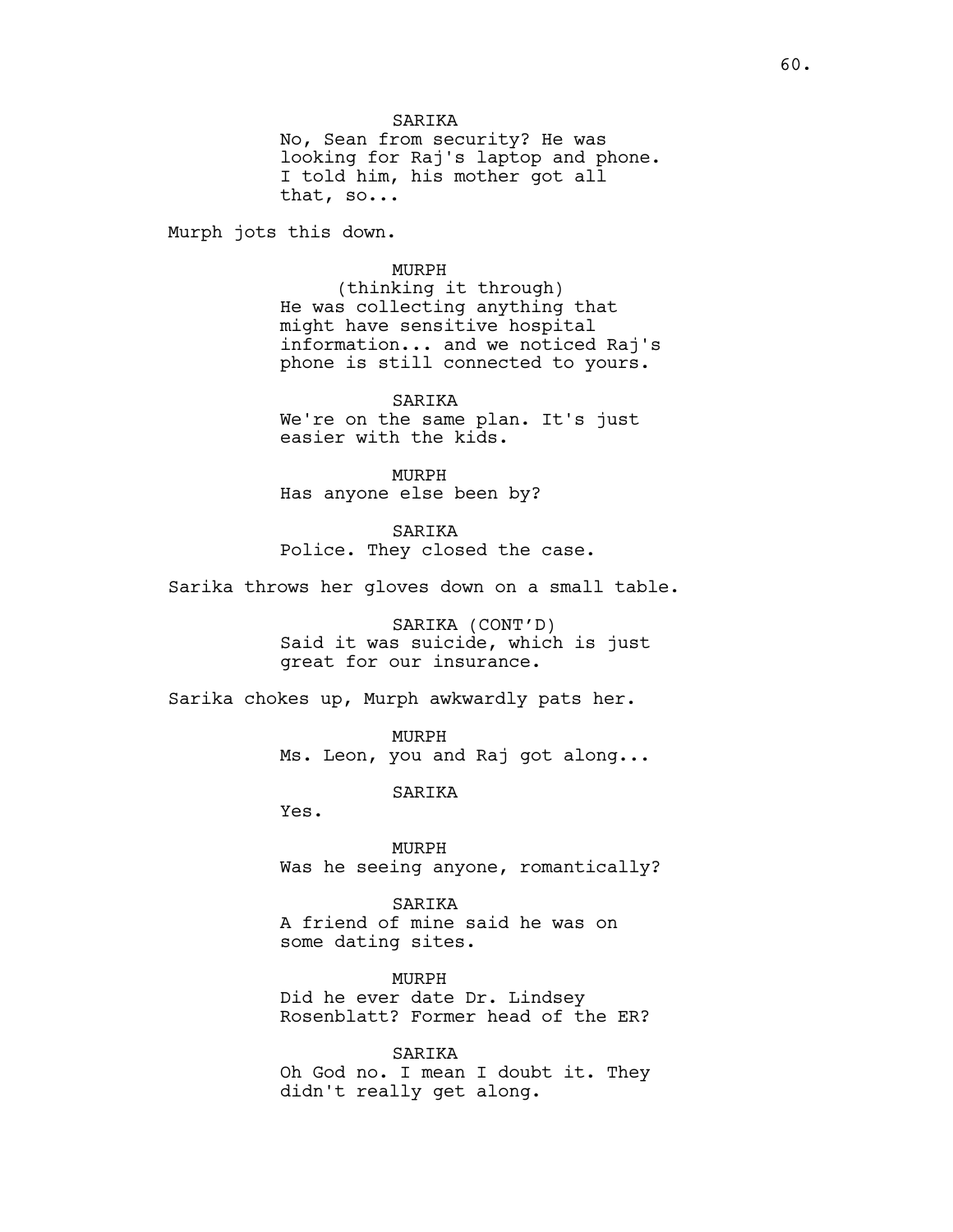SARIKA
No, Sean from security? He was looking for Raj's laptop and phone. I told him, his mother got all that, so...

Murph jots this down.

MURPH
(thinking it through)
He was collecting anything that might have sensitive hospital information... and we noticed Raj's phone is still connected to yours.

SARIKA
We're on the same plan. It's just easier with the kids.

MURPH
Has anyone else been by?

SARIKA
Police. They closed the case.

Sarika throws her gloves down on a small table.

SARIKA (CONT'D)
Said it was suicide, which is just great for our insurance.

Sarika chokes up, Murph awkwardly pats her.

MURPH
Ms. Leon, you and Raj got along...

SARIKA
Yes.

MURPH
Was he seeing anyone, romantically?

SARIKA
A friend of mine said he was on some dating sites.

MURPH
Did he ever date Dr. Lindsey Rosenblatt? Former head of the ER?

SARIKA
Oh God no. I mean I doubt it. They didn't really get along.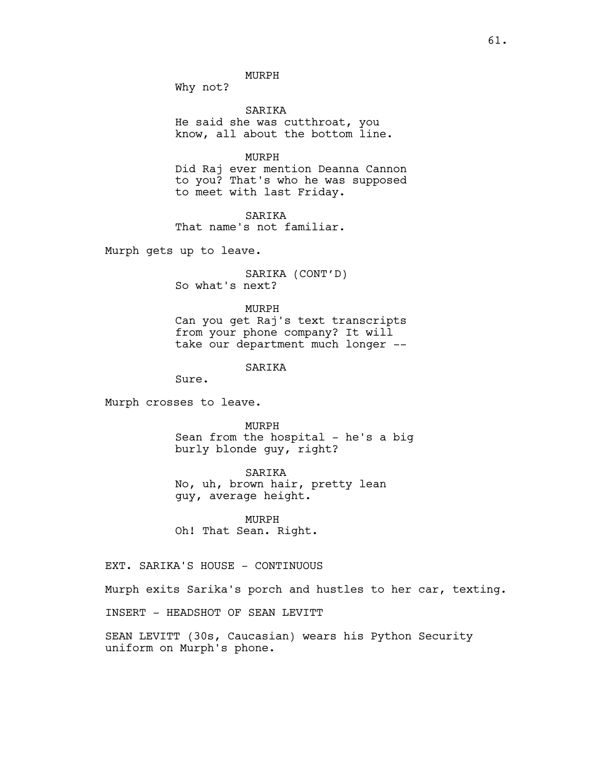MURPH
Why not?

SARIKA
He said she was cutthroat, you know, all about the bottom line.

MURPH
Did Raj ever mention Deanna Cannon to you? That's who he was supposed to meet with last Friday.

SARIKA
That name's not familiar.

Murph gets up to leave.

SARIKA (CONT'D)
So what's next?

MURPH
Can you get Raj's text transcripts from your phone company? It will take our department much longer --

SARIKA
Sure.

Murph crosses to leave.

MURPH
Sean from the hospital - he's a big burly blonde guy, right?

SARIKA
No, uh, brown hair, pretty lean guy, average height.

MURPH
Oh! That Sean. Right.

EXT. SARIKA'S HOUSE - CONTINUOUS

Murph exits Sarika's porch and hustles to her car, texting.

INSERT - HEADSHOT OF SEAN LEVITT

SEAN LEVITT (30s, Caucasian) wears his Python Security uniform on Murph's phone.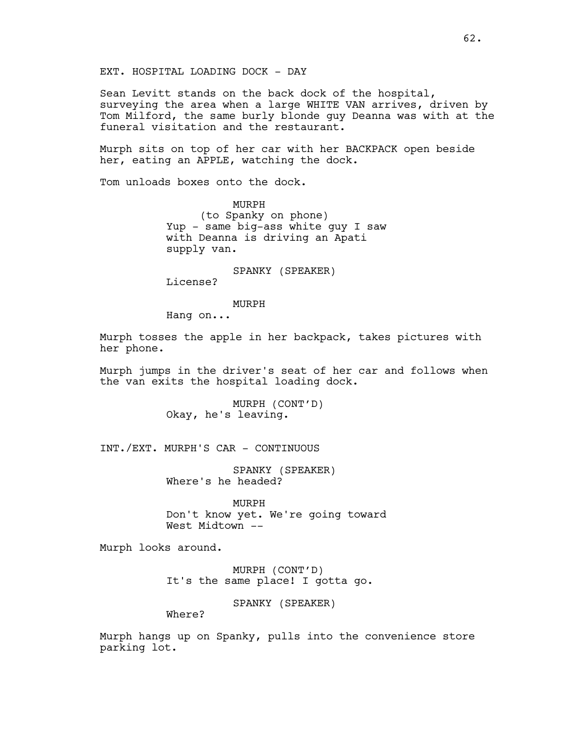EXT. HOSPITAL LOADING DOCK - DAY

Sean Levitt stands on the back dock of the hospital, surveying the area when a large WHITE VAN arrives, driven by Tom Milford, the same burly blonde guy Deanna was with at the funeral visitation and the restaurant.

Murph sits on top of her car with her BACKPACK open beside her, eating an APPLE, watching the dock.

Tom unloads boxes onto the dock.

MURPH
(to Spanky on phone)
Yup - same big-ass white guy I saw with Deanna is driving an Apati supply van.

SPANKY (SPEAKER)
License?

MURPH
Hang on...

Murph tosses the apple in her backpack, takes pictures with her phone.

Murph jumps in the driver's seat of her car and follows when the van exits the hospital loading dock.

MURPH (CONT'D)
Okay, he's leaving.

INT./EXT. MURPH'S CAR - CONTINUOUS

SPANKY (SPEAKER)
Where's he headed?

MURPH
Don't know yet. We're going toward West Midtown --

Murph looks around.

MURPH (CONT'D)
It's the same place! I gotta go.

SPANKY (SPEAKER)
Where?

Murph hangs up on Spanky, pulls into the convenience store parking lot.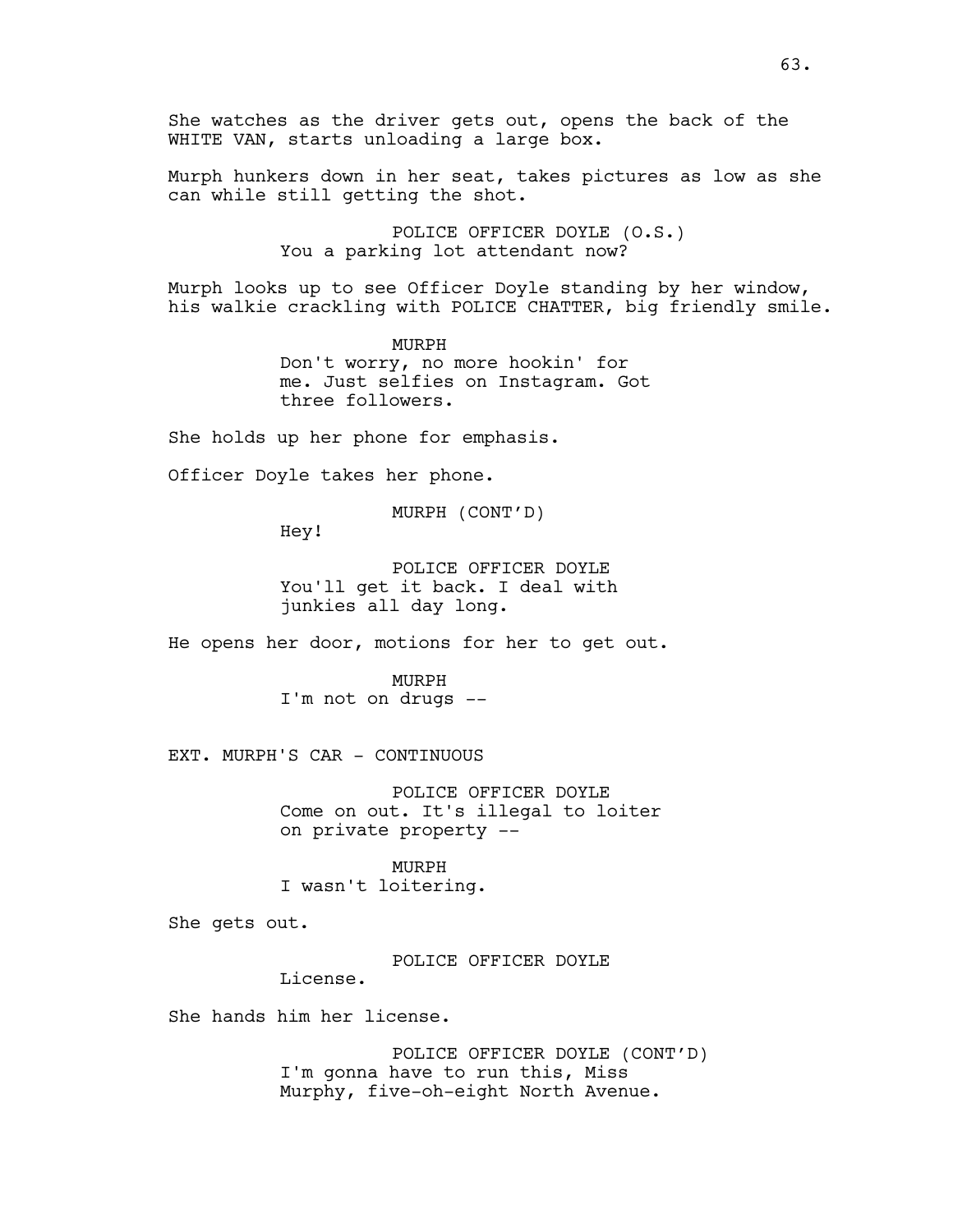She watches as the driver gets out, opens the back of the WHITE VAN, starts unloading a large box.

Murph hunkers down in her seat, takes pictures as low as she can while still getting the shot.

POLICE OFFICER DOYLE (O.S.)
You a parking lot attendant now?

Murph looks up to see Officer Doyle standing by her window, his walkie crackling with POLICE CHATTER, big friendly smile.

MURPH
Don't worry, no more hookin' for me. Just selfies on Instagram. Got three followers.

She holds up her phone for emphasis.

Officer Doyle takes her phone.

MURPH (CONT'D)
Hey!

POLICE OFFICER DOYLE
You'll get it back. I deal with junkies all day long.

He opens her door, motions for her to get out.

MURPH
I'm not on drugs --

EXT. MURPH'S CAR - CONTINUOUS

POLICE OFFICER DOYLE
Come on out. It's illegal to loiter on private property --

MURPH
I wasn't loitering.

She gets out.

POLICE OFFICER DOYLE
License.

She hands him her license.

POLICE OFFICER DOYLE (CONT'D)
I'm gonna have to run this, Miss Murphy, five-oh-eight North Avenue.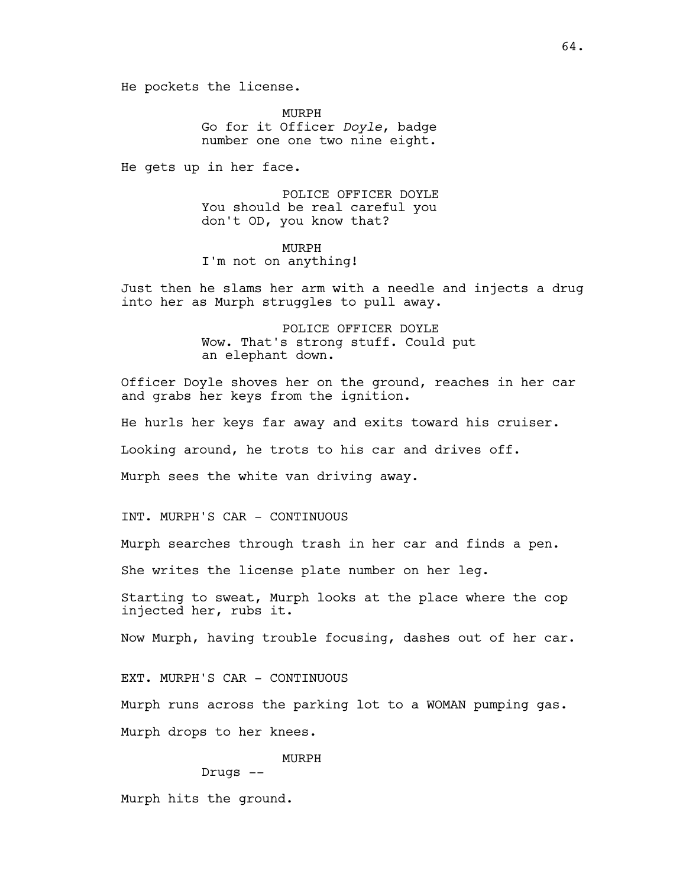He pockets the license.

MURPH
Go for it Officer *Doyle*, badge number one one two nine eight.

He gets up in her face.

POLICE OFFICER DOYLE
You should be real careful you don't OD, you know that?

MURPH
I'm not on anything!

Just then he slams her arm with a needle and injects a drug into her as Murph struggles to pull away.

POLICE OFFICER DOYLE
Wow. That's strong stuff. Could put an elephant down.

Officer Doyle shoves her on the ground, reaches in her car and grabs her keys from the ignition.

He hurls her keys far away and exits toward his cruiser.

Looking around, he trots to his car and drives off.

Murph sees the white van driving away.

INT. MURPH'S CAR - CONTINUOUS

Murph searches through trash in her car and finds a pen.

She writes the license plate number on her leg.

Starting to sweat, Murph looks at the place where the cop injected her, rubs it.

Now Murph, having trouble focusing, dashes out of her car.

EXT. MURPH'S CAR - CONTINUOUS

Murph runs across the parking lot to a WOMAN pumping gas.

Murph drops to her knees.

MURPH
Drugs --

Murph hits the ground.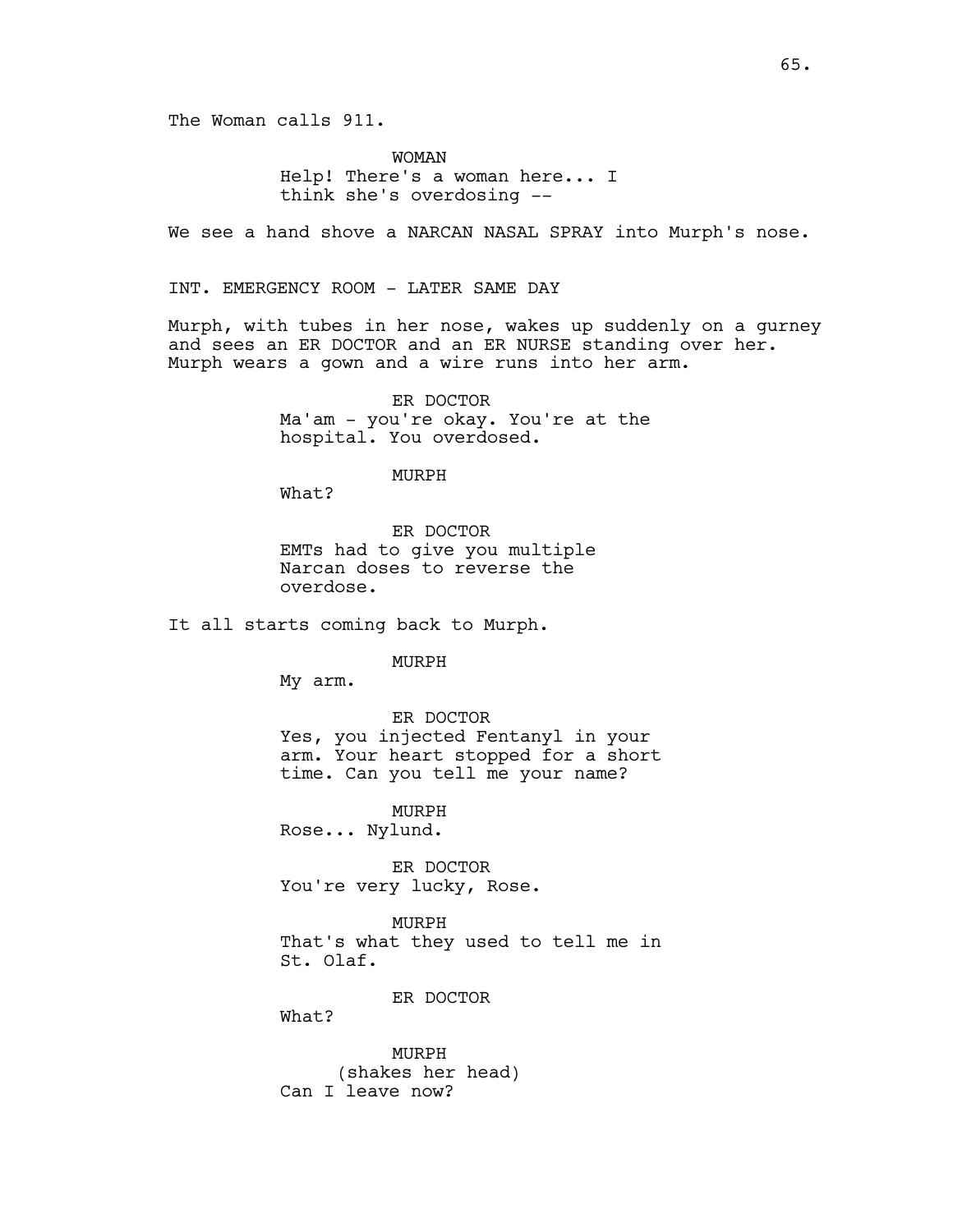The Woman calls 911.

WOMAN
Help! There's a woman here... I think she's overdosing --

We see a hand shove a NARCAN NASAL SPRAY into Murph's nose.

INT. EMERGENCY ROOM - LATER SAME DAY

Murph, with tubes in her nose, wakes up suddenly on a gurney and sees an ER DOCTOR and an ER NURSE standing over her. Murph wears a gown and a wire runs into her arm.

ER DOCTOR
Ma'am - you're okay. You're at the hospital. You overdosed.

MURPH
What?

ER DOCTOR
EMTs had to give you multiple Narcan doses to reverse the overdose.

It all starts coming back to Murph.

MURPH
My arm.

ER DOCTOR
Yes, you injected Fentanyl in your arm. Your heart stopped for a short time. Can you tell me your name?

MURPH
Rose... Nylund.

ER DOCTOR
You're very lucky, Rose.

MURPH
That's what they used to tell me in St. Olaf.

ER DOCTOR
What?

MURPH
(shakes her head)
Can I leave now?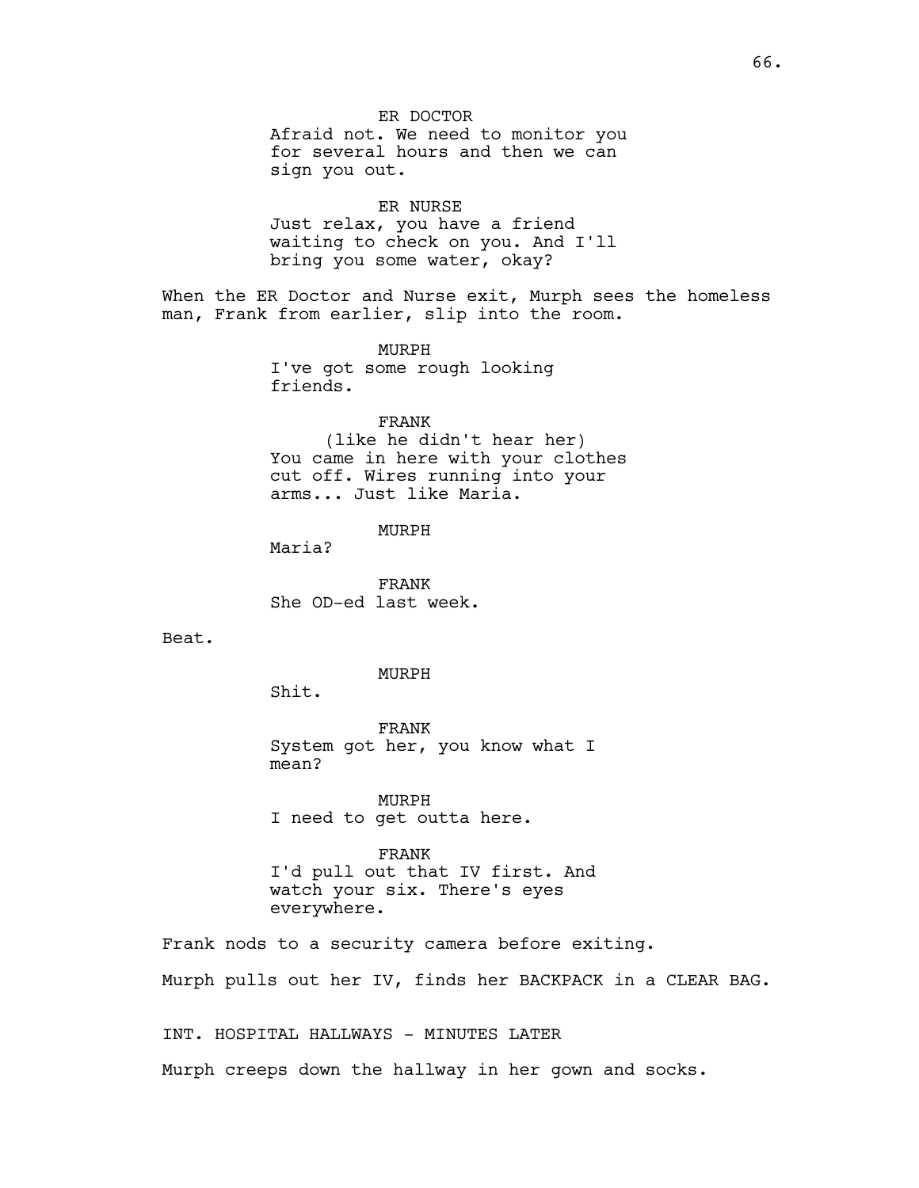ER DOCTOR
Afraid not. We need to monitor you for several hours and then we can sign you out.

ER NURSE
Just relax, you have a friend waiting to check on you. And I'll bring you some water, okay?

When the ER Doctor and Nurse exit, Murph sees the homeless man, Frank from earlier, slip into the room.

MURPH
I've got some rough looking friends.

FRANK
(like he didn't hear her)
You came in here with your clothes cut off. Wires running into your arms... Just like Maria.

MURPH
Maria?

FRANK
She OD-ed last week.

Beat.

MURPH
Shit.

FRANK
System got her, you know what I mean?

MURPH
I need to get outta here.

FRANK
I'd pull out that IV first. And watch your six. There's eyes everywhere.

Frank nods to a security camera before exiting.

Murph pulls out her IV, finds her BACKPACK in a CLEAR BAG.

INT. HOSPITAL HALLWAYS - MINUTES LATER

Murph creeps down the hallway in her gown and socks.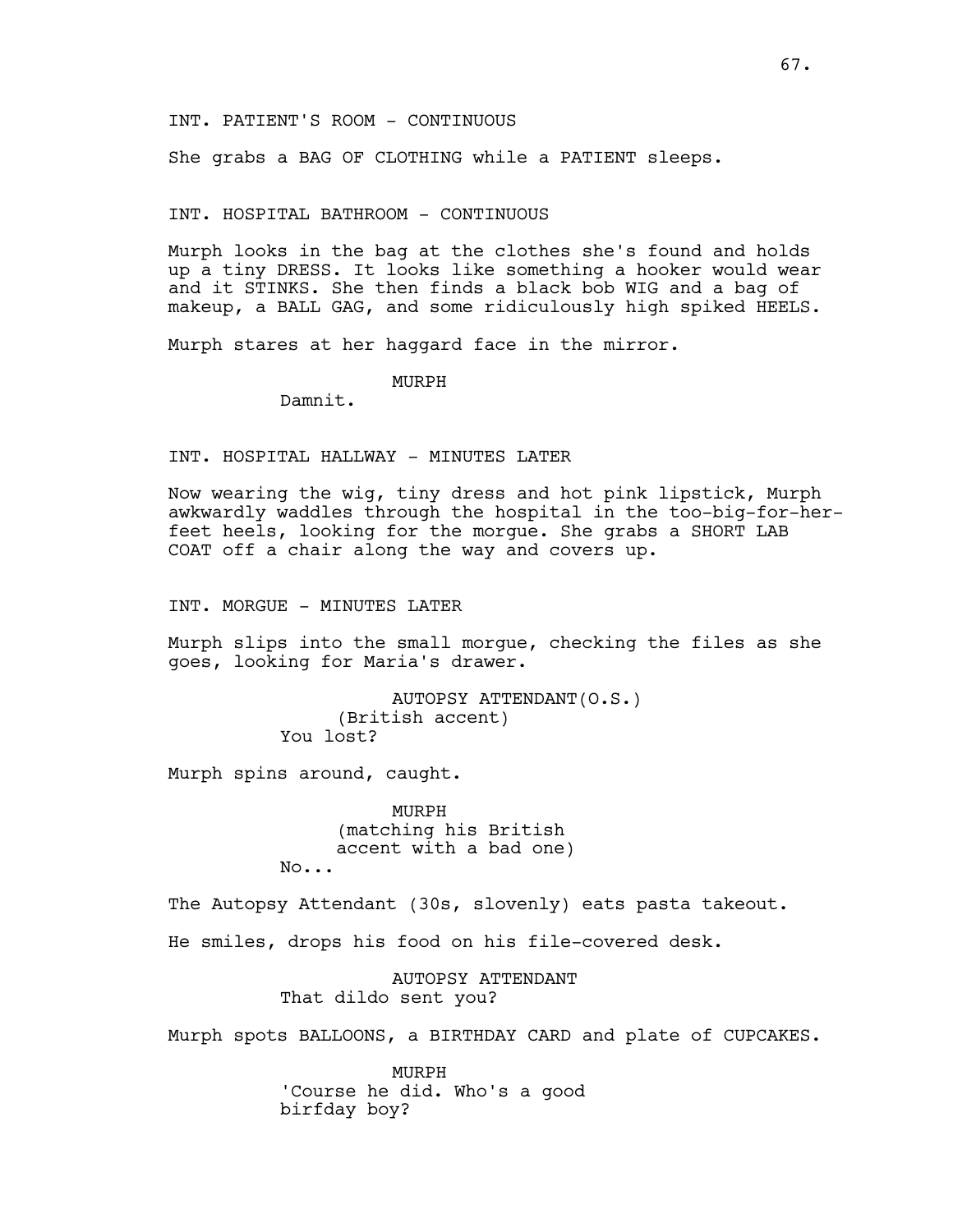INT. PATIENT'S ROOM - CONTINUOUS

She grabs a BAG OF CLOTHING while a PATIENT sleeps.

INT. HOSPITAL BATHROOM - CONTINUOUS

Murph looks in the bag at the clothes she's found and holds up a tiny DRESS. It looks like something a hooker would wear and it STINKS. She then finds a black bob WIG and a bag of makeup, a BALL GAG, and some ridiculously high spiked HEELS.

Murph stares at her haggard face in the mirror.

MURPH
Damnit.

INT. HOSPITAL HALLWAY - MINUTES LATER

Now wearing the wig, tiny dress and hot pink lipstick, Murph awkwardly waddles through the hospital in the too-big-for-her-feet heels, looking for the morgue. She grabs a SHORT LAB COAT off a chair along the way and covers up.

INT. MORGUE - MINUTES LATER

Murph slips into the small morgue, checking the files as she goes, looking for Maria's drawer.

AUTOPSY ATTENDANT(O.S.)
(British accent)
You lost?

Murph spins around, caught.

MURPH
(matching his British accent with a bad one)
No...

The Autopsy Attendant (30s, slovenly) eats pasta takeout.

He smiles, drops his food on his file-covered desk.

AUTOPSY ATTENDANT
That dildo sent you?

Murph spots BALLOONS, a BIRTHDAY CARD and plate of CUPCAKES.

MURPH
'Course he did. Who's a good birfday boy?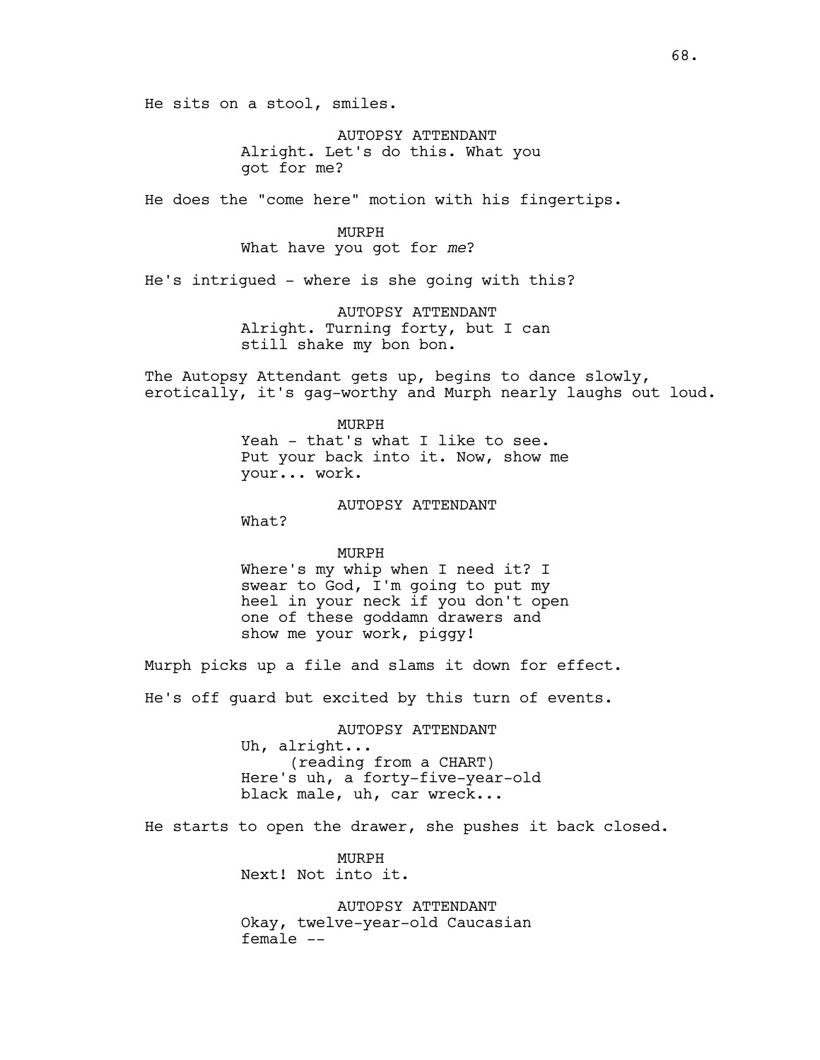He sits on a stool, smiles.

AUTOPSY ATTENDANT
Alright. Let's do this. What you got for me?

He does the "come here" motion with his fingertips.

MURPH
What have you got for *me*?

He's intrigued - where is she going with this?

AUTOPSY ATTENDANT
Alright. Turning forty, but I can still shake my bon bon.

The Autopsy Attendant gets up, begins to dance slowly, erotically, it's gag-worthy and Murph nearly laughs out loud.

MURPH
Yeah - that's what I like to see. Put your back into it. Now, show me your... work.

AUTOPSY ATTENDANT
What?

MURPH
Where's my whip when I need it? I swear to God, I'm going to put my heel in your neck if you don't open one of these goddamn drawers and show me your work, piggy!

Murph picks up a file and slams it down for effect.

He's off guard but excited by this turn of events.

AUTOPSY ATTENDANT
Uh, alright...
(reading from a CHART)
Here's uh, a forty-five-year-old black male, uh, car wreck...

He starts to open the drawer, she pushes it back closed.

MURPH
Next! Not into it.

AUTOPSY ATTENDANT
Okay, twelve-year-old Caucasian female --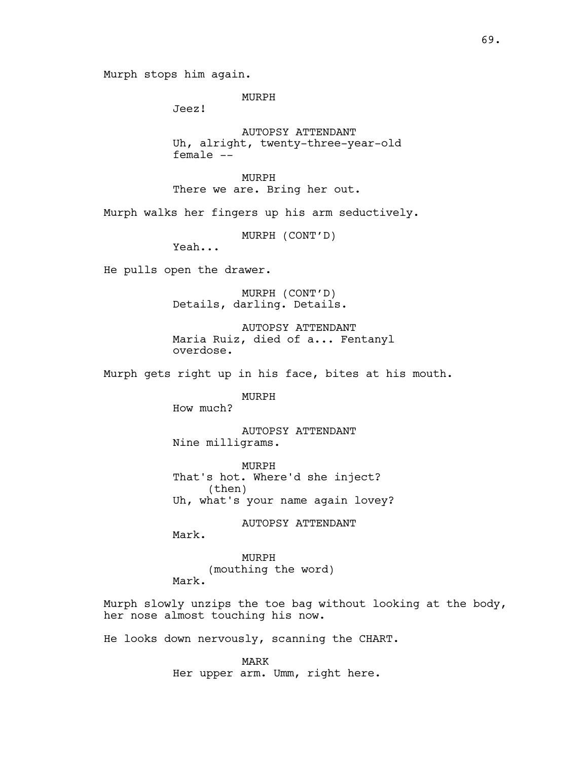Murph stops him again.

MURPH
Jeez!

AUTOPSY ATTENDANT
Uh, alright, twenty-three-year-old female --

MURPH
There we are. Bring her out.

Murph walks her fingers up his arm seductively.

MURPH (CONT'D)
Yeah...

He pulls open the drawer.

MURPH (CONT'D)
Details, darling. Details.

AUTOPSY ATTENDANT
Maria Ruiz, died of a... Fentanyl overdose.

Murph gets right up in his face, bites at his mouth.

MURPH
How much?

AUTOPSY ATTENDANT
Nine milligrams.

MURPH
That's hot. Where'd she inject?
(then)
Uh, what's your name again lovey?

AUTOPSY ATTENDANT
Mark.

MURPH
(mouthing the word)
Mark.

Murph slowly unzips the toe bag without looking at the body, her nose almost touching his now.

He looks down nervously, scanning the CHART.

MARK
Her upper arm. Umm, right here.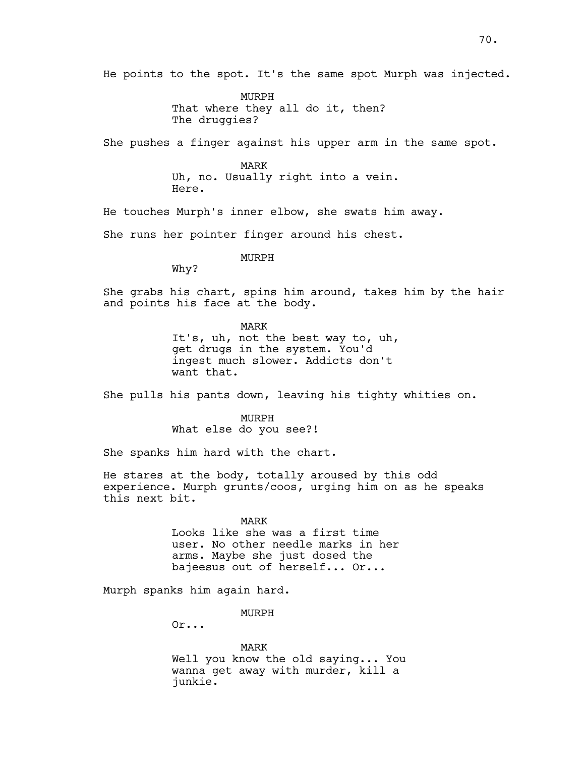He points to the spot. It's the same spot Murph was injected.

MURPH
That where they all do it, then?
The druggies?

She pushes a finger against his upper arm in the same spot.

MARK
Uh, no. Usually right into a vein.
Here.

He touches Murph's inner elbow, she swats him away.

She runs her pointer finger around his chest.

MURPH
Why?

She grabs his chart, spins him around, takes him by the hair and points his face at the body.

MARK
It's, uh, not the best way to, uh,
get drugs in the system. You'd
ingest much slower. Addicts don't
want that.

She pulls his pants down, leaving his tighty whities on.

MURPH
What else do you see?!

She spanks him hard with the chart.

He stares at the body, totally aroused by this odd experience. Murph grunts/coos, urging him on as he speaks this next bit.

MARK
Looks like she was a first time
user. No other needle marks in her
arms. Maybe she just dosed the
bajeesus out of herself... Or...

Murph spanks him again hard.

MURPH
Or...

MARK
Well you know the old saying... You
wanna get away with murder, kill a
junkie.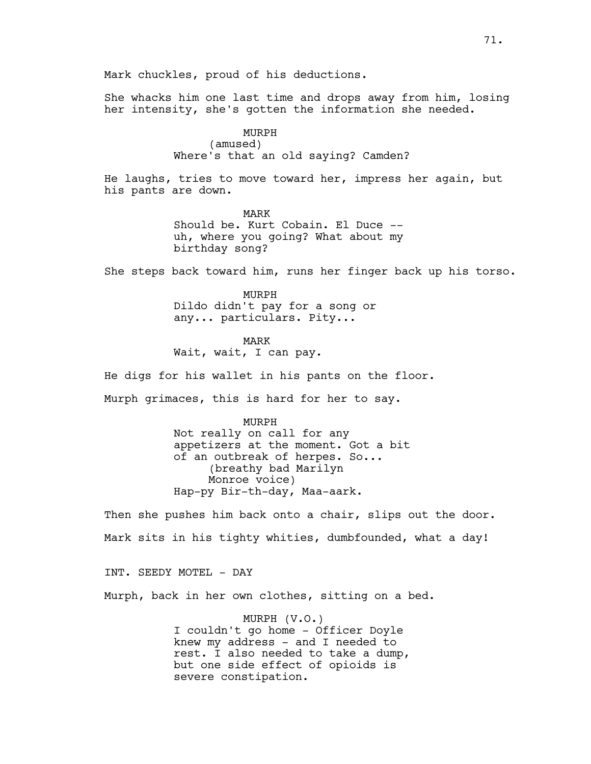Mark chuckles, proud of his deductions.

She whacks him one last time and drops away from him, losing her intensity, she's gotten the information she needed.

MURPH
(amused)
Where's that an old saying? Camden?

He laughs, tries to move toward her, impress her again, but his pants are down.

MARK
Should be. Kurt Cobain. El Duce -- uh, where you going? What about my birthday song?

She steps back toward him, runs her finger back up his torso.

MURPH
Dildo didn't pay for a song or any... particulars. Pity...

MARK
Wait, wait, I can pay.

He digs for his wallet in his pants on the floor.

Murph grimaces, this is hard for her to say.

MURPH
Not really on call for any appetizers at the moment. Got a bit of an outbreak of herpes. So...
(breathy bad Marilyn Monroe voice)
Hap-py Bir-th-day, Maa-aark.

Then she pushes him back onto a chair, slips out the door.

Mark sits in his tighty whities, dumbfounded, what a day!

INT. SEEDY MOTEL - DAY

Murph, back in her own clothes, sitting on a bed.

MURPH (V.O.)
I couldn't go home - Officer Doyle knew my address - and I needed to rest. I also needed to take a dump, but one side effect of opioids is severe constipation.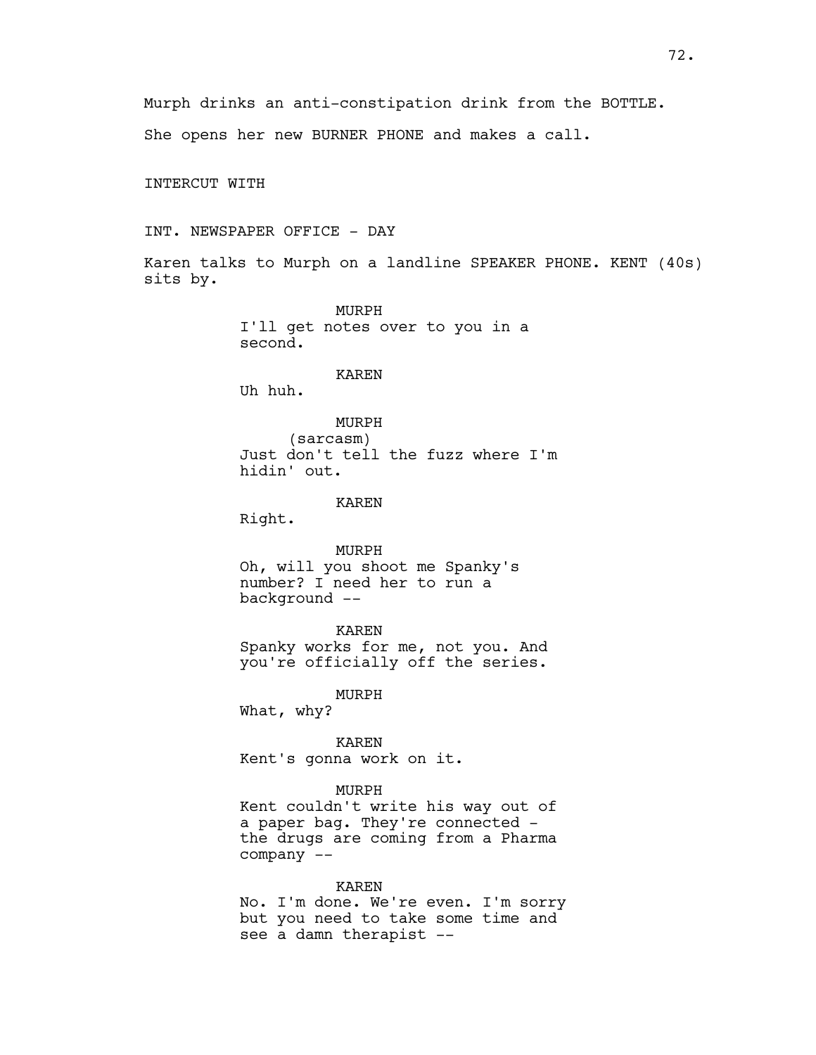Murph drinks an anti-constipation drink from the BOTTLE.

She opens her new BURNER PHONE and makes a call.

INTERCUT WITH

INT. NEWSPAPER OFFICE - DAY

Karen talks to Murph on a landline SPEAKER PHONE. KENT (40s) sits by.

MURPH
I'll get notes over to you in a second.

KAREN
Uh huh.

MURPH
(sarcasm)
Just don't tell the fuzz where I'm hidin' out.

KAREN
Right.

MURPH
Oh, will you shoot me Spanky's number? I need her to run a background --

KAREN
Spanky works for me, not you. And you're officially off the series.

MURPH
What, why?

KAREN
Kent's gonna work on it.

MURPH
Kent couldn't write his way out of a paper bag. They're connected - the drugs are coming from a Pharma company --

KAREN
No. I'm done. We're even. I'm sorry but you need to take some time and see a damn therapist --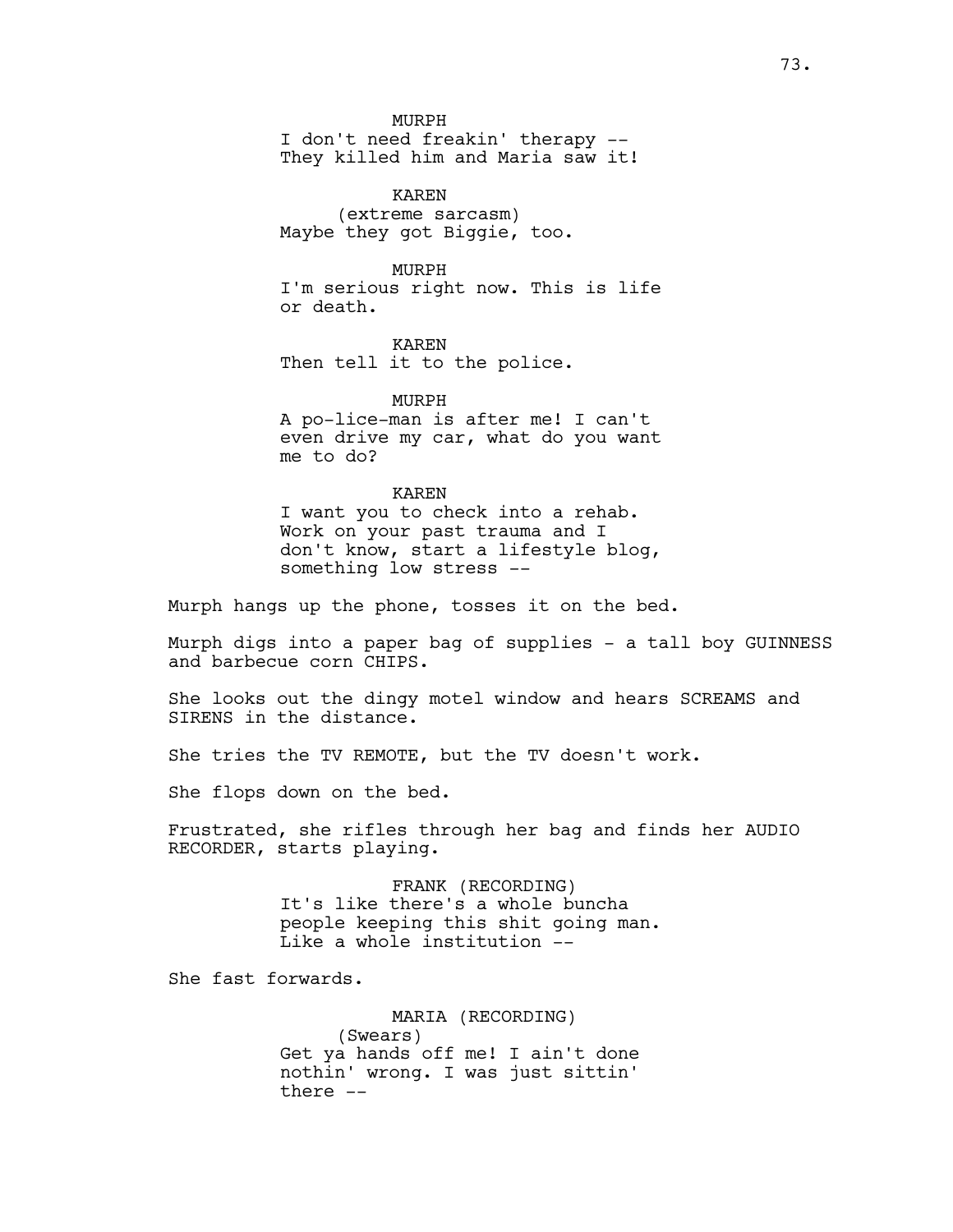MURPH
I don't need freakin' therapy --
They killed him and Maria saw it!

KAREN
(extreme sarcasm)
Maybe they got Biggie, too.

MURPH
I'm serious right now. This is life
or death.

KAREN
Then tell it to the police.

MURPH
A po-lice-man is after me! I can't
even drive my car, what do you want
me to do?

KAREN
I want you to check into a rehab.
Work on your past trauma and I
don't know, start a lifestyle blog,
something low stress --

Murph hangs up the phone, tosses it on the bed.

Murph digs into a paper bag of supplies - a tall boy GUINNESS and barbecue corn CHIPS.

She looks out the dingy motel window and hears SCREAMS and SIRENS in the distance.

She tries the TV REMOTE, but the TV doesn't work.

She flops down on the bed.

Frustrated, she rifles through her bag and finds her AUDIO RECORDER, starts playing.

FRANK (RECORDING)
It's like there's a whole buncha
people keeping this shit going man.
Like a whole institution --

She fast forwards.

MARIA (RECORDING)
(Swears)
Get ya hands off me! I ain't done
nothin' wrong. I was just sittin'
there --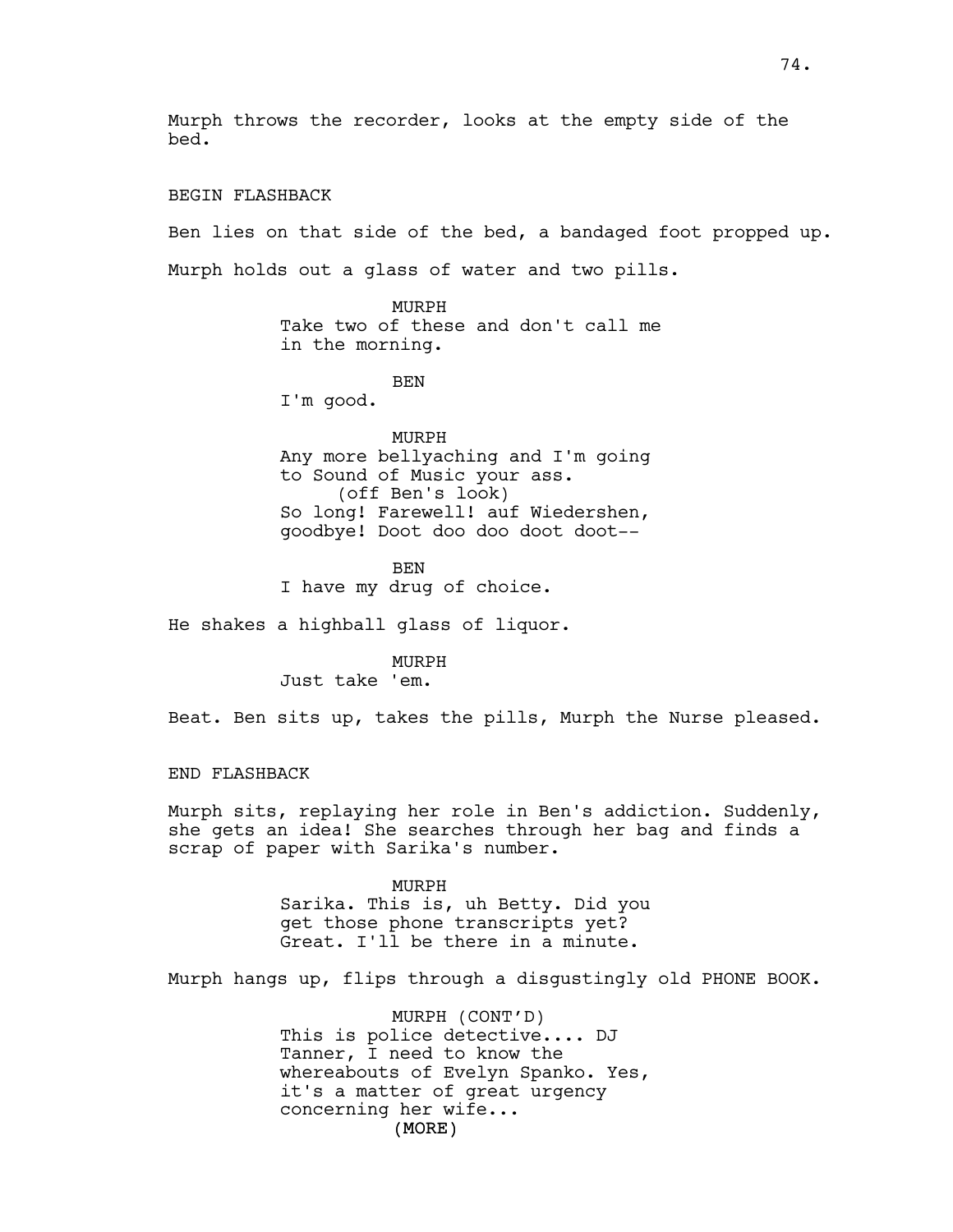Murph throws the recorder, looks at the empty side of the bed.

BEGIN FLASHBACK

Ben lies on that side of the bed, a bandaged foot propped up.

Murph holds out a glass of water and two pills.

MURPH
Take two of these and don't call me in the morning.

BEN
I'm good.

MURPH
Any more bellyaching and I'm going to Sound of Music your ass.
(off Ben's look)
So long! Farewell! auf Wiedershen, goodbye! Doot doo doo doot doot--

BEN
I have my drug of choice.

He shakes a highball glass of liquor.

MURPH
Just take 'em.

Beat. Ben sits up, takes the pills, Murph the Nurse pleased.

END FLASHBACK

Murph sits, replaying her role in Ben's addiction. Suddenly, she gets an idea! She searches through her bag and finds a scrap of paper with Sarika's number.

MURPH
Sarika. This is, uh Betty. Did you get those phone transcripts yet? Great. I'll be there in a minute.

Murph hangs up, flips through a disgustingly old PHONE BOOK.

MURPH (CONT'D)
This is police detective.... DJ Tanner, I need to know the whereabouts of Evelyn Spanko. Yes, it's a matter of great urgency concerning her wife...
(MORE)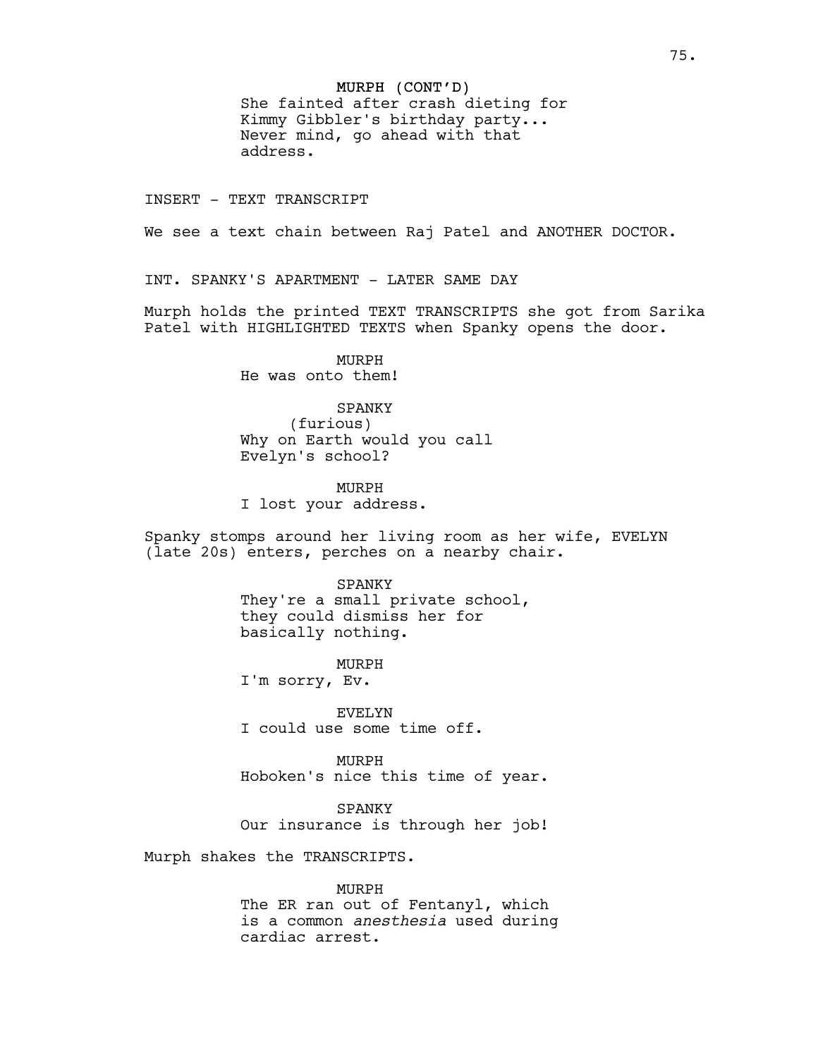MURPH (CONT'D)
She fainted after crash dieting for Kimmy Gibbler's birthday party... Never mind, go ahead with that address.

INSERT - TEXT TRANSCRIPT

We see a text chain between Raj Patel and ANOTHER DOCTOR.

INT. SPANKY'S APARTMENT - LATER SAME DAY

Murph holds the printed TEXT TRANSCRIPTS she got from Sarika Patel with HIGHLIGHTED TEXTS when Spanky opens the door.

MURPH
He was onto them!

SPANKY
(furious)
Why on Earth would you call Evelyn's school?

MURPH
I lost your address.

Spanky stomps around her living room as her wife, EVELYN (late 20s) enters, perches on a nearby chair.

SPANKY
They're a small private school, they could dismiss her for basically nothing.

MURPH
I'm sorry, Ev.

EVELYN
I could use some time off.

MURPH
Hoboken's nice this time of year.

SPANKY
Our insurance is through her job!

Murph shakes the TRANSCRIPTS.

MURPH
The ER ran out of Fentanyl, which is a common *anesthesia* used during cardiac arrest.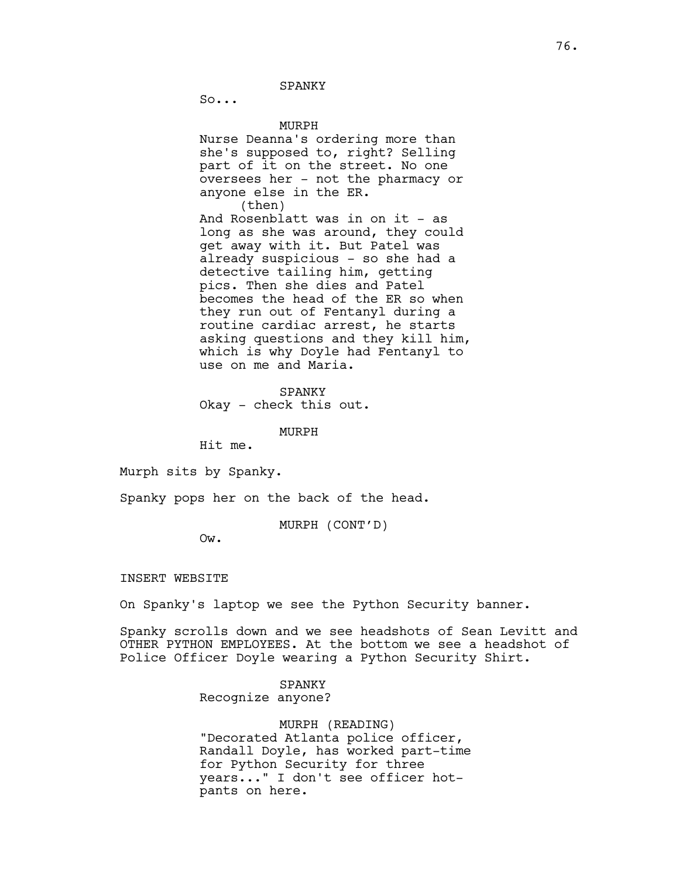SPANKY

So...

MURPH

Nurse Deanna's ordering more than she's supposed to, right? Selling part of it on the street. No one oversees her - not the pharmacy or anyone else in the ER.

(then)

And Rosenblatt was in on it - as long as she was around, they could get away with it. But Patel was already suspicious - so she had a detective tailing him, getting pics. Then she dies and Patel becomes the head of the ER so when they run out of Fentanyl during a routine cardiac arrest, he starts asking questions and they kill him, which is why Doyle had Fentanyl to use on me and Maria.

SPANKY

Okay - check this out.

MURPH

Hit me.

Murph sits by Spanky.

Spanky pops her on the back of the head.

MURPH (CONT'D)

Ow.

INSERT WEBSITE

On Spanky's laptop we see the Python Security banner.

Spanky scrolls down and we see headshots of Sean Levitt and OTHER PYTHON EMPLOYEES. At the bottom we see a headshot of Police Officer Doyle wearing a Python Security Shirt.

SPANKY

Recognize anyone?

MURPH (READING)

"Decorated Atlanta police officer, Randall Doyle, has worked part-time for Python Security for three years..." I don't see officer hot-pants on here.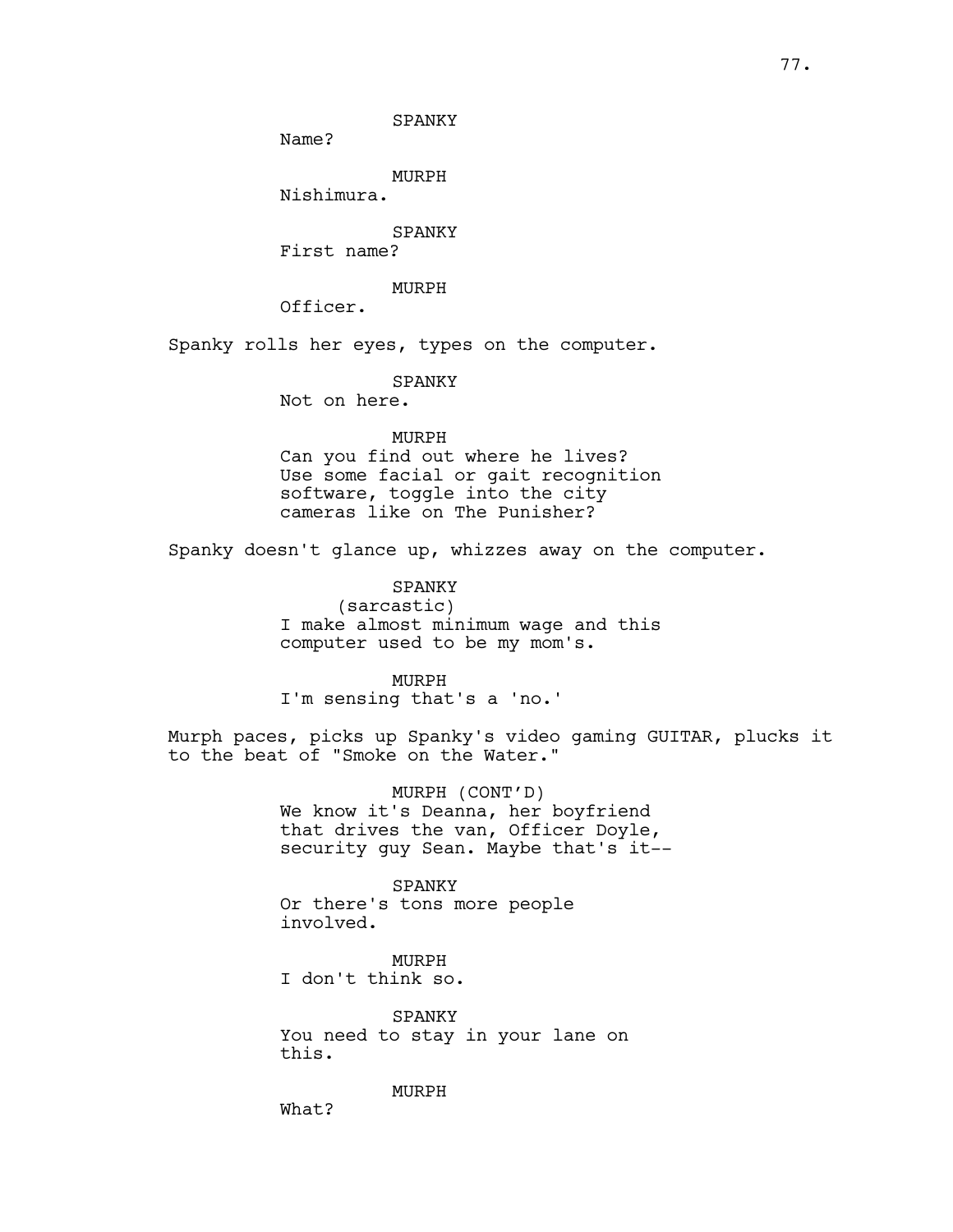SPANKY
Name?

MURPH
Nishimura.

SPANKY
First name?

MURPH
Officer.

Spanky rolls her eyes, types on the computer.

SPANKY
Not on here.

MURPH
Can you find out where he lives? Use some facial or gait recognition software, toggle into the city cameras like on The Punisher?

Spanky doesn't glance up, whizzes away on the computer.

SPANKY
(sarcastic)
I make almost minimum wage and this computer used to be my mom's.

MURPH
I'm sensing that's a 'no.'

Murph paces, picks up Spanky's video gaming GUITAR, plucks it to the beat of "Smoke on the Water."

MURPH (CONT'D)
We know it's Deanna, her boyfriend that drives the van, Officer Doyle, security guy Sean. Maybe that's it--

SPANKY
Or there's tons more people involved.

MURPH
I don't think so.

SPANKY
You need to stay in your lane on this.

MURPH
What?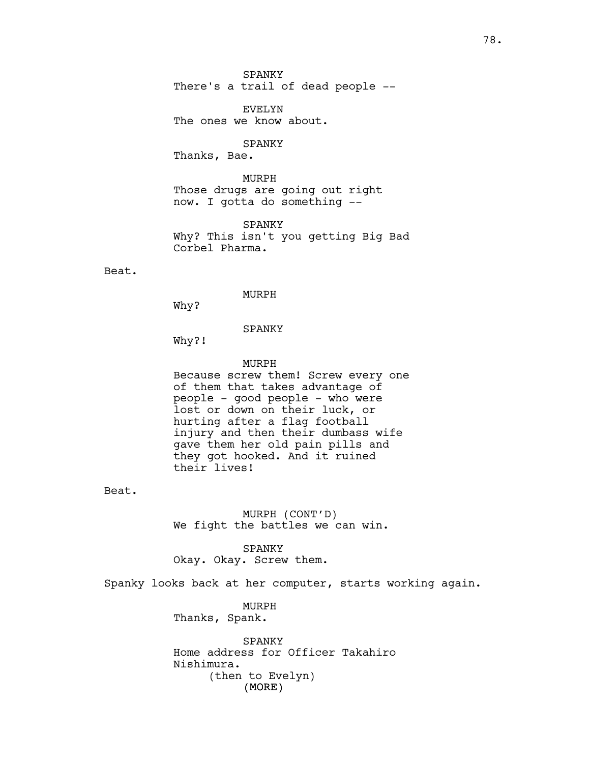SPANKY
There's a trail of dead people --

EVELYN
The ones we know about.

SPANKY
Thanks, Bae.

MURPH
Those drugs are going out right now. I gotta do something --

SPANKY
Why? This isn't you getting Big Bad Corbel Pharma.

Beat.

MURPH
Why?

SPANKY
Why?!

MURPH
Because screw them! Screw every one of them that takes advantage of people - good people - who were lost or down on their luck, or hurting after a flag football injury and then their dumbass wife gave them her old pain pills and they got hooked. And it ruined their lives!

Beat.

MURPH (CONT'D)
We fight the battles we can win.

SPANKY
Okay. Okay. Screw them.

Spanky looks back at her computer, starts working again.

MURPH
Thanks, Spank.

SPANKY
Home address for Officer Takahiro Nishimura.
(then to Evelyn)
(MORE)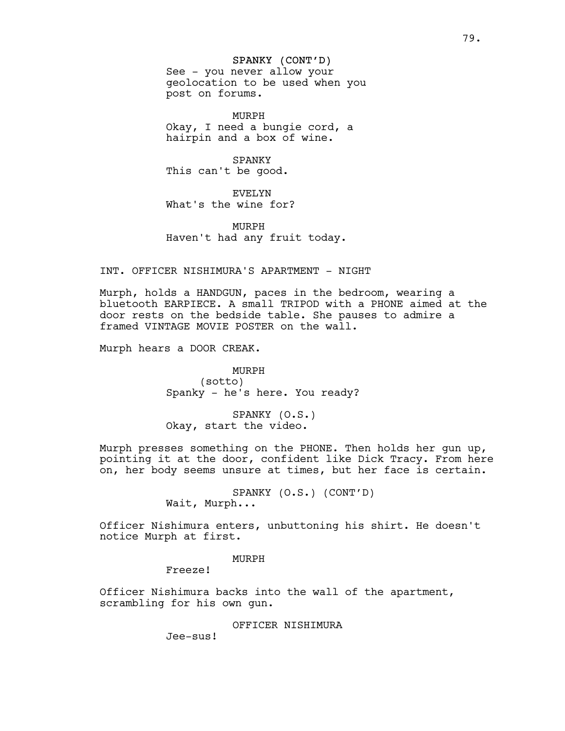SPANKY (CONT'D)
See - you never allow your geolocation to be used when you post on forums.

MURPH
Okay, I need a bungie cord, a hairpin and a box of wine.

SPANKY
This can't be good.

EVELYN
What's the wine for?

MURPH
Haven't had any fruit today.

INT. OFFICER NISHIMURA'S APARTMENT - NIGHT

Murph, holds a HANDGUN, paces in the bedroom, wearing a bluetooth EARPIECE. A small TRIPOD with a PHONE aimed at the door rests on the bedside table. She pauses to admire a framed VINTAGE MOVIE POSTER on the wall.

Murph hears a DOOR CREAK.

MURPH
(sotto)
Spanky - he's here. You ready?

SPANKY (O.S.)
Okay, start the video.

Murph presses something on the PHONE. Then holds her gun up, pointing it at the door, confident like Dick Tracy. From here on, her body seems unsure at times, but her face is certain.

SPANKY (O.S.) (CONT'D)
Wait, Murph...

Officer Nishimura enters, unbuttoning his shirt. He doesn't notice Murph at first.

MURPH
Freeze!

Officer Nishimura backs into the wall of the apartment, scrambling for his own gun.

OFFICER NISHIMURA
Jee-sus!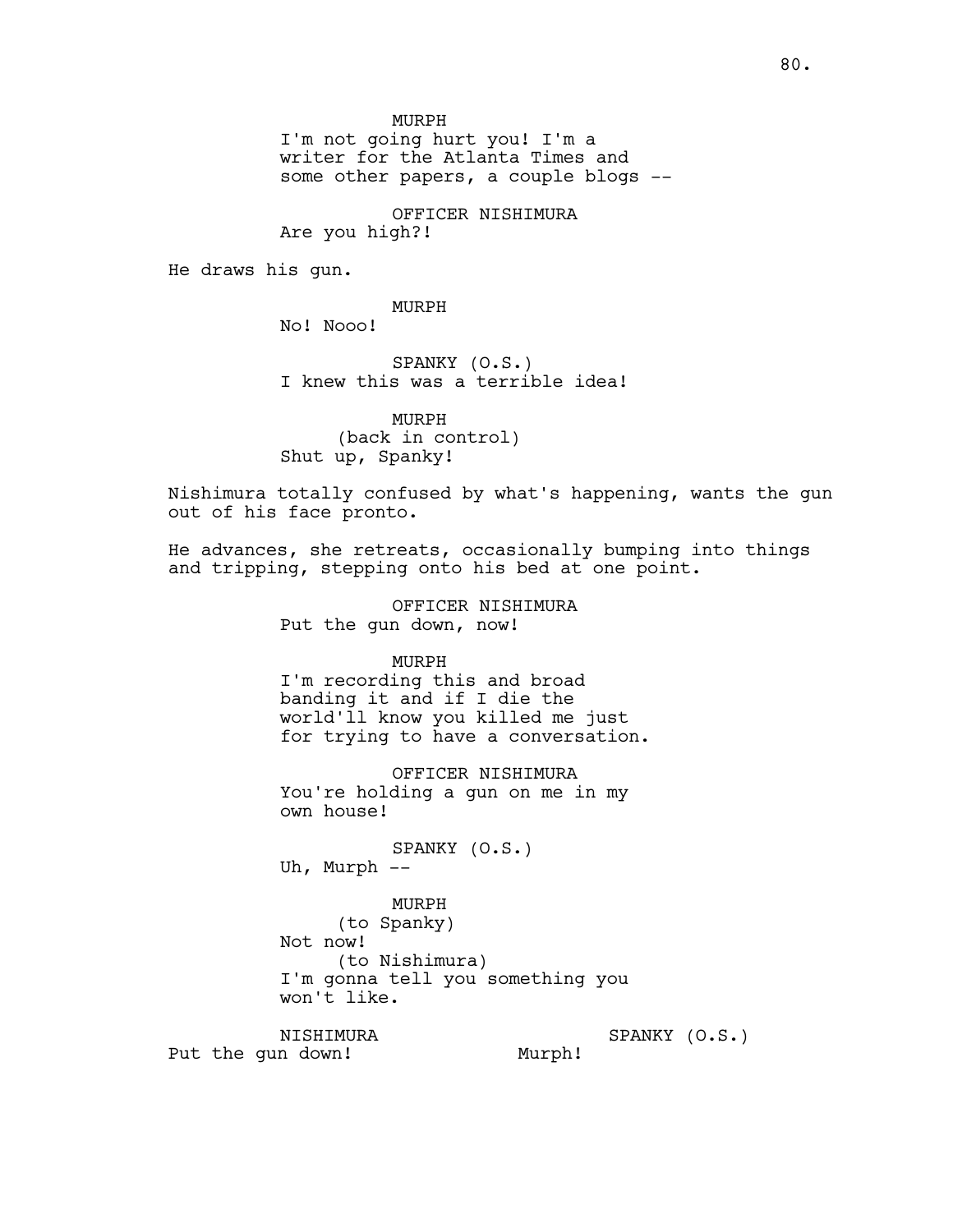MURPH
I'm not going hurt you! I'm a writer for the Atlanta Times and some other papers, a couple blogs --

OFFICER NISHIMURA
Are you high?!

He draws his gun.

MURPH
No! Nooo!

SPANKY (O.S.)
I knew this was a terrible idea!

MURPH
(back in control)
Shut up, Spanky!

Nishimura totally confused by what's happening, wants the gun out of his face pronto.

He advances, she retreats, occasionally bumping into things and tripping, stepping onto his bed at one point.

OFFICER NISHIMURA
Put the gun down, now!

MURPH
I'm recording this and broad banding it and if I die the world'll know you killed me just for trying to have a conversation.

OFFICER NISHIMURA
You're holding a gun on me in my own house!

SPANKY (O.S.)
Uh, Murph --

MURPH
(to Spanky)
Not now!
(to Nishimura)
I'm gonna tell you something you won't like.

NISHIMURA
Put the gun down!

SPANKY (O.S.)
Murph!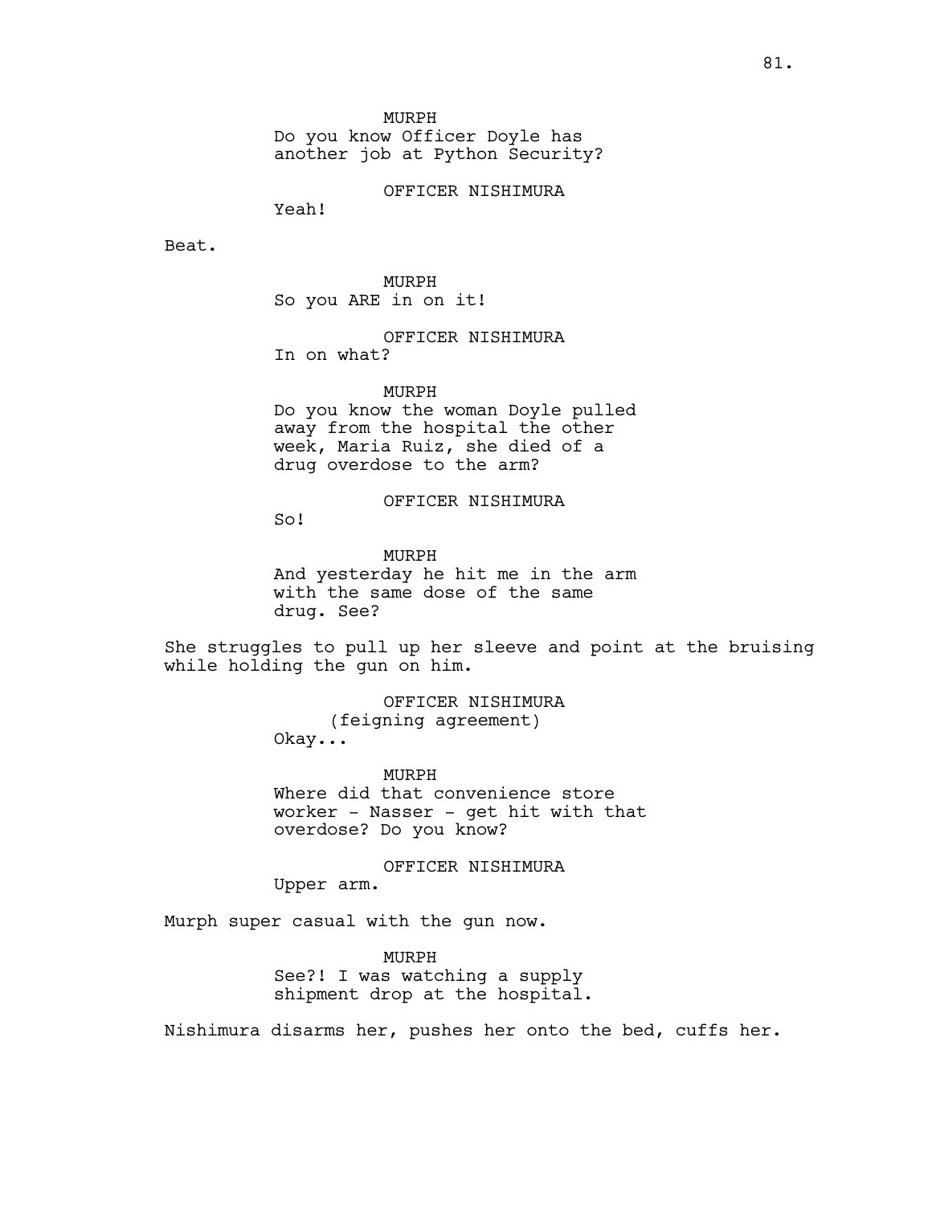MURPH
Do you know Officer Doyle has another job at Python Security?

OFFICER NISHIMURA
Yeah!

Beat.

MURPH
So you ARE in on it!

OFFICER NISHIMURA
In on what?

MURPH
Do you know the woman Doyle pulled away from the hospital the other week, Maria Ruiz, she died of a drug overdose to the arm?

OFFICER NISHIMURA
So!

MURPH
And yesterday he hit me in the arm with the same dose of the same drug. See?

She struggles to pull up her sleeve and point at the bruising while holding the gun on him.

OFFICER NISHIMURA
(feigning agreement)
Okay...

MURPH
Where did that convenience store worker - Nasser - get hit with that overdose? Do you know?

OFFICER NISHIMURA
Upper arm.

Murph super casual with the gun now.

MURPH
See?! I was watching a supply shipment drop at the hospital.

Nishimura disarms her, pushes her onto the bed, cuffs her.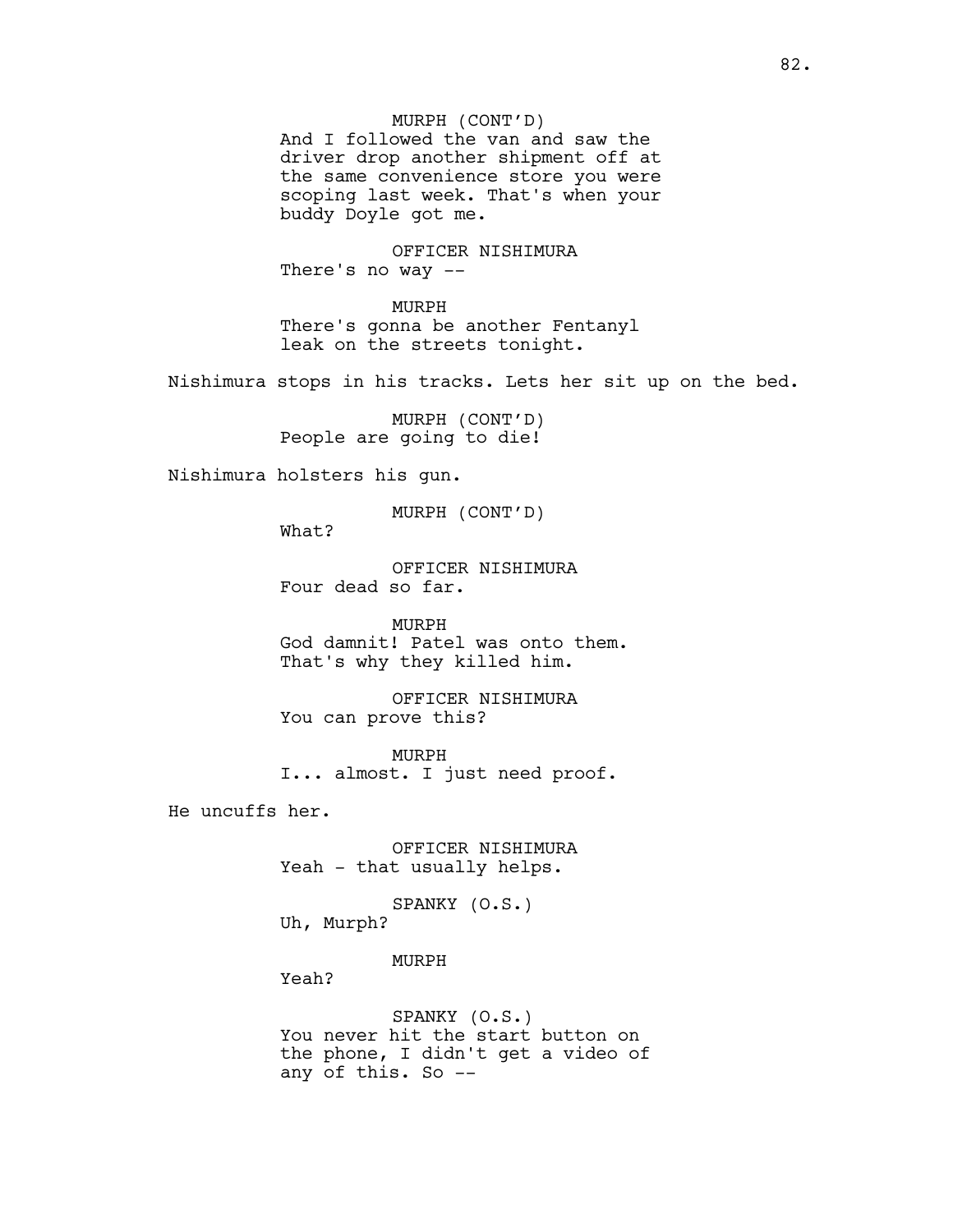MURPH (CONT'D)
And I followed the van and saw the driver drop another shipment off at the same convenience store you were scoping last week. That's when your buddy Doyle got me.

OFFICER NISHIMURA
There's no way --

MURPH
There's gonna be another Fentanyl leak on the streets tonight.

Nishimura stops in his tracks. Lets her sit up on the bed.

MURPH (CONT'D)
People are going to die!

Nishimura holsters his gun.

MURPH (CONT'D)
What?

OFFICER NISHIMURA
Four dead so far.

MURPH
God damnit! Patel was onto them. That's why they killed him.

OFFICER NISHIMURA
You can prove this?

MURPH
I... almost. I just need proof.

He uncuffs her.

OFFICER NISHIMURA
Yeah - that usually helps.

SPANKY (O.S.)
Uh, Murph?

MURPH
Yeah?

SPANKY (O.S.)
You never hit the start button on the phone, I didn't get a video of any of this. So --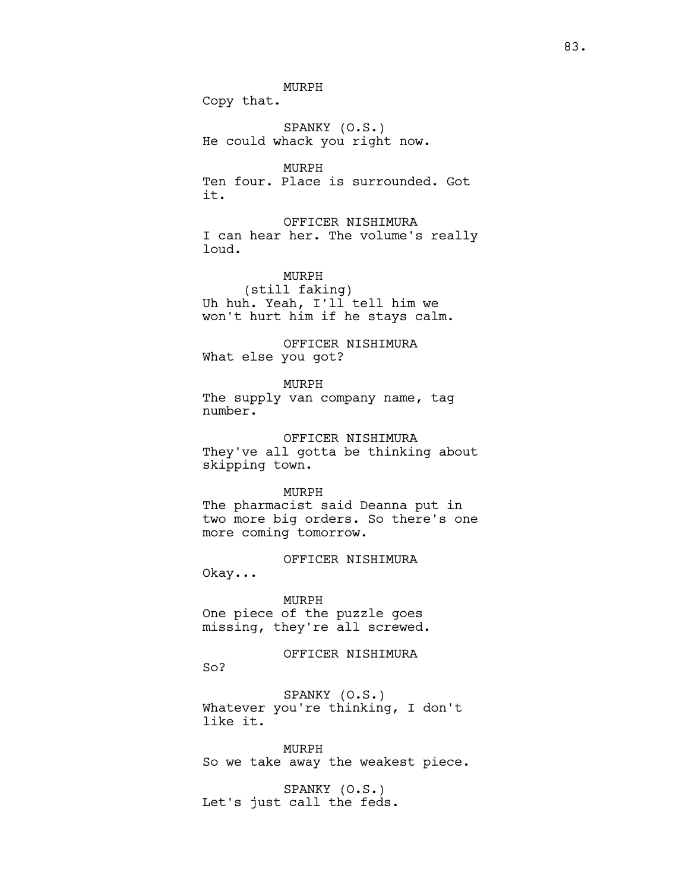MURPH
Copy that.

SPANKY (O.S.)
He could whack you right now.

MURPH
Ten four. Place is surrounded. Got it.

OFFICER NISHIMURA
I can hear her. The volume's really loud.

MURPH
(still faking)
Uh huh. Yeah, I'll tell him we won't hurt him if he stays calm.

OFFICER NISHIMURA
What else you got?

MURPH
The supply van company name, tag number.

OFFICER NISHIMURA
They've all gotta be thinking about skipping town.

MURPH
The pharmacist said Deanna put in two more big orders. So there's one more coming tomorrow.

OFFICER NISHIMURA
Okay...

MURPH
One piece of the puzzle goes missing, they're all screwed.

OFFICER NISHIMURA
So?

SPANKY (O.S.)
Whatever you're thinking, I don't like it.

MURPH
So we take away the weakest piece.

SPANKY (O.S.)
Let's just call the feds.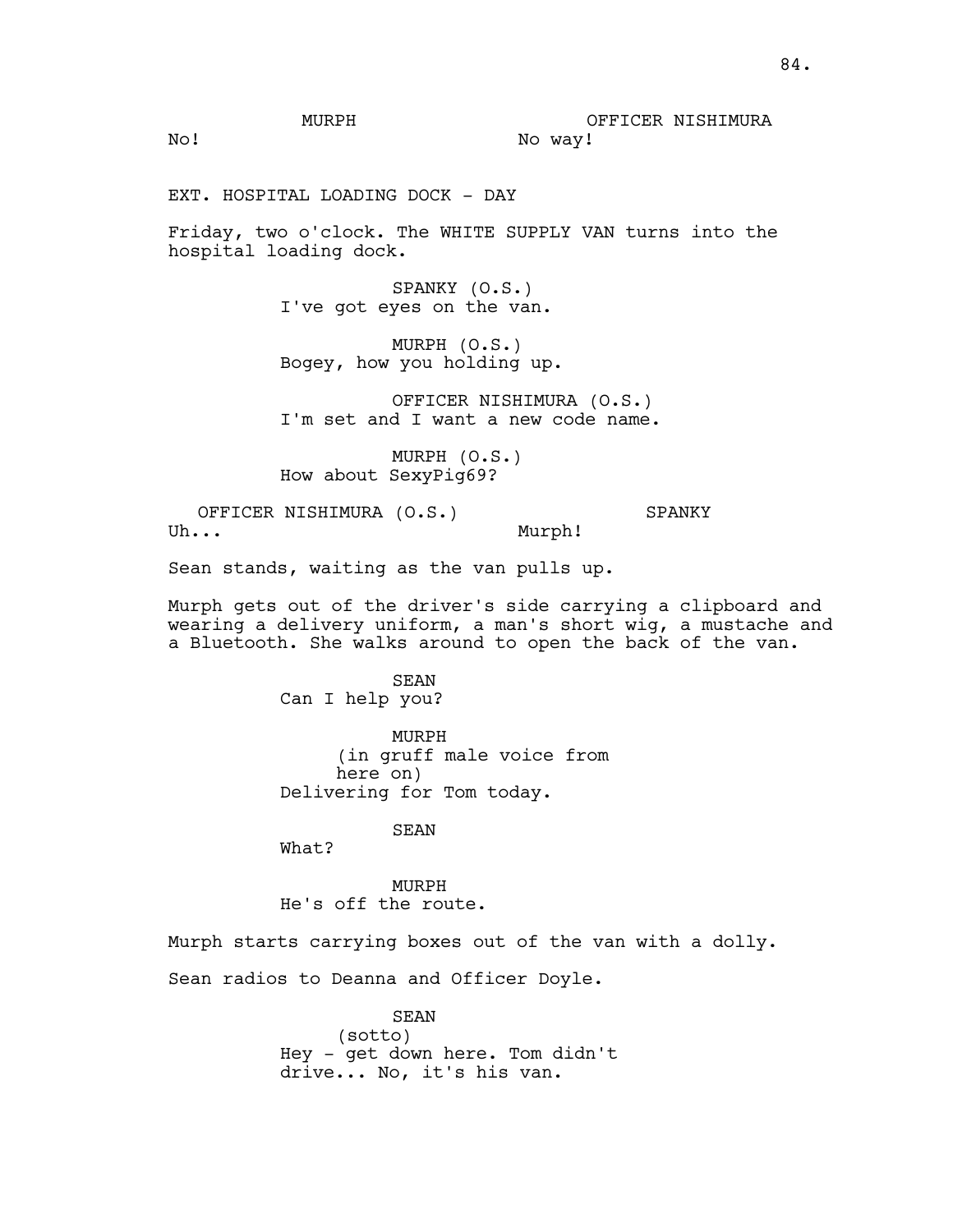MURPH
No!

OFFICER NISHIMURA
No way!

EXT. HOSPITAL LOADING DOCK - DAY

Friday, two o'clock. The WHITE SUPPLY VAN turns into the hospital loading dock.

SPANKY (O.S.)
I've got eyes on the van.

MURPH (O.S.)
Bogey, how you holding up.

OFFICER NISHIMURA (O.S.)
I'm set and I want a new code name.

MURPH (O.S.)
How about SexyPig69?

OFFICER NISHIMURA (O.S.)
Uh...

SPANKY
Murph!

Sean stands, waiting as the van pulls up.

Murph gets out of the driver's side carrying a clipboard and wearing a delivery uniform, a man's short wig, a mustache and a Bluetooth. She walks around to open the back of the van.

SEAN
Can I help you?

MURPH
(in gruff male voice from here on)
Delivering for Tom today.

SEAN
What?

MURPH
He's off the route.

Murph starts carrying boxes out of the van with a dolly.

Sean radios to Deanna and Officer Doyle.

SEAN
(sotto)
Hey - get down here. Tom didn't drive... No, it's his van.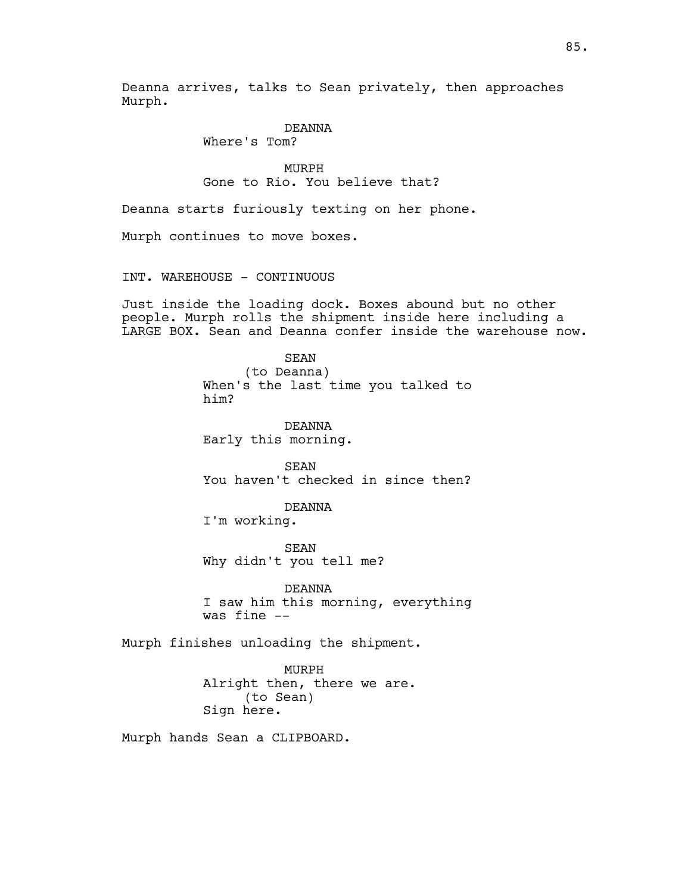Deanna arrives, talks to Sean privately, then approaches Murph.

DEANNA
Where's Tom?

MURPH
Gone to Rio. You believe that?

Deanna starts furiously texting on her phone.

Murph continues to move boxes.

INT. WAREHOUSE - CONTINUOUS

Just inside the loading dock. Boxes abound but no other people. Murph rolls the shipment inside here including a LARGE BOX. Sean and Deanna confer inside the warehouse now.

SEAN
(to Deanna)
When's the last time you talked to him?

DEANNA
Early this morning.

SEAN
You haven't checked in since then?

DEANNA
I'm working.

SEAN
Why didn't you tell me?

DEANNA
I saw him this morning, everything was fine --

Murph finishes unloading the shipment.

MURPH
Alright then, there we are.
(to Sean)
Sign here.

Murph hands Sean a CLIPBOARD.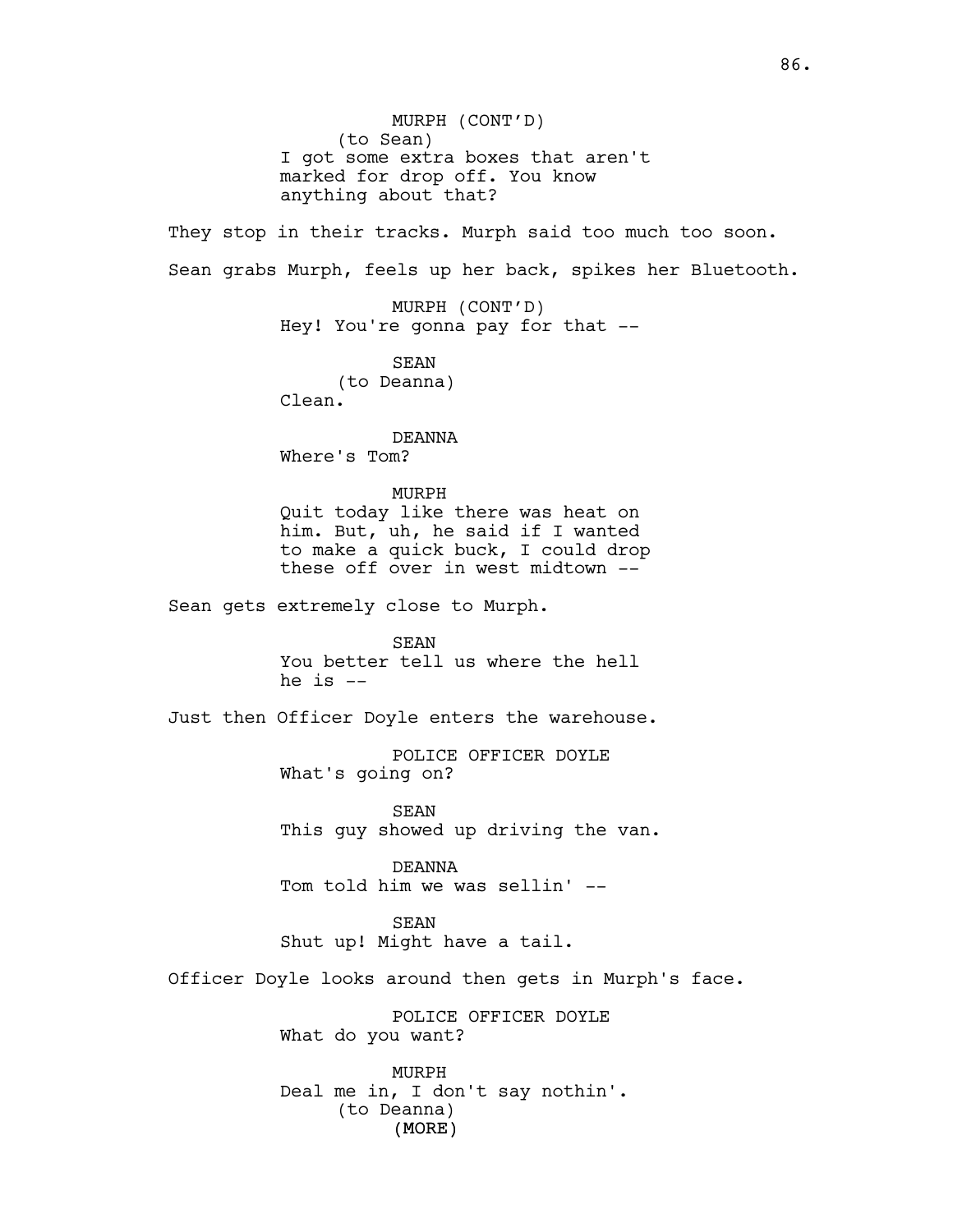MURPH (CONT'D)
(to Sean)
I got some extra boxes that aren't marked for drop off. You know anything about that?

They stop in their tracks. Murph said too much too soon.

Sean grabs Murph, feels up her back, spikes her Bluetooth.

MURPH (CONT'D)
Hey! You're gonna pay for that --

SEAN
(to Deanna)
Clean.

DEANNA
Where's Tom?

MURPH
Quit today like there was heat on him. But, uh, he said if I wanted to make a quick buck, I could drop these off over in west midtown --

Sean gets extremely close to Murph.

SEAN
You better tell us where the hell he is --

Just then Officer Doyle enters the warehouse.

POLICE OFFICER DOYLE
What's going on?

SEAN
This guy showed up driving the van.

DEANNA
Tom told him we was sellin' --

SEAN
Shut up! Might have a tail.

Officer Doyle looks around then gets in Murph's face.

POLICE OFFICER DOYLE
What do you want?

MURPH
Deal me in, I don't say nothin'.
(to Deanna)
(MORE)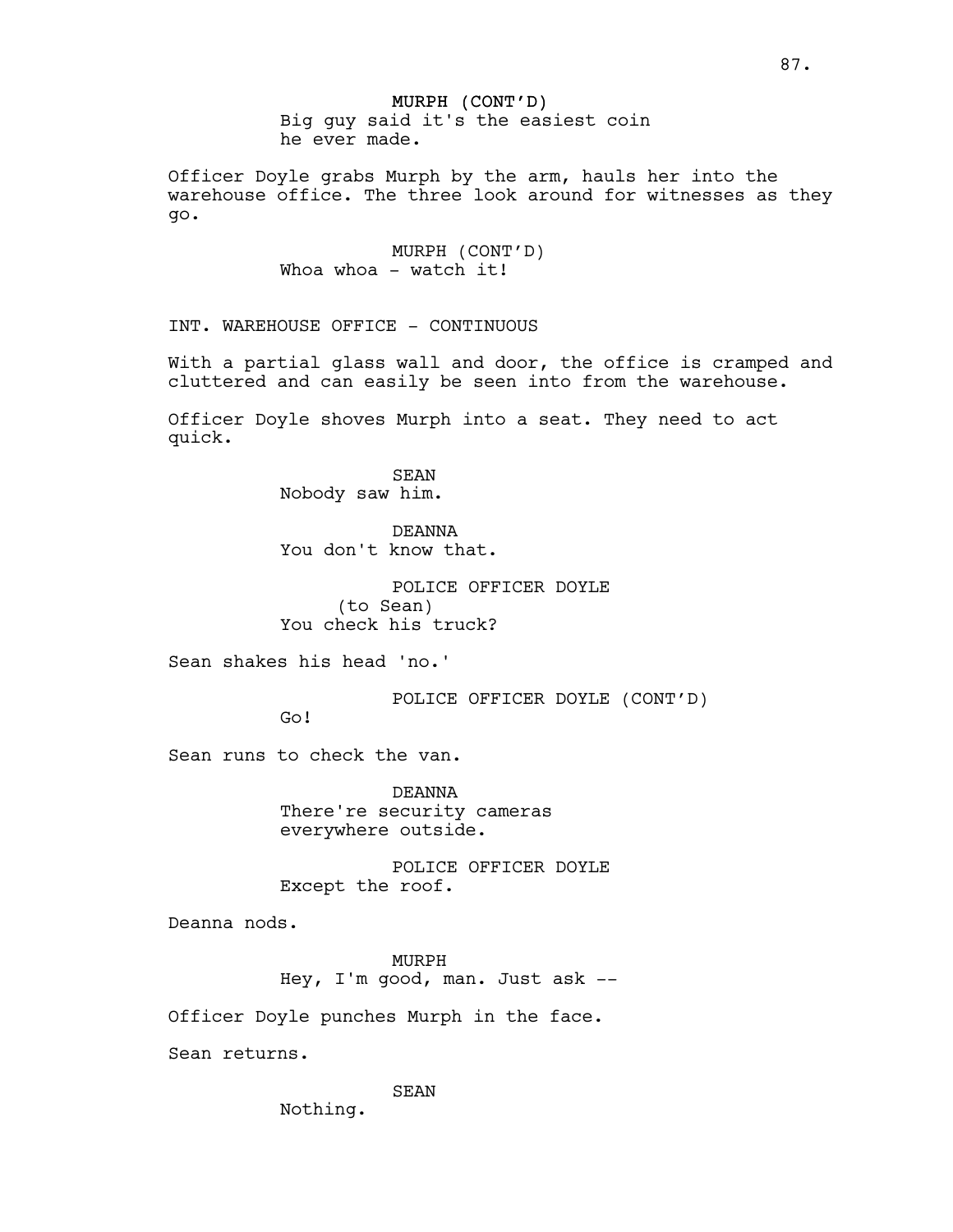MURPH (CONT'D)
Big guy said it's the easiest coin he ever made.

Officer Doyle grabs Murph by the arm, hauls her into the warehouse office. The three look around for witnesses as they go.

MURPH (CONT'D)
Whoa whoa - watch it!

INT. WAREHOUSE OFFICE - CONTINUOUS

With a partial glass wall and door, the office is cramped and cluttered and can easily be seen into from the warehouse.

Officer Doyle shoves Murph into a seat. They need to act quick.

SEAN
Nobody saw him.

DEANNA
You don't know that.

POLICE OFFICER DOYLE
(to Sean)
You check his truck?

Sean shakes his head 'no.'

POLICE OFFICER DOYLE (CONT'D)
Go!

Sean runs to check the van.

DEANNA
There're security cameras everywhere outside.

POLICE OFFICER DOYLE
Except the roof.

Deanna nods.

MURPH
Hey, I'm good, man. Just ask --

Officer Doyle punches Murph in the face.

Sean returns.

SEAN
Nothing.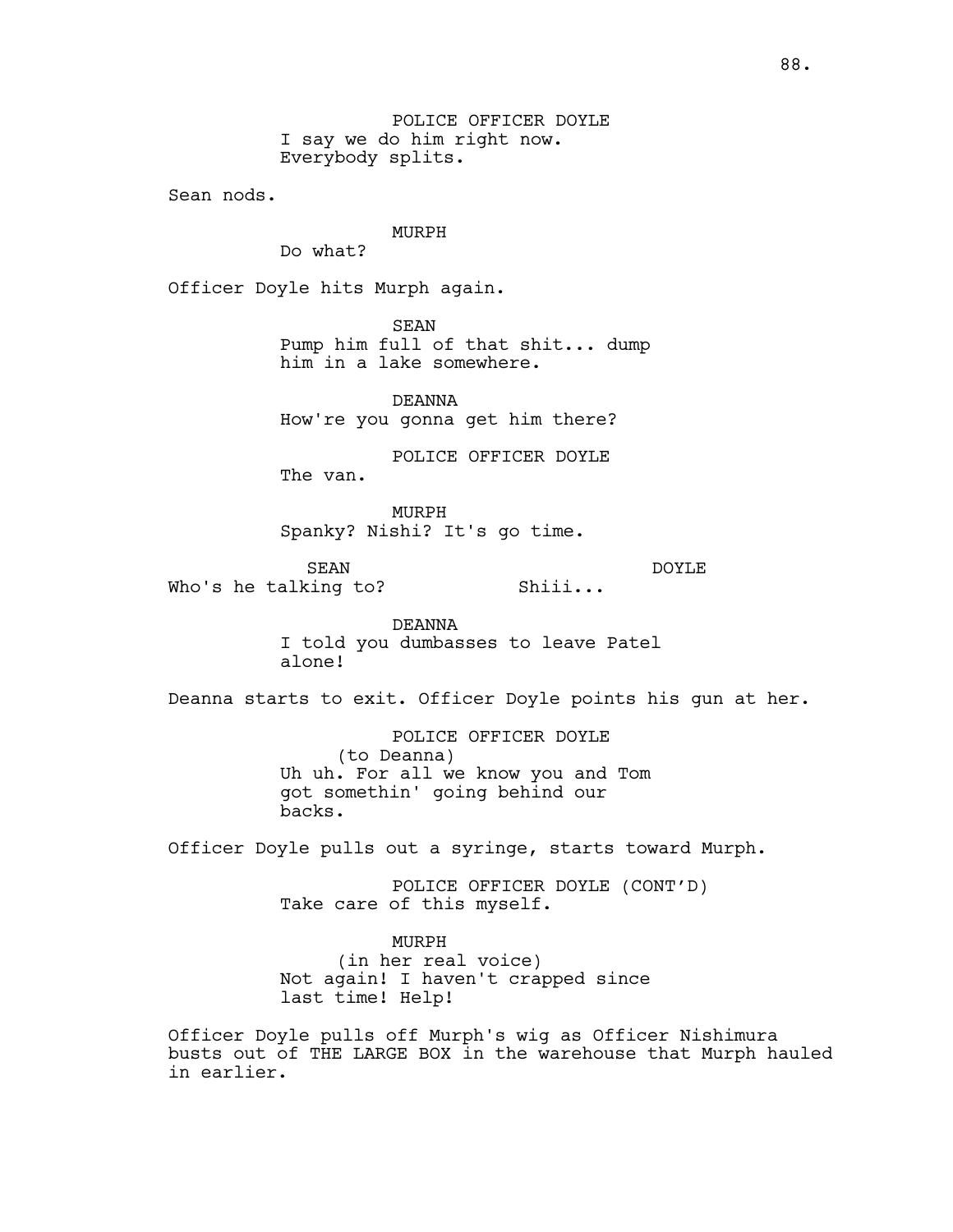POLICE OFFICER DOYLE
I say we do him right now.
Everybody splits.

Sean nods.

MURPH
Do what?

Officer Doyle hits Murph again.

SEAN
Pump him full of that shit... dump
him in a lake somewhere.

DEANNA
How're you gonna get him there?

POLICE OFFICER DOYLE
The van.

MURPH
Spanky? Nishi? It's go time.

SEAN
Who's he talking to?

DOYLE
Shiii...

DEANNA
I told you dumbasses to leave Patel
alone!

Deanna starts to exit. Officer Doyle points his gun at her.

POLICE OFFICER DOYLE
(to Deanna)
Uh uh. For all we know you and Tom
got somethin' going behind our
backs.

Officer Doyle pulls out a syringe, starts toward Murph.

POLICE OFFICER DOYLE (CONT'D)
Take care of this myself.

MURPH
(in her real voice)
Not again! I haven't crapped since
last time! Help!

Officer Doyle pulls off Murph's wig as Officer Nishimura busts out of THE LARGE BOX in the warehouse that Murph hauled in earlier.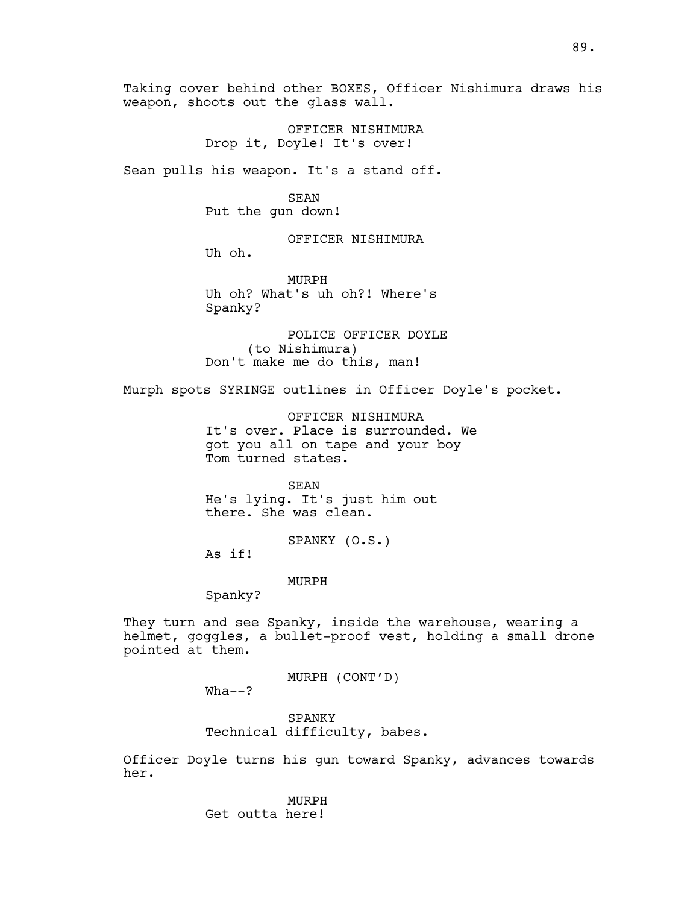Taking cover behind other BOXES, Officer Nishimura draws his weapon, shoots out the glass wall.

OFFICER NISHIMURA
Drop it, Doyle! It's over!

Sean pulls his weapon. It's a stand off.

SEAN
Put the gun down!

OFFICER NISHIMURA
Uh oh.

MURPH
Uh oh? What's uh oh?! Where's Spanky?

POLICE OFFICER DOYLE
(to Nishimura)
Don't make me do this, man!

Murph spots SYRINGE outlines in Officer Doyle's pocket.

OFFICER NISHIMURA
It's over. Place is surrounded. We got you all on tape and your boy Tom turned states.

SEAN
He's lying. It's just him out there. She was clean.

SPANKY (O.S.)
As if!

MURPH
Spanky?

They turn and see Spanky, inside the warehouse, wearing a helmet, goggles, a bullet-proof vest, holding a small drone pointed at them.

MURPH (CONT'D)
Wha--?

SPANKY
Technical difficulty, babes.

Officer Doyle turns his gun toward Spanky, advances towards her.

MURPH
Get outta here!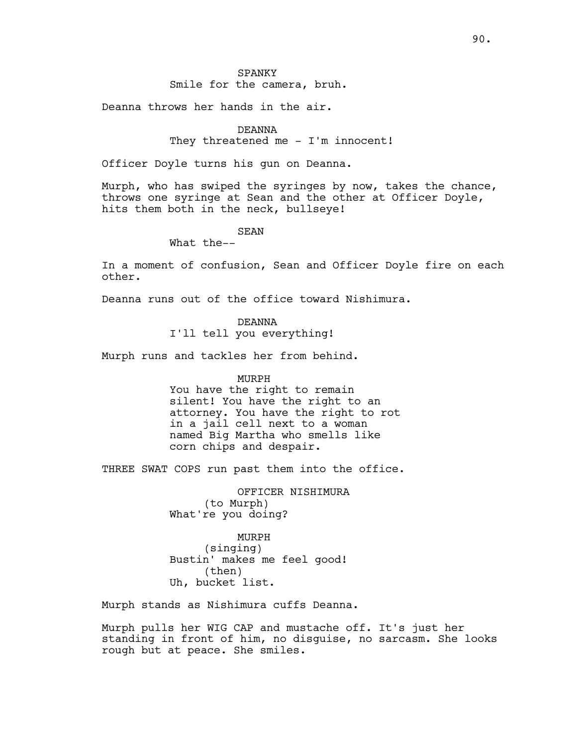SPANKY

Smile for the camera, bruh.

Deanna throws her hands in the air.

DEANNA

They threatened me - I'm innocent!

Officer Doyle turns his gun on Deanna.

Murph, who has swiped the syringes by now, takes the chance, throws one syringe at Sean and the other at Officer Doyle, hits them both in the neck, bullseye!

SEAN

What the--

In a moment of confusion, Sean and Officer Doyle fire on each other.

Deanna runs out of the office toward Nishimura.

DEANNA

I'll tell you everything!

Murph runs and tackles her from behind.

MURPH

You have the right to remain silent! You have the right to an attorney. You have the right to rot in a jail cell next to a woman named Big Martha who smells like corn chips and despair.

THREE SWAT COPS run past them into the office.

OFFICER NISHIMURA

(to Murph)

What're you doing?

MURPH

(singing)

Bustin' makes me feel good!

(then)

Uh, bucket list.

Murph stands as Nishimura cuffs Deanna.

Murph pulls her WIG CAP and mustache off. It's just her standing in front of him, no disguise, no sarcasm. She looks rough but at peace. She smiles.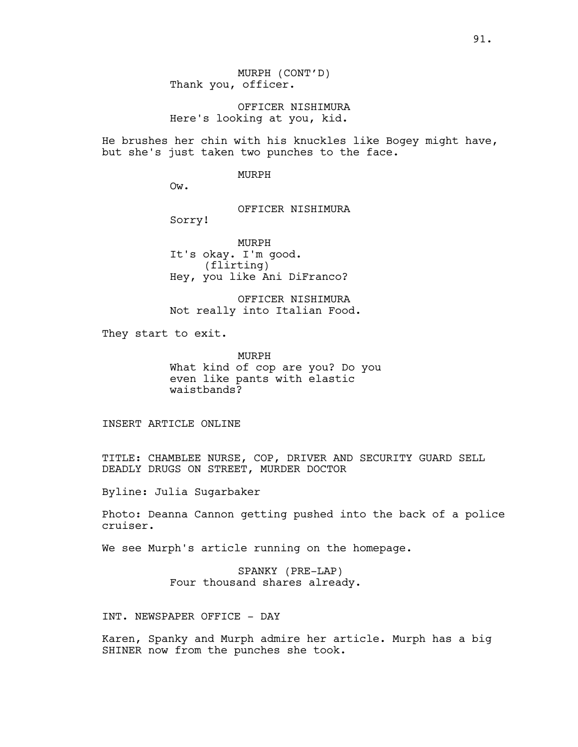MURPH (CONT'D)
Thank you, officer.

OFFICER NISHIMURA
Here's looking at you, kid.

He brushes her chin with his knuckles like Bogey might have, but she's just taken two punches to the face.

MURPH
Ow.

OFFICER NISHIMURA
Sorry!

MURPH
It's okay. I'm good.
(flirting)
Hey, you like Ani DiFranco?

OFFICER NISHIMURA
Not really into Italian Food.

They start to exit.

MURPH
What kind of cop are you? Do you even like pants with elastic waistbands?

INSERT ARTICLE ONLINE

TITLE: CHAMBLEE NURSE, COP, DRIVER AND SECURITY GUARD SELL DEADLY DRUGS ON STREET, MURDER DOCTOR

Byline: Julia Sugarbaker

Photo: Deanna Cannon getting pushed into the back of a police cruiser.

We see Murph's article running on the homepage.

SPANKY (PRE-LAP)
Four thousand shares already.

INT. NEWSPAPER OFFICE - DAY

Karen, Spanky and Murph admire her article. Murph has a big SHINER now from the punches she took.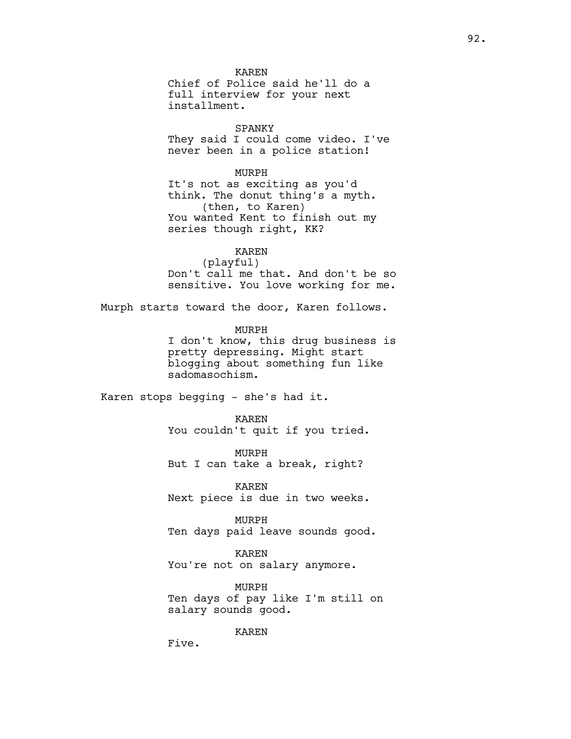KAREN
Chief of Police said he'll do a full interview for your next installment.

SPANKY
They said I could come video. I've never been in a police station!

MURPH
It's not as exciting as you'd think. The donut thing's a myth.
(then, to Karen)
You wanted Kent to finish out my series though right, KK?

KAREN
(playful)
Don't call me that. And don't be so sensitive. You love working for me.

Murph starts toward the door, Karen follows.

MURPH
I don't know, this drug business is pretty depressing. Might start blogging about something fun like sadomasochism.

Karen stops begging - she's had it.

KAREN
You couldn't quit if you tried.

MURPH
But I can take a break, right?

KAREN
Next piece is due in two weeks.

MURPH
Ten days paid leave sounds good.

KAREN
You're not on salary anymore.

MURPH
Ten days of pay like I'm still on salary sounds good.

KAREN
Five.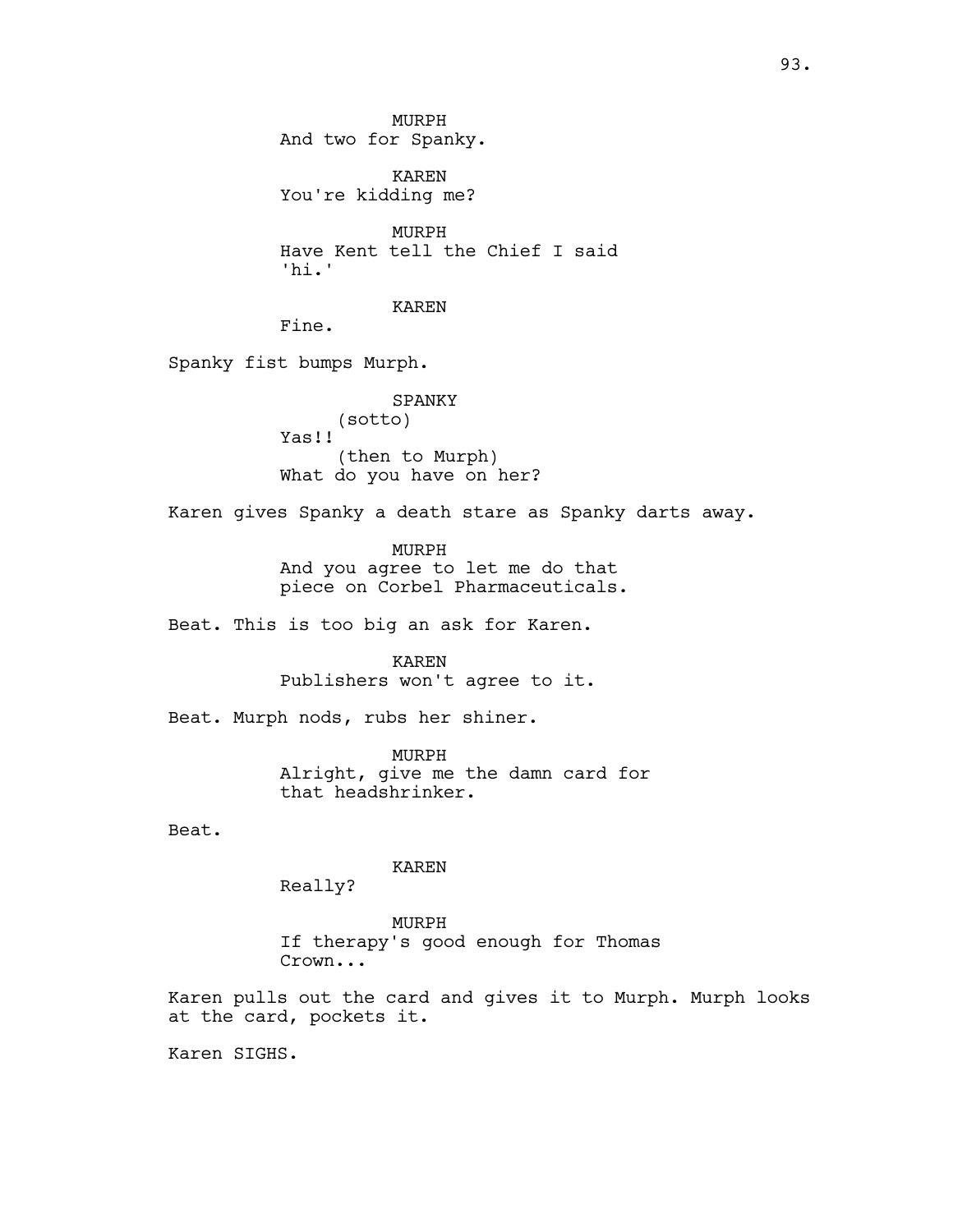MURPH
And two for Spanky.

KAREN
You're kidding me?

MURPH
Have Kent tell the Chief I said 'hi.'

KAREN
Fine.

Spanky fist bumps Murph.

SPANKY
(sotto)
Yas!!
(then to Murph)
What do you have on her?

Karen gives Spanky a death stare as Spanky darts away.

MURPH
And you agree to let me do that piece on Corbel Pharmaceuticals.

Beat. This is too big an ask for Karen.

KAREN
Publishers won't agree to it.

Beat. Murph nods, rubs her shiner.

MURPH
Alright, give me the damn card for that headshrinker.

Beat.

KAREN
Really?

MURPH
If therapy's good enough for Thomas Crown...

Karen pulls out the card and gives it to Murph. Murph looks at the card, pockets it.

Karen SIGHS.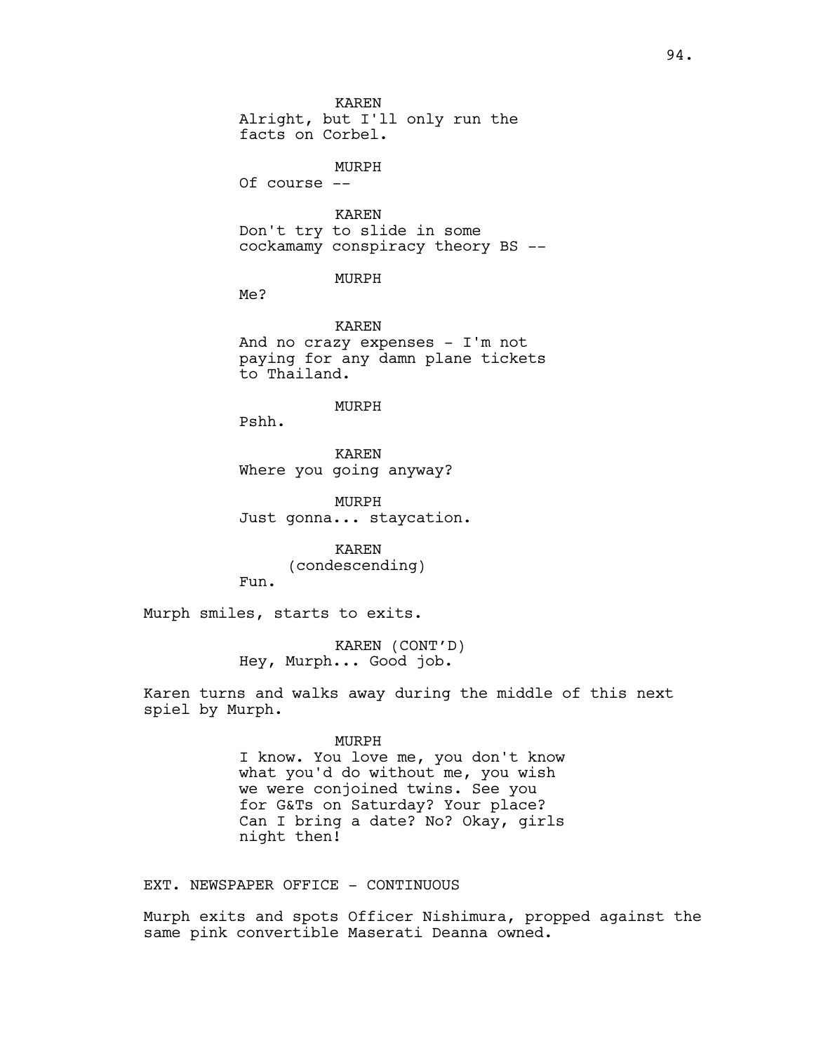KAREN
Alright, but I'll only run the facts on Corbel.

MURPH
Of course --

KAREN
Don't try to slide in some cockamamy conspiracy theory BS --

MURPH
Me?

KAREN
And no crazy expenses - I'm not paying for any damn plane tickets to Thailand.

MURPH
Pshh.

KAREN
Where you going anyway?

MURPH
Just gonna... staycation.

KAREN
(condescending)
Fun.

Murph smiles, starts to exits.

KAREN (CONT'D)
Hey, Murph... Good job.

Karen turns and walks away during the middle of this next spiel by Murph.

MURPH
I know. You love me, you don't know what you'd do without me, you wish we were conjoined twins. See you for G&Ts on Saturday? Your place? Can I bring a date? No? Okay, girls night then!

EXT. NEWSPAPER OFFICE - CONTINUOUS

Murph exits and spots Officer Nishimura, propped against the same pink convertible Maserati Deanna owned.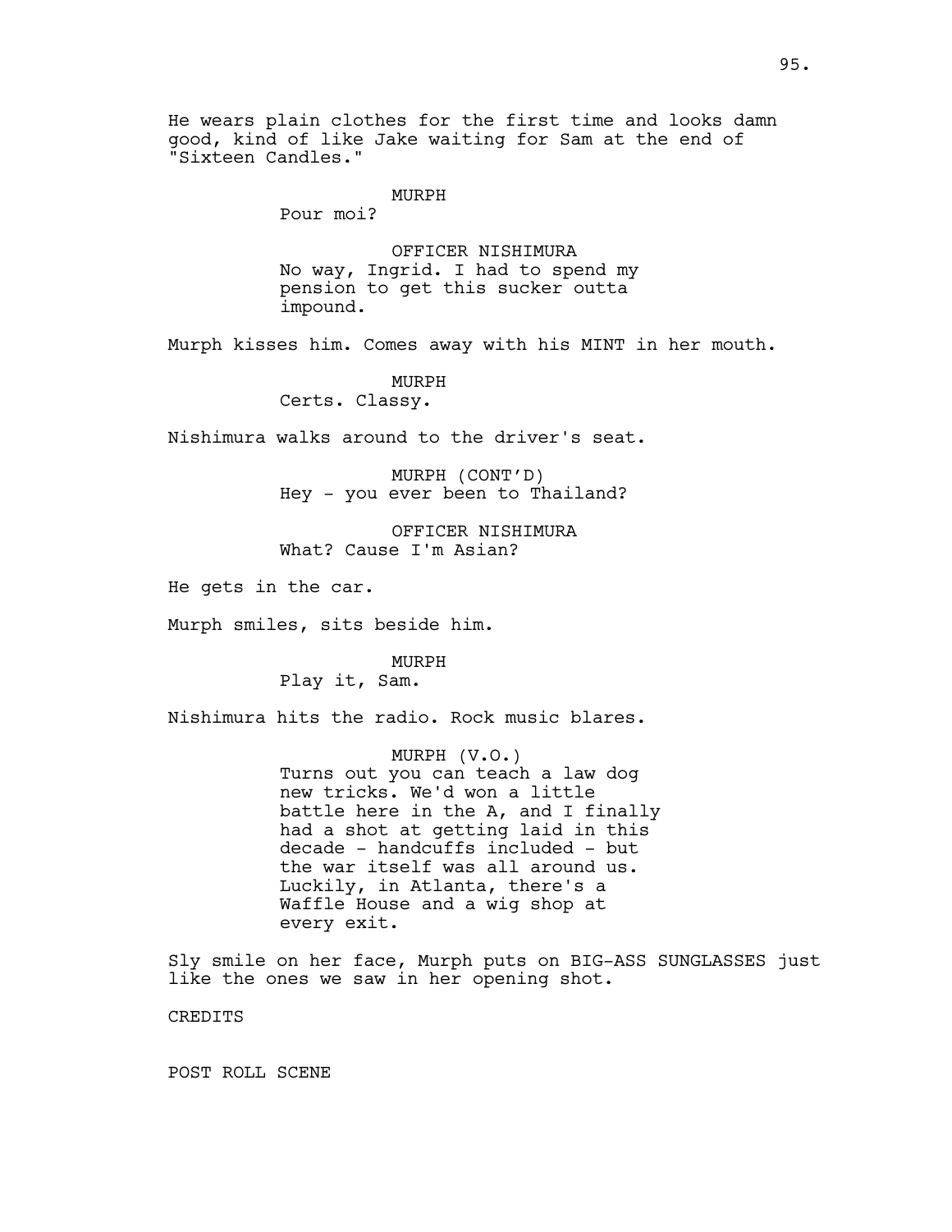He wears plain clothes for the first time and looks damn good, kind of like Jake waiting for Sam at the end of "Sixteen Candles."

MURPH
Pour moi?

OFFICER NISHIMURA
No way, Ingrid. I had to spend my pension to get this sucker outta impound.

Murph kisses him. Comes away with his MINT in her mouth.

MURPH
Certs. Classy.

Nishimura walks around to the driver's seat.

MURPH (CONT'D)
Hey - you ever been to Thailand?

OFFICER NISHIMURA
What? Cause I'm Asian?

He gets in the car.

Murph smiles, sits beside him.

MURPH
Play it, Sam.

Nishimura hits the radio. Rock music blares.

MURPH (V.O.)
Turns out you can teach a law dog new tricks. We'd won a little battle here in the A, and I finally had a shot at getting laid in this decade - handcuffs included - but the war itself was all around us. Luckily, in Atlanta, there's a Waffle House and a wig shop at every exit.

Sly smile on her face, Murph puts on BIG-ASS SUNGLASSES just like the ones we saw in her opening shot.

CREDITS

POST ROLL SCENE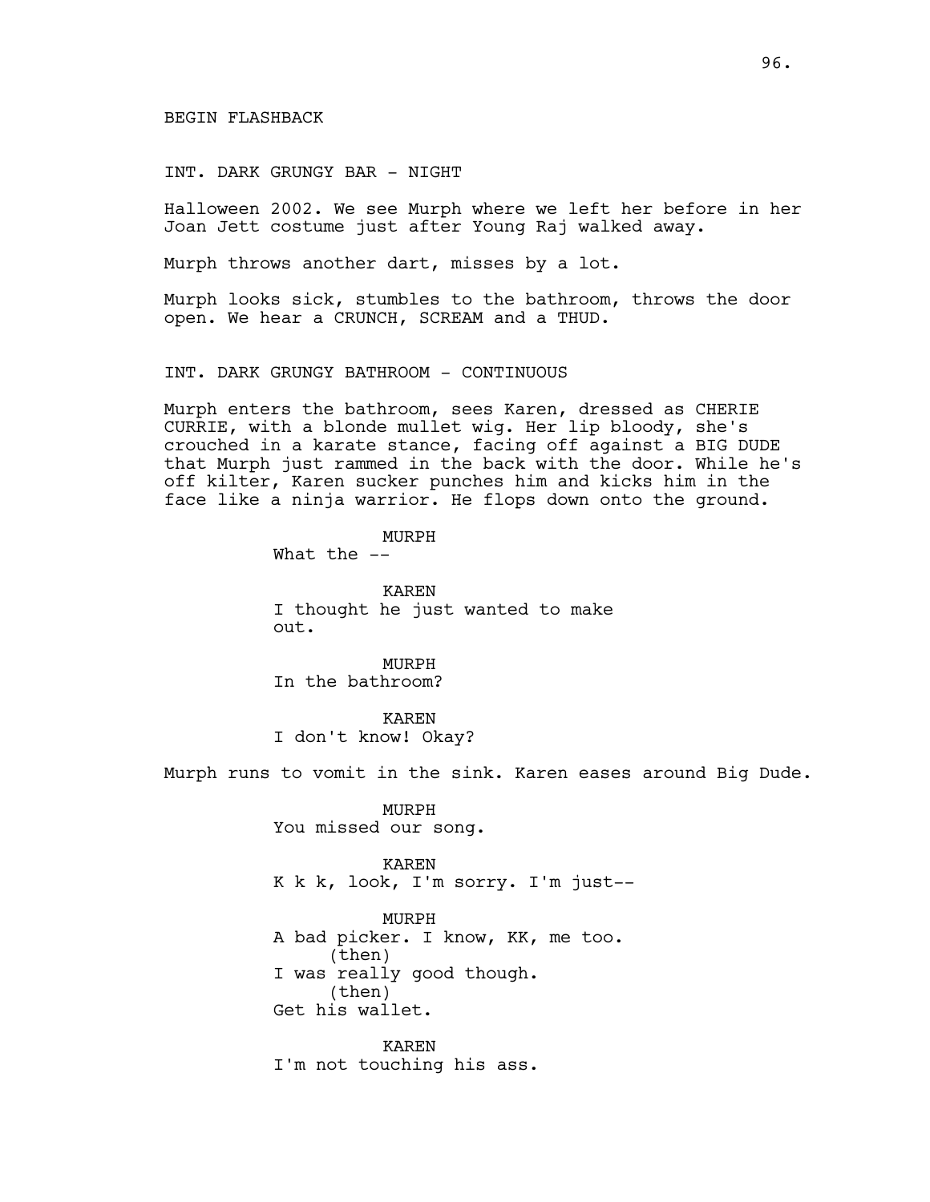BEGIN FLASHBACK

INT. DARK GRUNGY BAR - NIGHT

Halloween 2002. We see Murph where we left her before in her Joan Jett costume just after Young Raj walked away.

Murph throws another dart, misses by a lot.

Murph looks sick, stumbles to the bathroom, throws the door open. We hear a CRUNCH, SCREAM and a THUD.

INT. DARK GRUNGY BATHROOM - CONTINUOUS

Murph enters the bathroom, sees Karen, dressed as CHERIE CURRIE, with a blonde mullet wig. Her lip bloody, she's crouched in a karate stance, facing off against a BIG DUDE that Murph just rammed in the back with the door. While he's off kilter, Karen sucker punches him and kicks him in the face like a ninja warrior. He flops down onto the ground.

MURPH
What the --

KAREN
I thought he just wanted to make out.

MURPH
In the bathroom?

KAREN
I don't know! Okay?

Murph runs to vomit in the sink. Karen eases around Big Dude.

MURPH
You missed our song.

KAREN
K k k, look, I'm sorry. I'm just--

MURPH
A bad picker. I know, KK, me too.
(then)
I was really good though.
(then)
Get his wallet.

KAREN
I'm not touching his ass.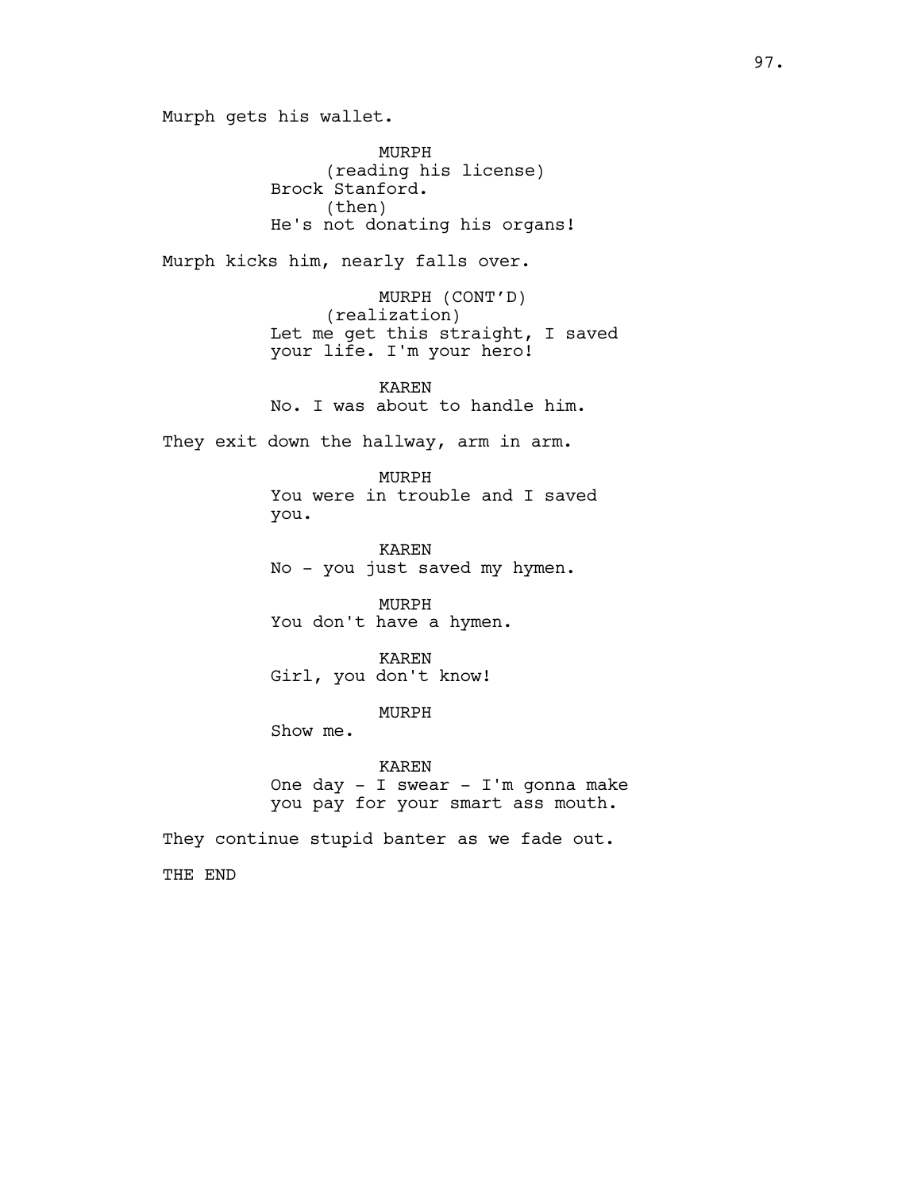Murph gets his wallet.

MURPH
(reading his license)
Brock Stanford.
(then)
He's not donating his organs!

Murph kicks him, nearly falls over.

MURPH (CONT'D)
(realization)
Let me get this straight, I saved your life. I'm your hero!

KAREN
No. I was about to handle him.

They exit down the hallway, arm in arm.

MURPH
You were in trouble and I saved you.

KAREN
No - you just saved my hymen.

MURPH
You don't have a hymen.

KAREN
Girl, you don't know!

MURPH
Show me.

KAREN
One day - I swear - I'm gonna make you pay for your smart ass mouth.

They continue stupid banter as we fade out.

THE END